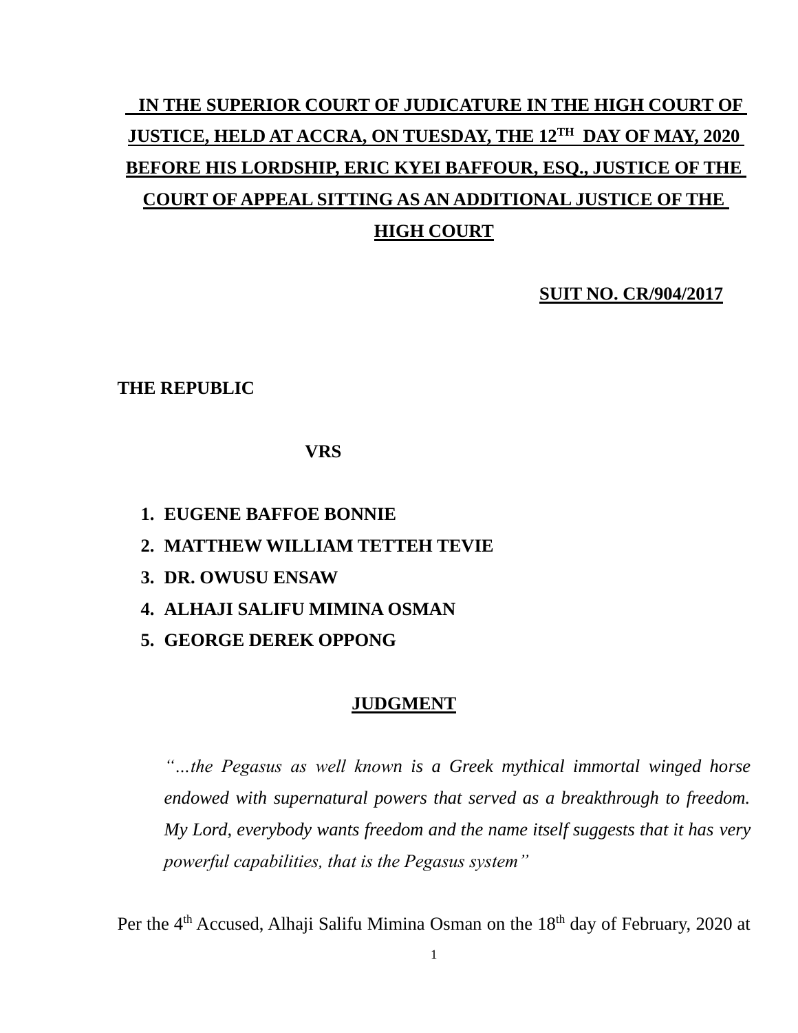**IN THE SUPERIOR COURT OF JUDICATURE IN THE HIGH COURT OF JUSTICE, HELD AT ACCRA, ON TUESDAY, THE 12TH DAY OF MAY, 2020 BEFORE HIS LORDSHIP, ERIC KYEI BAFFOUR, ESQ., JUSTICE OF THE COURT OF APPEAL SITTING AS AN ADDITIONAL JUSTICE OF THE HIGH COURT**

**SUIT NO. CR/904/2017**

**THE REPUBLIC**

**VRS**

1. **EUGENE BAFFOE BONNIE**
2. **MATTHEW WILLIAM TETTEH TEVIE**
3. **DR. OWUSU ENSAW**
4. **ALHAJI SALIFU MIMINA OSMAN**
5. **GEORGE DEREK OPPONG**

## JUDGMENT

*"…the Pegasus as well known is a Greek mythical immortal winged horse endowed with supernatural powers that served as a breakthrough to freedom. My Lord, everybody wants freedom and the name itself suggests that it has very powerful capabilities, that is the Pegasus system"*

Per the 4th Accused, Alhaji Salifu Mimina Osman on the 18th day of February, 2020 at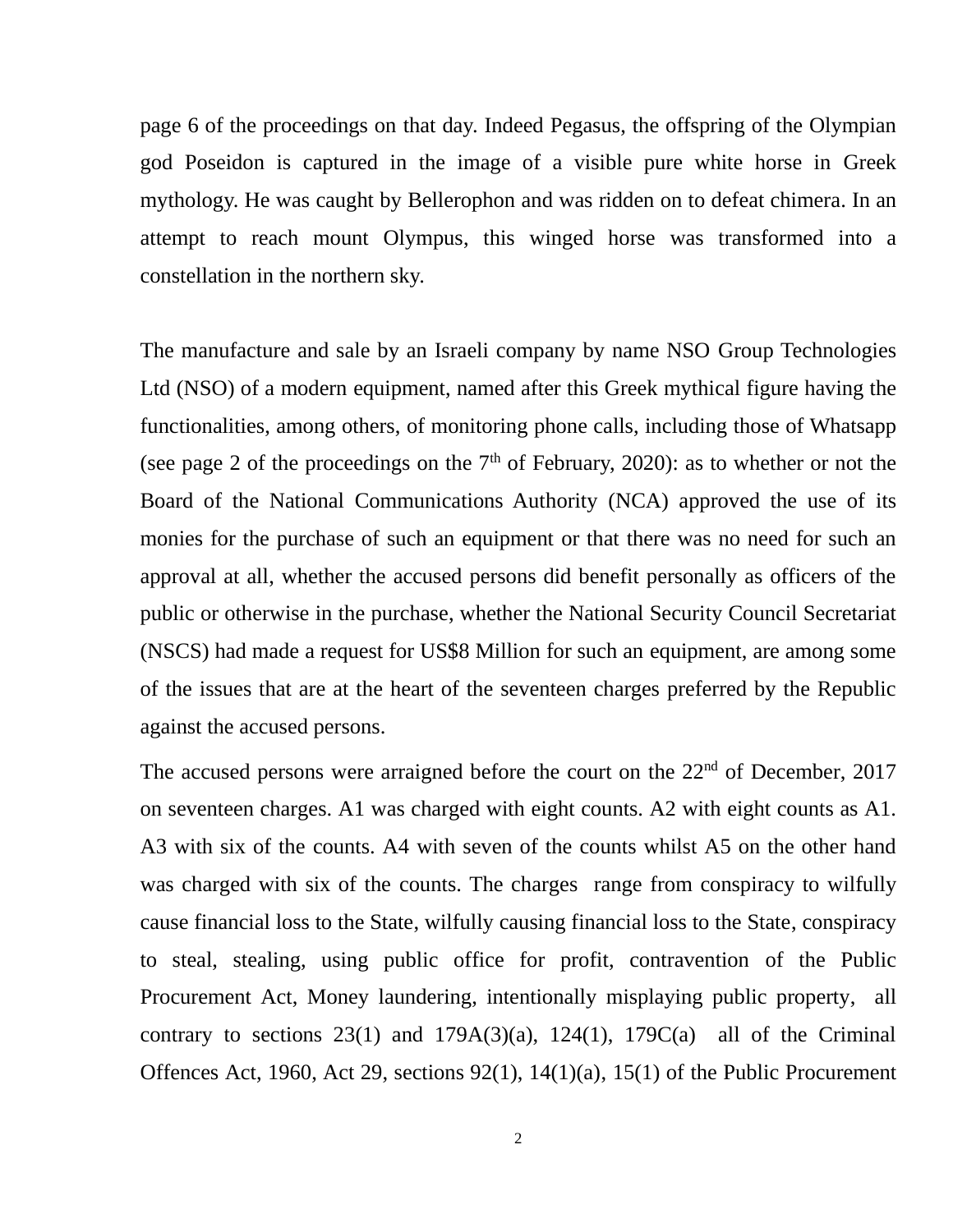page 6 of the proceedings on that day. Indeed Pegasus, the offspring of the Olympian god Poseidon is captured in the image of a visible pure white horse in Greek mythology. He was caught by Bellerophon and was ridden on to defeat chimera. In an attempt to reach mount Olympus, this winged horse was transformed into a constellation in the northern sky.

The manufacture and sale by an Israeli company by name NSO Group Technologies Ltd (NSO) of a modern equipment, named after this Greek mythical figure having the functionalities, among others, of monitoring phone calls, including those of Whatsapp (see page 2 of the proceedings on the 7th of February, 2020): as to whether or not the Board of the National Communications Authority (NCA) approved the use of its monies for the purchase of such an equipment or that there was no need for such an approval at all, whether the accused persons did benefit personally as officers of the public or otherwise in the purchase, whether the National Security Council Secretariat (NSCS) had made a request for US$8 Million for such an equipment, are among some of the issues that are at the heart of the seventeen charges preferred by the Republic against the accused persons.

The accused persons were arraigned before the court on the 22nd of December, 2017 on seventeen charges. A1 was charged with eight counts. A2 with eight counts as A1. A3 with six of the counts. A4 with seven of the counts whilst A5 on the other hand was charged with six of the counts. The charges range from conspiracy to wilfully cause financial loss to the State, wilfully causing financial loss to the State, conspiracy to steal, stealing, using public office for profit, contravention of the Public Procurement Act, Money laundering, intentionally misplaying public property, all contrary to sections 23(1) and 179A(3)(a), 124(1), 179C(a) all of the Criminal Offences Act, 1960, Act 29, sections 92(1), 14(1)(a), 15(1) of the Public Procurement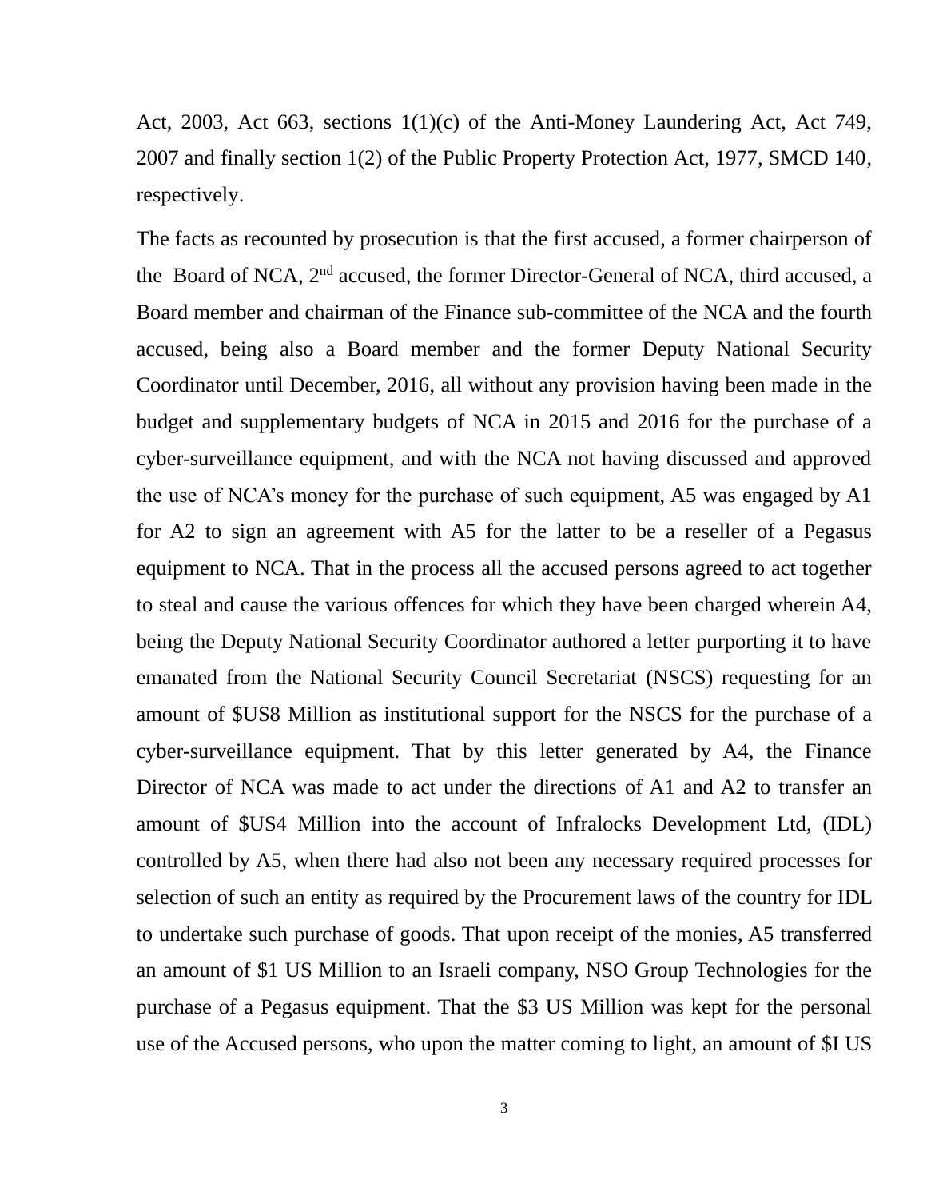Act, 2003, Act 663, sections 1(1)(c) of the Anti-Money Laundering Act, Act 749, 2007 and finally section 1(2) of the Public Property Protection Act, 1977, SMCD 140, respectively.

The facts as recounted by prosecution is that the first accused, a former chairperson of the Board of NCA, 2nd accused, the former Director-General of NCA, third accused, a Board member and chairman of the Finance sub-committee of the NCA and the fourth accused, being also a Board member and the former Deputy National Security Coordinator until December, 2016, all without any provision having been made in the budget and supplementary budgets of NCA in 2015 and 2016 for the purchase of a cyber-surveillance equipment, and with the NCA not having discussed and approved the use of NCA's money for the purchase of such equipment, A5 was engaged by A1 for A2 to sign an agreement with A5 for the latter to be a reseller of a Pegasus equipment to NCA. That in the process all the accused persons agreed to act together to steal and cause the various offences for which they have been charged wherein A4, being the Deputy National Security Coordinator authored a letter purporting it to have emanated from the National Security Council Secretariat (NSCS) requesting for an amount of $US8 Million as institutional support for the NSCS for the purchase of a cyber-surveillance equipment. That by this letter generated by A4, the Finance Director of NCA was made to act under the directions of A1 and A2 to transfer an amount of $US4 Million into the account of Infralocks Development Ltd, (IDL) controlled by A5, when there had also not been any necessary required processes for selection of such an entity as required by the Procurement laws of the country for IDL to undertake such purchase of goods. That upon receipt of the monies, A5 transferred an amount of $1 US Million to an Israeli company, NSO Group Technologies for the purchase of a Pegasus equipment. That the $3 US Million was kept for the personal use of the Accused persons, who upon the matter coming to light, an amount of $I US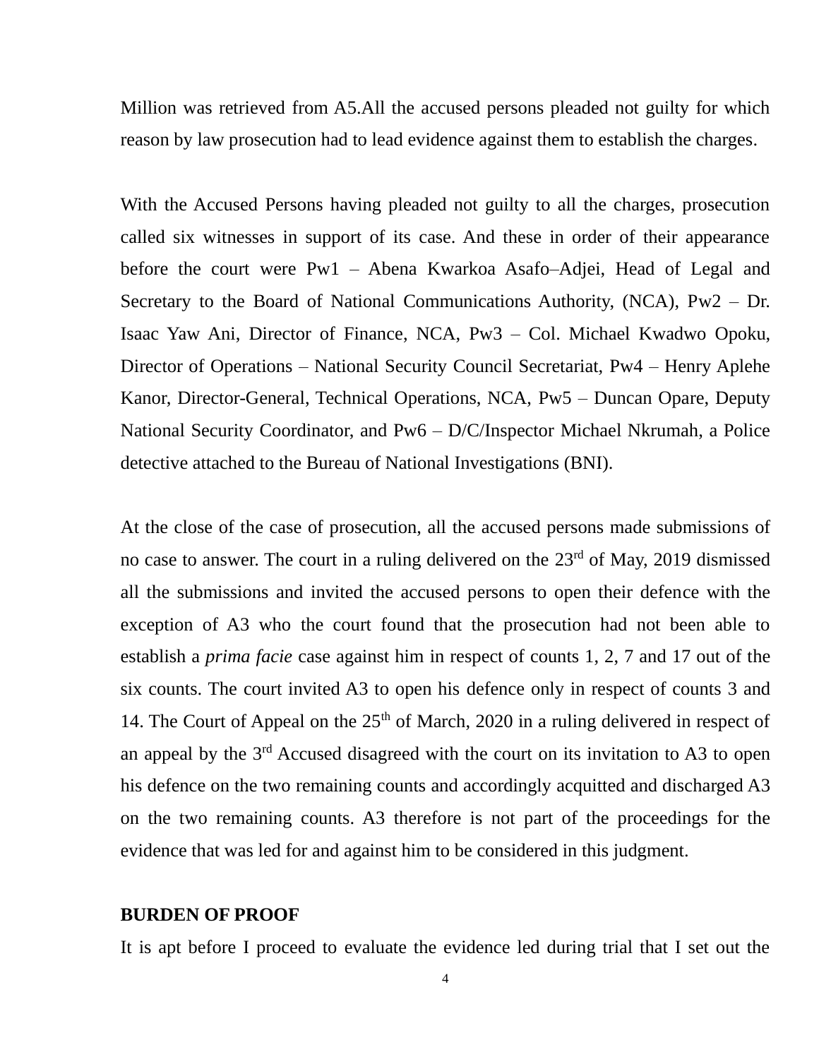Million was retrieved from A5.All the accused persons pleaded not guilty for which reason by law prosecution had to lead evidence against them to establish the charges.

With the Accused Persons having pleaded not guilty to all the charges, prosecution called six witnesses in support of its case. And these in order of their appearance before the court were Pw1 – Abena Kwarkoa Asafo–Adjei, Head of Legal and Secretary to the Board of National Communications Authority, (NCA), Pw2 – Dr. Isaac Yaw Ani, Director of Finance, NCA, Pw3 – Col. Michael Kwadwo Opoku, Director of Operations – National Security Council Secretariat, Pw4 – Henry Aplehe Kanor, Director-General, Technical Operations, NCA, Pw5 – Duncan Opare, Deputy National Security Coordinator, and Pw6 – D/C/Inspector Michael Nkrumah, a Police detective attached to the Bureau of National Investigations (BNI).

At the close of the case of prosecution, all the accused persons made submissions of no case to answer. The court in a ruling delivered on the 23rd of May, 2019 dismissed all the submissions and invited the accused persons to open their defence with the exception of A3 who the court found that the prosecution had not been able to establish a *prima facie* case against him in respect of counts 1, 2, 7 and 17 out of the six counts. The court invited A3 to open his defence only in respect of counts 3 and 14. The Court of Appeal on the 25th of March, 2020 in a ruling delivered in respect of an appeal by the 3rd Accused disagreed with the court on its invitation to A3 to open his defence on the two remaining counts and accordingly acquitted and discharged A3 on the two remaining counts. A3 therefore is not part of the proceedings for the evidence that was led for and against him to be considered in this judgment.

**BURDEN OF PROOF**

It is apt before I proceed to evaluate the evidence led during trial that I set out the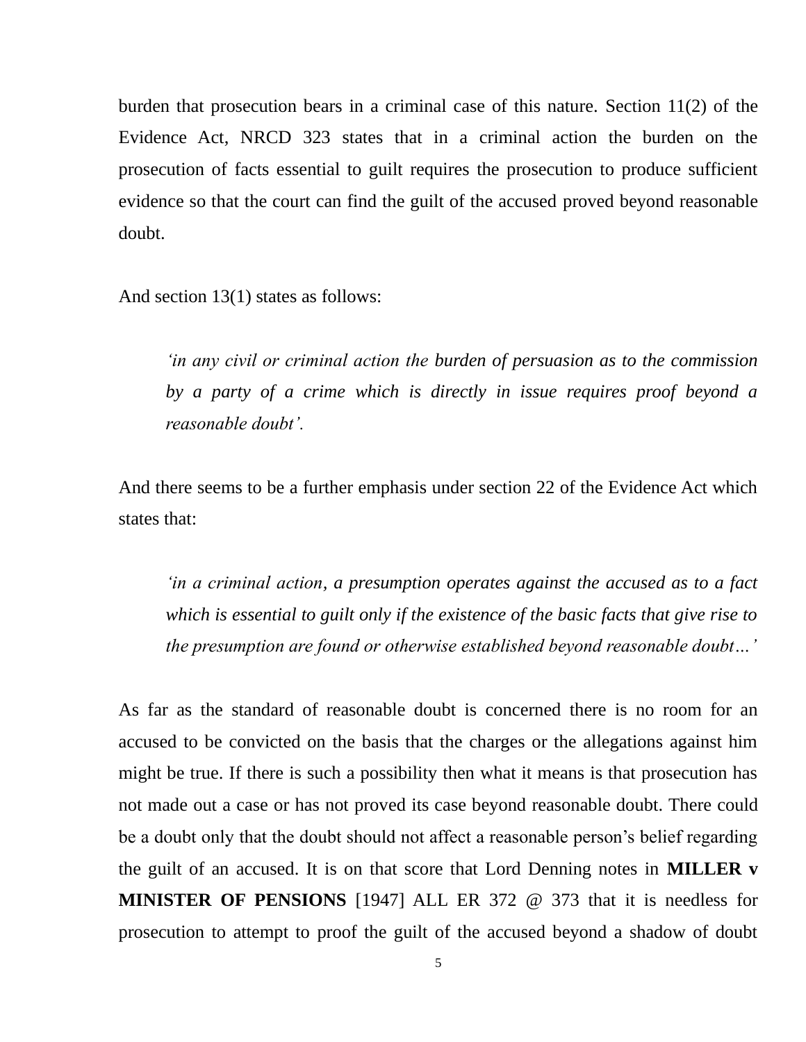burden that prosecution bears in a criminal case of this nature. Section 11(2) of the Evidence Act, NRCD 323 states that in a criminal action the burden on the prosecution of facts essential to guilt requires the prosecution to produce sufficient evidence so that the court can find the guilt of the accused proved beyond reasonable doubt.

And section 13(1) states as follows:

> *'in any civil or criminal action the burden of persuasion as to the commission by a party of a crime which is directly in issue requires proof beyond a reasonable doubt'.*

And there seems to be a further emphasis under section 22 of the Evidence Act which states that:

> *'in a criminal action, a presumption operates against the accused as to a fact which is essential to guilt only if the existence of the basic facts that give rise to the presumption are found or otherwise established beyond reasonable doubt…'*

As far as the standard of reasonable doubt is concerned there is no room for an accused to be convicted on the basis that the charges or the allegations against him might be true. If there is such a possibility then what it means is that prosecution has not made out a case or has not proved its case beyond reasonable doubt. There could be a doubt only that the doubt should not affect a reasonable person's belief regarding the guilt of an accused. It is on that score that Lord Denning notes in **MILLER v MINISTER OF PENSIONS** [1947] ALL ER 372 @ 373 that it is needless for prosecution to attempt to proof the guilt of the accused beyond a shadow of doubt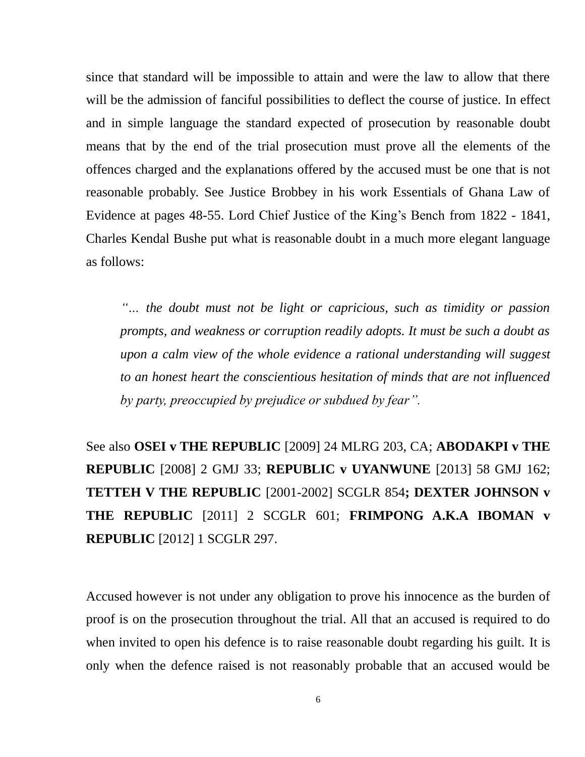since that standard will be impossible to attain and were the law to allow that there will be the admission of fanciful possibilities to deflect the course of justice. In effect and in simple language the standard expected of prosecution by reasonable doubt means that by the end of the trial prosecution must prove all the elements of the offences charged and the explanations offered by the accused must be one that is not reasonable probably. See Justice Brobbey in his work Essentials of Ghana Law of Evidence at pages 48-55. Lord Chief Justice of the King's Bench from 1822 - 1841, Charles Kendal Bushe put what is reasonable doubt in a much more elegant language as follows:

> *"... the doubt must not be light or capricious, such as timidity or passion prompts, and weakness or corruption readily adopts. It must be such a doubt as upon a calm view of the whole evidence a rational understanding will suggest to an honest heart the conscientious hesitation of minds that are not influenced by party, preoccupied by prejudice or subdued by fear".*

See also **OSEI v THE REPUBLIC** [2009] 24 MLRG 203, CA; **ABODAKPI v THE REPUBLIC** [2008] 2 GMJ 33; **REPUBLIC v UYANWUNE** [2013] 58 GMJ 162; **TETTEH V THE REPUBLIC** [2001-2002] SCGLR 854**; DEXTER JOHNSON v THE REPUBLIC** [2011] 2 SCGLR 601; **FRIMPONG A.K.A IBOMAN v REPUBLIC** [2012] 1 SCGLR 297.

Accused however is not under any obligation to prove his innocence as the burden of proof is on the prosecution throughout the trial. All that an accused is required to do when invited to open his defence is to raise reasonable doubt regarding his guilt. It is only when the defence raised is not reasonably probable that an accused would be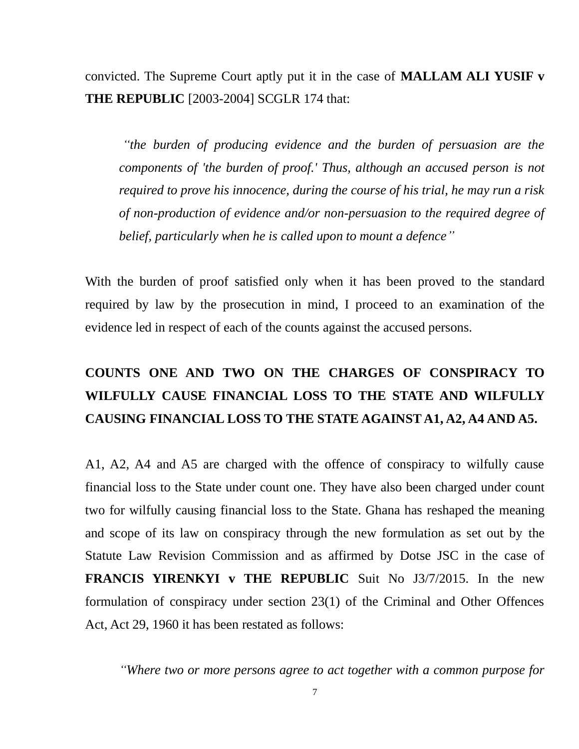convicted. The Supreme Court aptly put it in the case of **MALLAM ALI YUSIF v THE REPUBLIC** [2003-2004] SCGLR 174 that:

> *"the burden of producing evidence and the burden of persuasion are the components of 'the burden of proof.' Thus, although an accused person is not required to prove his innocence, during the course of his trial, he may run a risk of non-production of evidence and/or non-persuasion to the required degree of belief, particularly when he is called upon to mount a defence"*

With the burden of proof satisfied only when it has been proved to the standard required by law by the prosecution in mind, I proceed to an examination of the evidence led in respect of each of the counts against the accused persons.

**COUNTS ONE AND TWO ON THE CHARGES OF CONSPIRACY TO WILFULLY CAUSE FINANCIAL LOSS TO THE STATE AND WILFULLY CAUSING FINANCIAL LOSS TO THE STATE AGAINST A1, A2, A4 AND A5.**

A1, A2, A4 and A5 are charged with the offence of conspiracy to wilfully cause financial loss to the State under count one. They have also been charged under count two for wilfully causing financial loss to the State. Ghana has reshaped the meaning and scope of its law on conspiracy through the new formulation as set out by the Statute Law Revision Commission and as affirmed by Dotse JSC in the case of **FRANCIS YIRENKYI v THE REPUBLIC** Suit No J3/7/2015. In the new formulation of conspiracy under section 23(1) of the Criminal and Other Offences Act, Act 29, 1960 it has been restated as follows:

> *"Where two or more persons agree to act together with a common purpose for*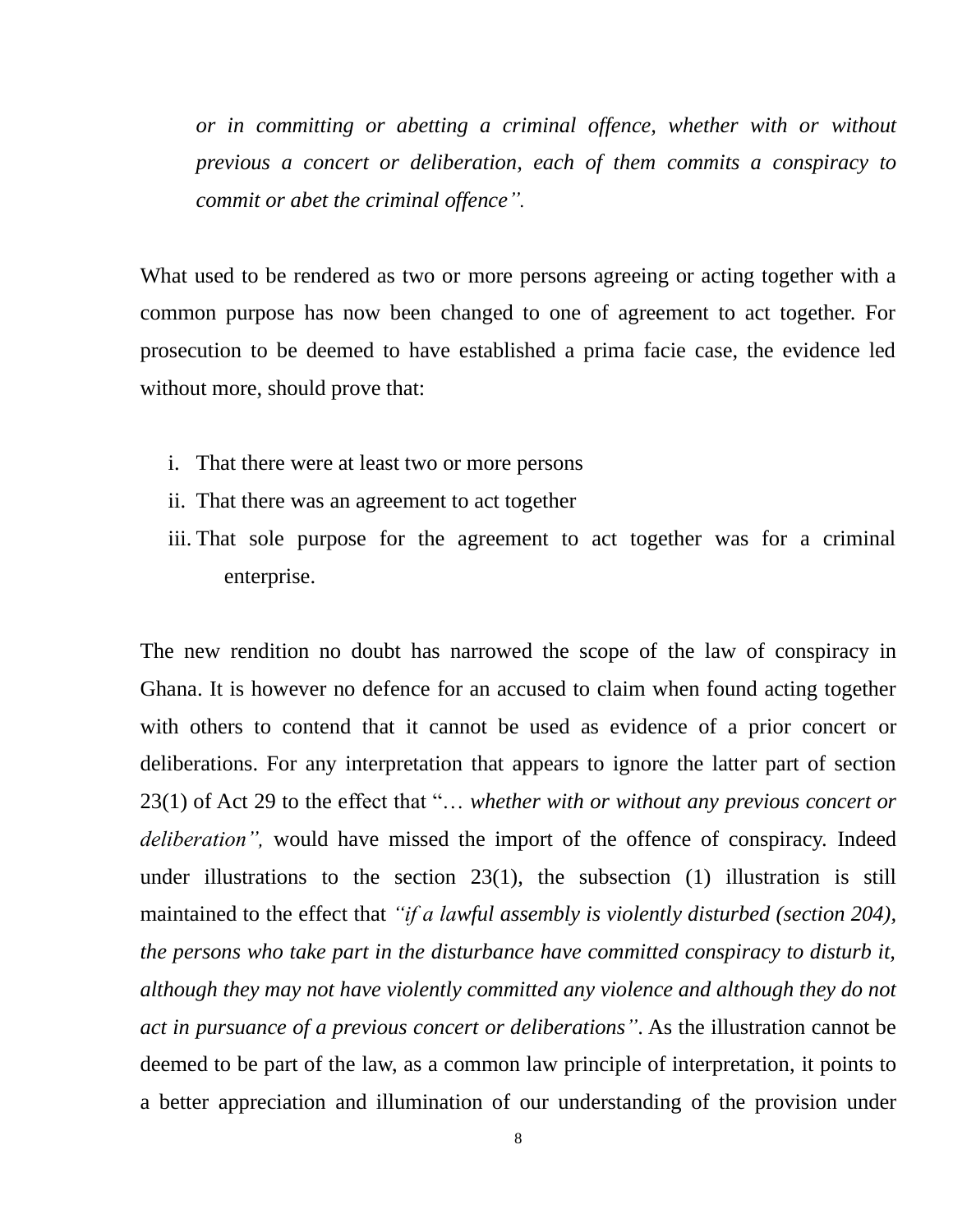*or in committing or abetting a criminal offence, whether with or without previous a concert or deliberation, each of them commits a conspiracy to commit or abet the criminal offence".*

What used to be rendered as two or more persons agreeing or acting together with a common purpose has now been changed to one of agreement to act together. For prosecution to be deemed to have established a prima facie case, the evidence led without more, should prove that:

i. That there were at least two or more persons
ii. That there was an agreement to act together
iii. That sole purpose for the agreement to act together was for a criminal enterprise.

The new rendition no doubt has narrowed the scope of the law of conspiracy in Ghana. It is however no defence for an accused to claim when found acting together with others to contend that it cannot be used as evidence of a prior concert or deliberations. For any interpretation that appears to ignore the latter part of section 23(1) of Act 29 to the effect that "… *whether with or without any previous concert or deliberation",* would have missed the import of the offence of conspiracy. Indeed under illustrations to the section 23(1), the subsection (1) illustration is still maintained to the effect that *"if a lawful assembly is violently disturbed (section 204), the persons who take part in the disturbance have committed conspiracy to disturb it, although they may not have violently committed any violence and although they do not act in pursuance of a previous concert or deliberations"*. As the illustration cannot be deemed to be part of the law, as a common law principle of interpretation, it points to a better appreciation and illumination of our understanding of the provision under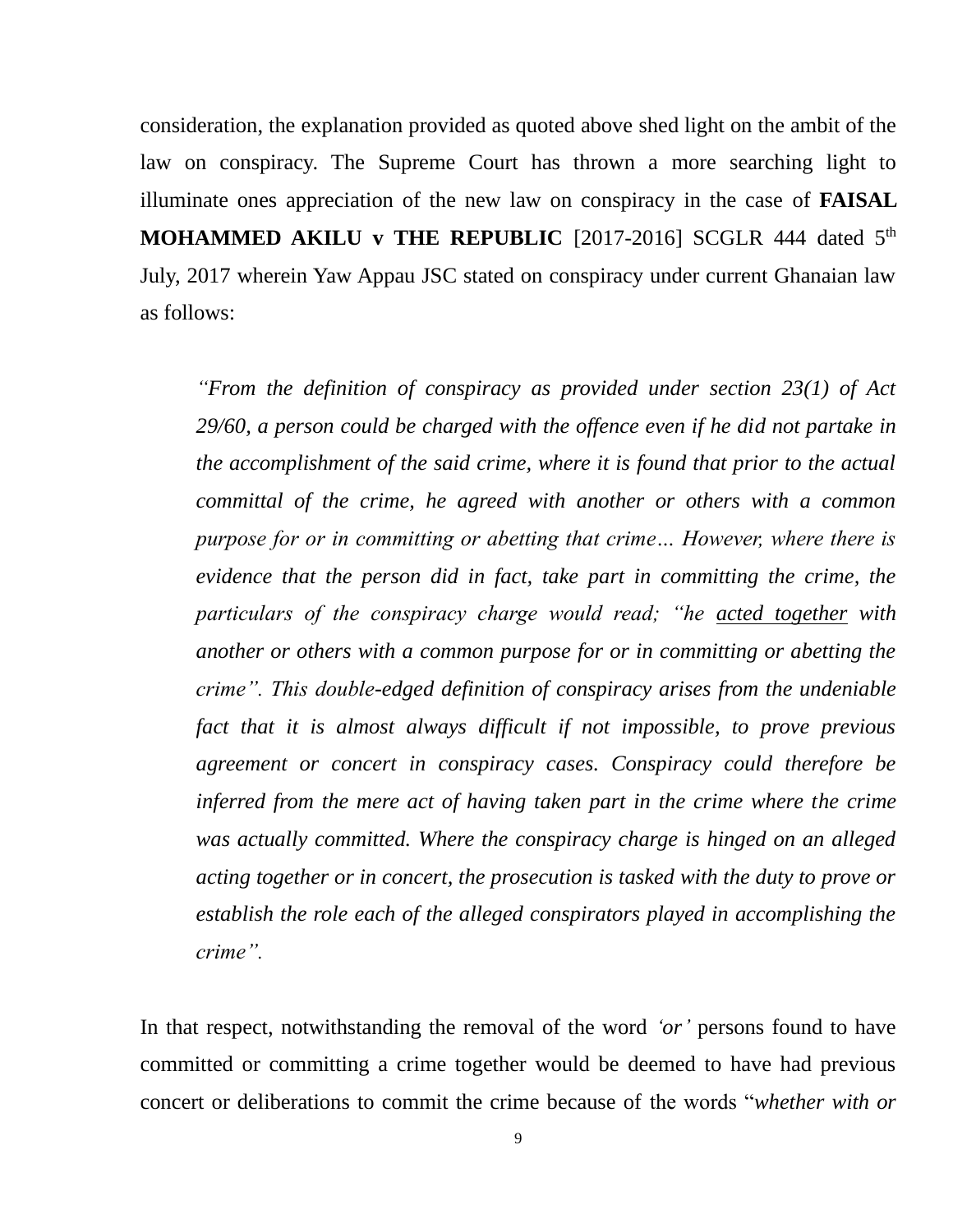consideration, the explanation provided as quoted above shed light on the ambit of the law on conspiracy. The Supreme Court has thrown a more searching light to illuminate ones appreciation of the new law on conspiracy in the case of **FAISAL MOHAMMED AKILU v THE REPUBLIC** [2017-2016] SCGLR 444 dated 5th July, 2017 wherein Yaw Appau JSC stated on conspiracy under current Ghanaian law as follows:

> *"From the definition of conspiracy as provided under section 23(1) of Act 29/60, a person could be charged with the offence even if he did not partake in the accomplishment of the said crime, where it is found that prior to the actual committal of the crime, he agreed with another or others with a common purpose for or in committing or abetting that crime… However, where there is evidence that the person did in fact, take part in committing the crime, the particulars of the conspiracy charge would read; "he <u>acted together</u> with another or others with a common purpose for or in committing or abetting the crime". This double-edged definition of conspiracy arises from the undeniable fact that it is almost always difficult if not impossible, to prove previous agreement or concert in conspiracy cases. Conspiracy could therefore be inferred from the mere act of having taken part in the crime where the crime was actually committed. Where the conspiracy charge is hinged on an alleged acting together or in concert, the prosecution is tasked with the duty to prove or establish the role each of the alleged conspirators played in accomplishing the crime".*

In that respect, notwithstanding the removal of the word *'or'* persons found to have committed or committing a crime together would be deemed to have had previous concert or deliberations to commit the crime because of the words "*whether with or*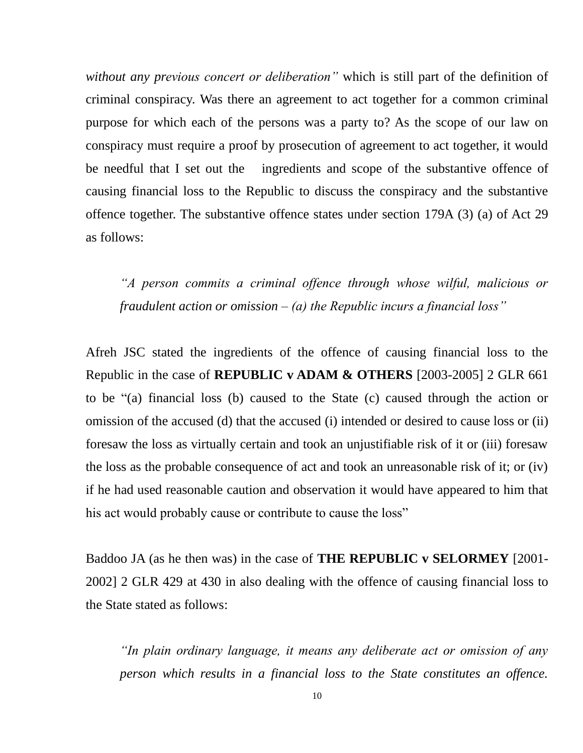*without any previous concert or deliberation"* which is still part of the definition of criminal conspiracy. Was there an agreement to act together for a common criminal purpose for which each of the persons was a party to? As the scope of our law on conspiracy must require a proof by prosecution of agreement to act together, it would be needful that I set out the ingredients and scope of the substantive offence of causing financial loss to the Republic to discuss the conspiracy and the substantive offence together. The substantive offence states under section 179A (3) (a) of Act 29 as follows:

> *"A person commits a criminal offence through whose wilful, malicious or fraudulent action or omission – (a) the Republic incurs a financial loss"*

Afreh JSC stated the ingredients of the offence of causing financial loss to the Republic in the case of **REPUBLIC v ADAM & OTHERS** [2003-2005] 2 GLR 661 to be "(a) financial loss (b) caused to the State (c) caused through the action or omission of the accused (d) that the accused (i) intended or desired to cause loss or (ii) foresaw the loss as virtually certain and took an unjustifiable risk of it or (iii) foresaw the loss as the probable consequence of act and took an unreasonable risk of it; or (iv) if he had used reasonable caution and observation it would have appeared to him that his act would probably cause or contribute to cause the loss"

Baddoo JA (as he then was) in the case of **THE REPUBLIC v SELORMEY** [2001-2002] 2 GLR 429 at 430 in also dealing with the offence of causing financial loss to the State stated as follows:

> *"In plain ordinary language, it means any deliberate act or omission of any person which results in a financial loss to the State constitutes an offence.*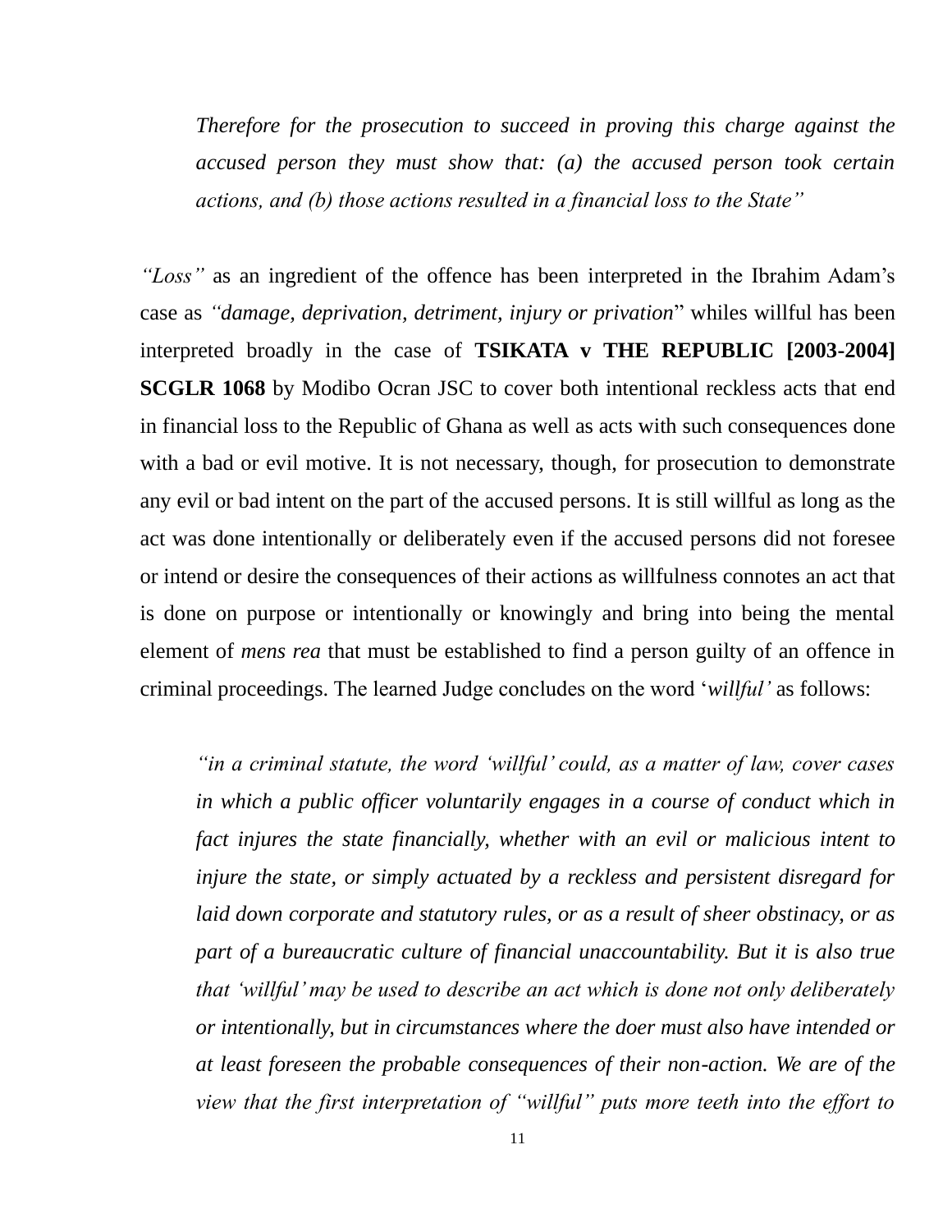> *Therefore for the prosecution to succeed in proving this charge against the accused person they must show that: (a) the accused person took certain actions, and (b) those actions resulted in a financial loss to the State"*

*"Loss"* as an ingredient of the offence has been interpreted in the Ibrahim Adam's case as *"damage, deprivation, detriment, injury or privation*" whiles willful has been interpreted broadly in the case of **TSIKATA v THE REPUBLIC [2003-2004] SCGLR 1068** by Modibo Ocran JSC to cover both intentional reckless acts that end in financial loss to the Republic of Ghana as well as acts with such consequences done with a bad or evil motive. It is not necessary, though, for prosecution to demonstrate any evil or bad intent on the part of the accused persons. It is still willful as long as the act was done intentionally or deliberately even if the accused persons did not foresee or intend or desire the consequences of their actions as willfulness connotes an act that is done on purpose or intentionally or knowingly and bring into being the mental element of *mens rea* that must be established to find a person guilty of an offence in criminal proceedings. The learned Judge concludes on the word '*willful'* as follows:

> *"in a criminal statute, the word 'willful' could, as a matter of law, cover cases in which a public officer voluntarily engages in a course of conduct which in fact injures the state financially, whether with an evil or malicious intent to injure the state, or simply actuated by a reckless and persistent disregard for laid down corporate and statutory rules, or as a result of sheer obstinacy, or as part of a bureaucratic culture of financial unaccountability. But it is also true that 'willful' may be used to describe an act which is done not only deliberately or intentionally, but in circumstances where the doer must also have intended or at least foreseen the probable consequences of their non-action. We are of the view that the first interpretation of "willful" puts more teeth into the effort to*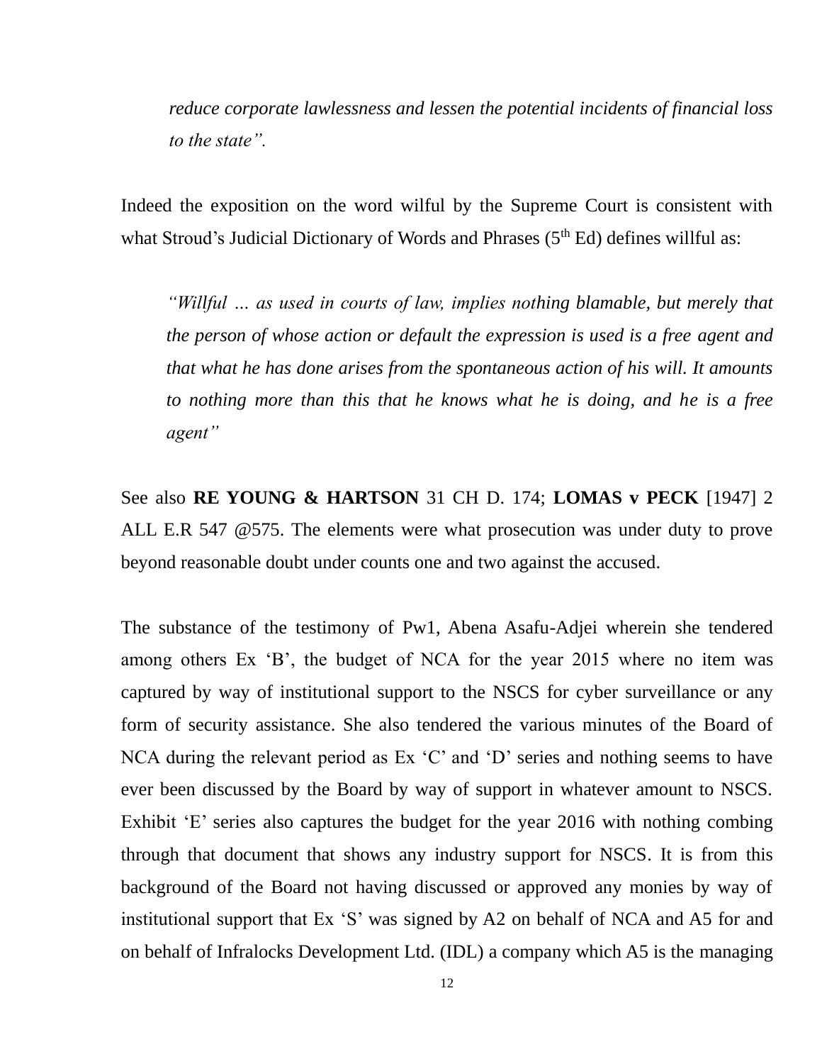*reduce corporate lawlessness and lessen the potential incidents of financial loss to the state".*

Indeed the exposition on the word wilful by the Supreme Court is consistent with what Stroud's Judicial Dictionary of Words and Phrases (5th Ed) defines willful as:

> *"Willful … as used in courts of law, implies nothing blamable, but merely that the person of whose action or default the expression is used is a free agent and that what he has done arises from the spontaneous action of his will. It amounts to nothing more than this that he knows what he is doing, and he is a free agent"*

See also **RE YOUNG & HARTSON** 31 CH D. 174; **LOMAS v PECK** [1947] 2 ALL E.R 547 @575. The elements were what prosecution was under duty to prove beyond reasonable doubt under counts one and two against the accused.

The substance of the testimony of Pw1, Abena Asafu-Adjei wherein she tendered among others Ex 'B', the budget of NCA for the year 2015 where no item was captured by way of institutional support to the NSCS for cyber surveillance or any form of security assistance. She also tendered the various minutes of the Board of NCA during the relevant period as Ex 'C' and 'D' series and nothing seems to have ever been discussed by the Board by way of support in whatever amount to NSCS. Exhibit 'E' series also captures the budget for the year 2016 with nothing combing through that document that shows any industry support for NSCS. It is from this background of the Board not having discussed or approved any monies by way of institutional support that Ex 'S' was signed by A2 on behalf of NCA and A5 for and on behalf of Infralocks Development Ltd. (IDL) a company which A5 is the managing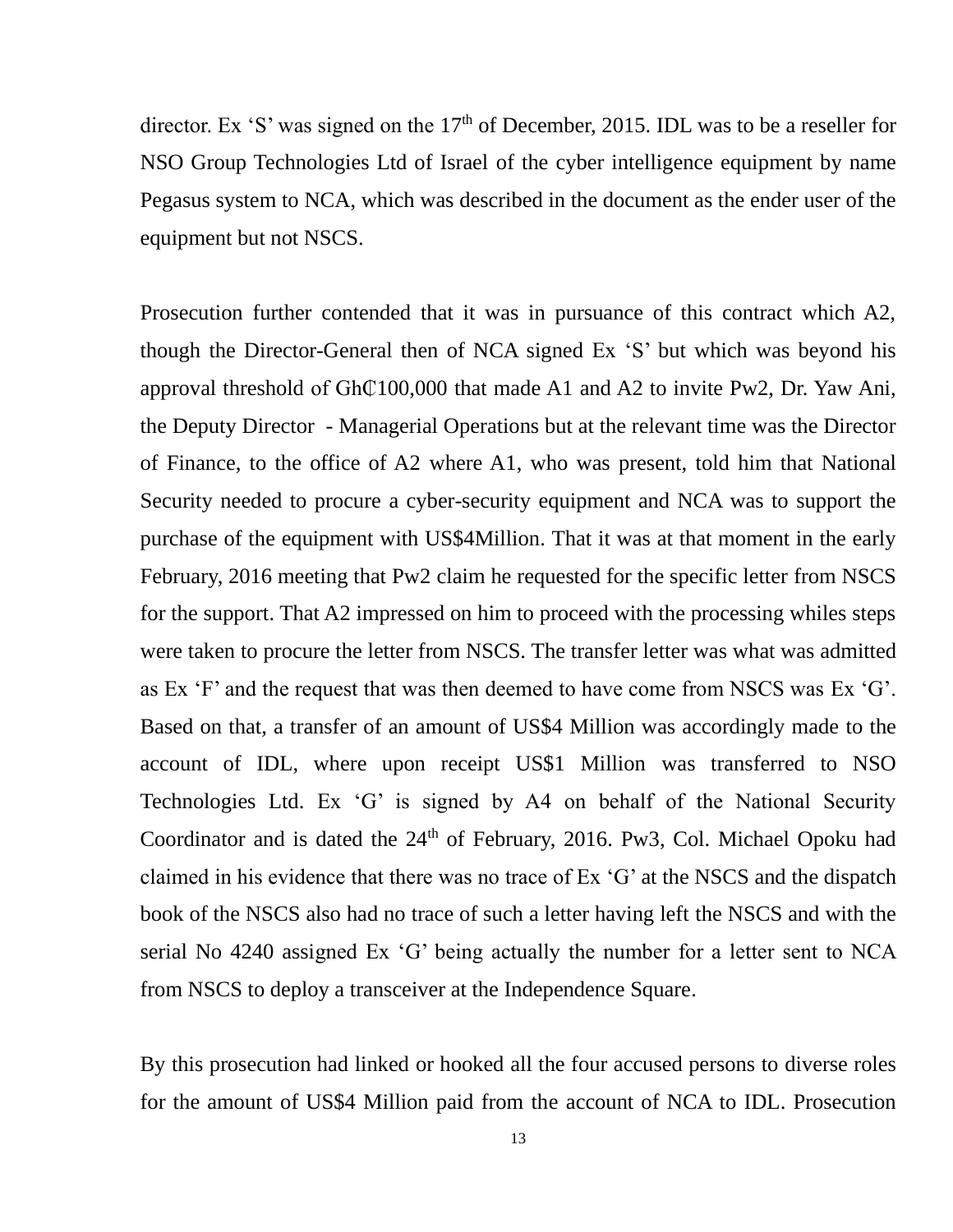director. Ex 'S' was signed on the 17th of December, 2015. IDL was to be a reseller for NSO Group Technologies Ltd of Israel of the cyber intelligence equipment by name Pegasus system to NCA, which was described in the document as the ender user of the equipment but not NSCS.

Prosecution further contended that it was in pursuance of this contract which A2, though the Director-General then of NCA signed Ex 'S' but which was beyond his approval threshold of GhȻ100,000 that made A1 and A2 to invite Pw2, Dr. Yaw Ani, the Deputy Director - Managerial Operations but at the relevant time was the Director of Finance, to the office of A2 where A1, who was present, told him that National Security needed to procure a cyber-security equipment and NCA was to support the purchase of the equipment with US$4Million. That it was at that moment in the early February, 2016 meeting that Pw2 claim he requested for the specific letter from NSCS for the support. That A2 impressed on him to proceed with the processing whiles steps were taken to procure the letter from NSCS. The transfer letter was what was admitted as Ex 'F' and the request that was then deemed to have come from NSCS was Ex 'G'. Based on that, a transfer of an amount of US$4 Million was accordingly made to the account of IDL, where upon receipt US$1 Million was transferred to NSO Technologies Ltd. Ex 'G' is signed by A4 on behalf of the National Security Coordinator and is dated the 24th of February, 2016. Pw3, Col. Michael Opoku had claimed in his evidence that there was no trace of Ex 'G' at the NSCS and the dispatch book of the NSCS also had no trace of such a letter having left the NSCS and with the serial No 4240 assigned Ex 'G' being actually the number for a letter sent to NCA from NSCS to deploy a transceiver at the Independence Square.

By this prosecution had linked or hooked all the four accused persons to diverse roles for the amount of US$4 Million paid from the account of NCA to IDL. Prosecution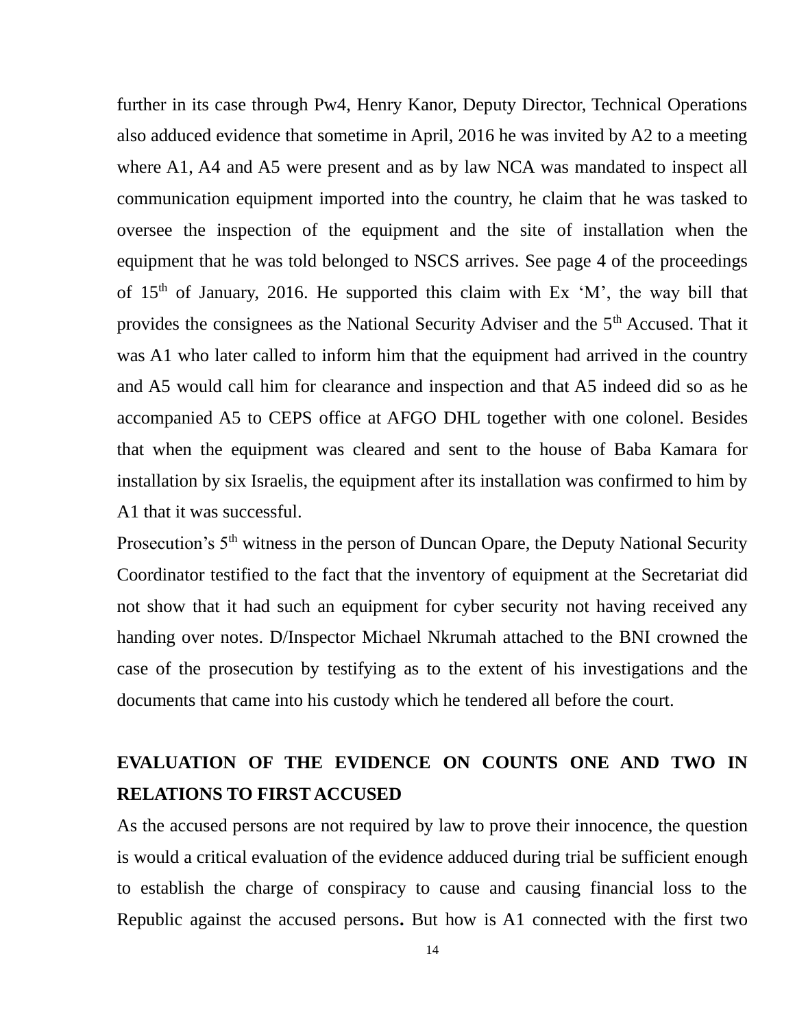further in its case through Pw4, Henry Kanor, Deputy Director, Technical Operations also adduced evidence that sometime in April, 2016 he was invited by A2 to a meeting where A1, A4 and A5 were present and as by law NCA was mandated to inspect all communication equipment imported into the country, he claim that he was tasked to oversee the inspection of the equipment and the site of installation when the equipment that he was told belonged to NSCS arrives. See page 4 of the proceedings of 15th of January, 2016. He supported this claim with Ex 'M', the way bill that provides the consignees as the National Security Adviser and the 5th Accused. That it was A1 who later called to inform him that the equipment had arrived in the country and A5 would call him for clearance and inspection and that A5 indeed did so as he accompanied A5 to CEPS office at AFGO DHL together with one colonel. Besides that when the equipment was cleared and sent to the house of Baba Kamara for installation by six Israelis, the equipment after its installation was confirmed to him by A1 that it was successful.

Prosecution's 5th witness in the person of Duncan Opare, the Deputy National Security Coordinator testified to the fact that the inventory of equipment at the Secretariat did not show that it had such an equipment for cyber security not having received any handing over notes. D/Inspector Michael Nkrumah attached to the BNI crowned the case of the prosecution by testifying as to the extent of his investigations and the documents that came into his custody which he tendered all before the court.

## EVALUATION OF THE EVIDENCE ON COUNTS ONE AND TWO IN RELATIONS TO FIRST ACCUSED

As the accused persons are not required by law to prove their innocence, the question is would a critical evaluation of the evidence adduced during trial be sufficient enough to establish the charge of conspiracy to cause and causing financial loss to the Republic against the accused persons**.** But how is A1 connected with the first two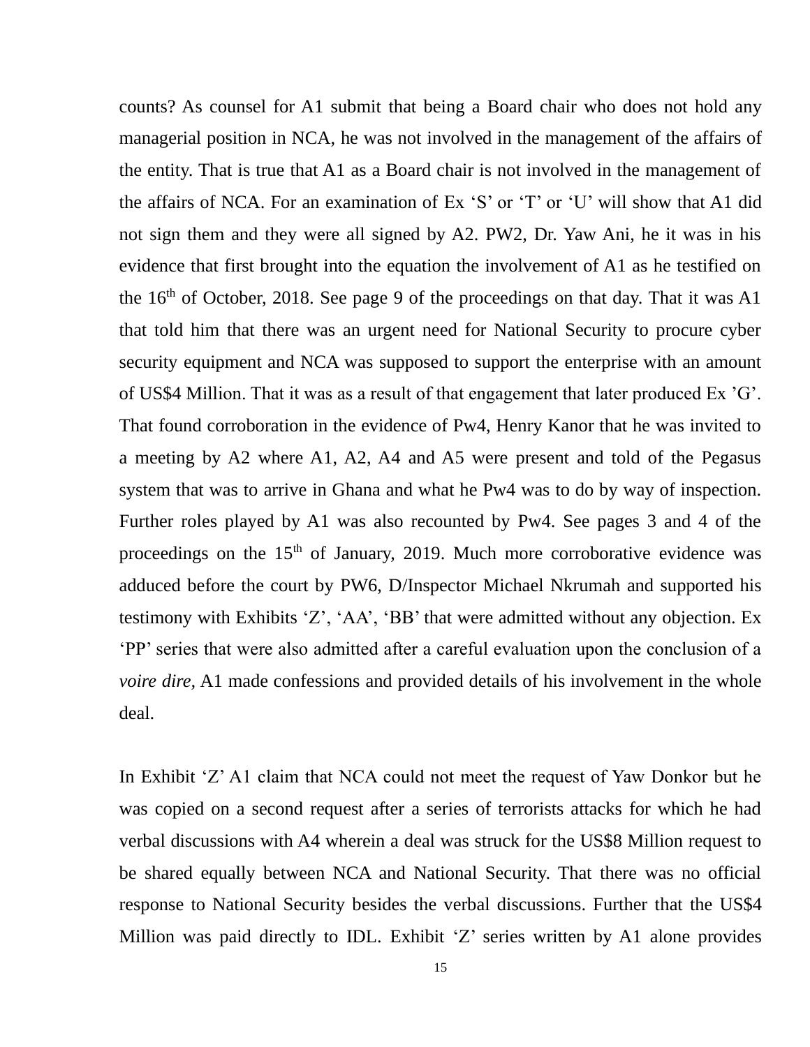counts? As counsel for A1 submit that being a Board chair who does not hold any managerial position in NCA, he was not involved in the management of the affairs of the entity. That is true that A1 as a Board chair is not involved in the management of the affairs of NCA. For an examination of Ex 'S' or 'T' or 'U' will show that A1 did not sign them and they were all signed by A2. PW2, Dr. Yaw Ani, he it was in his evidence that first brought into the equation the involvement of A1 as he testified on the 16th of October, 2018. See page 9 of the proceedings on that day. That it was A1 that told him that there was an urgent need for National Security to procure cyber security equipment and NCA was supposed to support the enterprise with an amount of US$4 Million. That it was as a result of that engagement that later produced Ex 'G'. That found corroboration in the evidence of Pw4, Henry Kanor that he was invited to a meeting by A2 where A1, A2, A4 and A5 were present and told of the Pegasus system that was to arrive in Ghana and what he Pw4 was to do by way of inspection. Further roles played by A1 was also recounted by Pw4. See pages 3 and 4 of the proceedings on the 15th of January, 2019. Much more corroborative evidence was adduced before the court by PW6, D/Inspector Michael Nkrumah and supported his testimony with Exhibits 'Z', 'AA', 'BB' that were admitted without any objection. Ex 'PP' series that were also admitted after a careful evaluation upon the conclusion of a *voire dire,* A1 made confessions and provided details of his involvement in the whole deal.

In Exhibit 'Z' A1 claim that NCA could not meet the request of Yaw Donkor but he was copied on a second request after a series of terrorists attacks for which he had verbal discussions with A4 wherein a deal was struck for the US$8 Million request to be shared equally between NCA and National Security. That there was no official response to National Security besides the verbal discussions. Further that the US$4 Million was paid directly to IDL. Exhibit 'Z' series written by A1 alone provides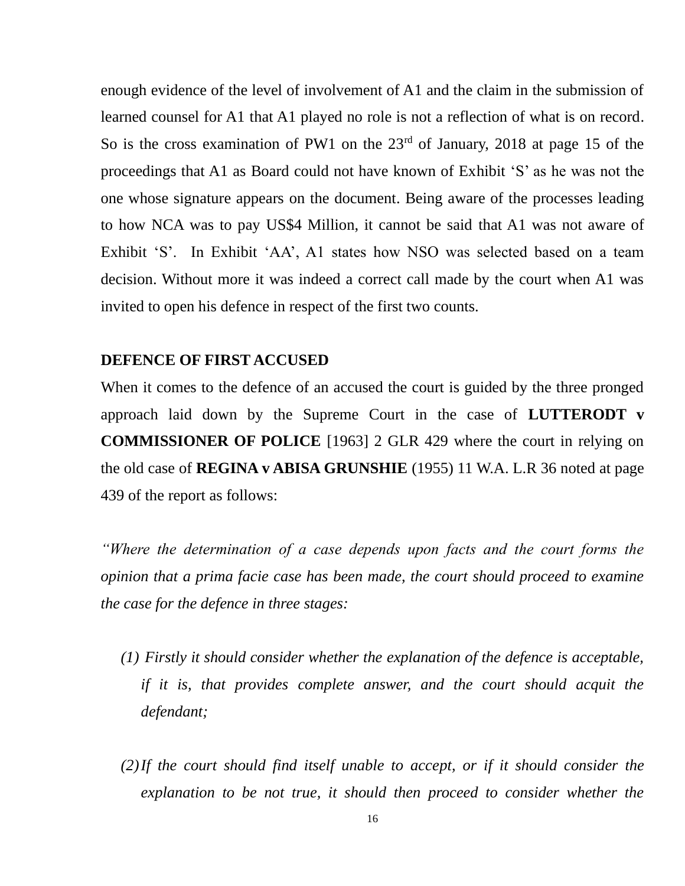enough evidence of the level of involvement of A1 and the claim in the submission of learned counsel for A1 that A1 played no role is not a reflection of what is on record. So is the cross examination of PW1 on the 23rd of January, 2018 at page 15 of the proceedings that A1 as Board could not have known of Exhibit 'S' as he was not the one whose signature appears on the document. Being aware of the processes leading to how NCA was to pay US$4 Million, it cannot be said that A1 was not aware of Exhibit 'S'. In Exhibit 'AA', A1 states how NSO was selected based on a team decision. Without more it was indeed a correct call made by the court when A1 was invited to open his defence in respect of the first two counts.

**DEFENCE OF FIRST ACCUSED**

When it comes to the defence of an accused the court is guided by the three pronged approach laid down by the Supreme Court in the case of **LUTTERODT v COMMISSIONER OF POLICE** [1963] 2 GLR 429 where the court in relying on the old case of **REGINA v ABISA GRUNSHIE** (1955) 11 W.A. L.R 36 noted at page 439 of the report as follows:

*"Where the determination of a case depends upon facts and the court forms the opinion that a prima facie case has been made, the court should proceed to examine the case for the defence in three stages:*

*(1) Firstly it should consider whether the explanation of the defence is acceptable, if it is, that provides complete answer, and the court should acquit the defendant;*

*(2) If the court should find itself unable to accept, or if it should consider the explanation to be not true, it should then proceed to consider whether the*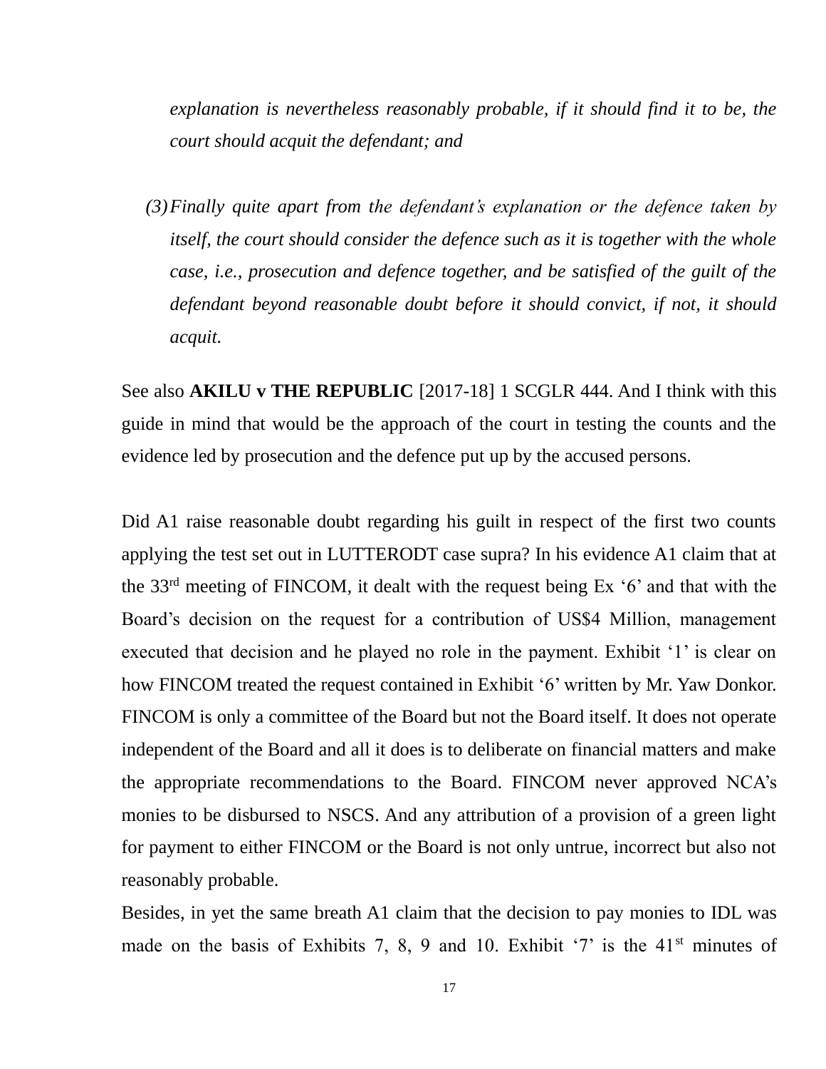*explanation is nevertheless reasonably probable, if it should find it to be, the court should acquit the defendant; and*

*(3) Finally quite apart from the defendant's explanation or the defence taken by itself, the court should consider the defence such as it is together with the whole case, i.e., prosecution and defence together, and be satisfied of the guilt of the defendant beyond reasonable doubt before it should convict, if not, it should acquit.*

See also **AKILU v THE REPUBLIC** [2017-18] 1 SCGLR 444. And I think with this guide in mind that would be the approach of the court in testing the counts and the evidence led by prosecution and the defence put up by the accused persons.

Did A1 raise reasonable doubt regarding his guilt in respect of the first two counts applying the test set out in LUTTERODT case supra? In his evidence A1 claim that at the 33rd meeting of FINCOM, it dealt with the request being Ex '6' and that with the Board's decision on the request for a contribution of US$4 Million, management executed that decision and he played no role in the payment. Exhibit '1' is clear on how FINCOM treated the request contained in Exhibit '6' written by Mr. Yaw Donkor. FINCOM is only a committee of the Board but not the Board itself. It does not operate independent of the Board and all it does is to deliberate on financial matters and make the appropriate recommendations to the Board. FINCOM never approved NCA's monies to be disbursed to NSCS. And any attribution of a provision of a green light for payment to either FINCOM or the Board is not only untrue, incorrect but also not reasonably probable.

Besides, in yet the same breath A1 claim that the decision to pay monies to IDL was made on the basis of Exhibits 7, 8, 9 and 10. Exhibit '7' is the 41st minutes of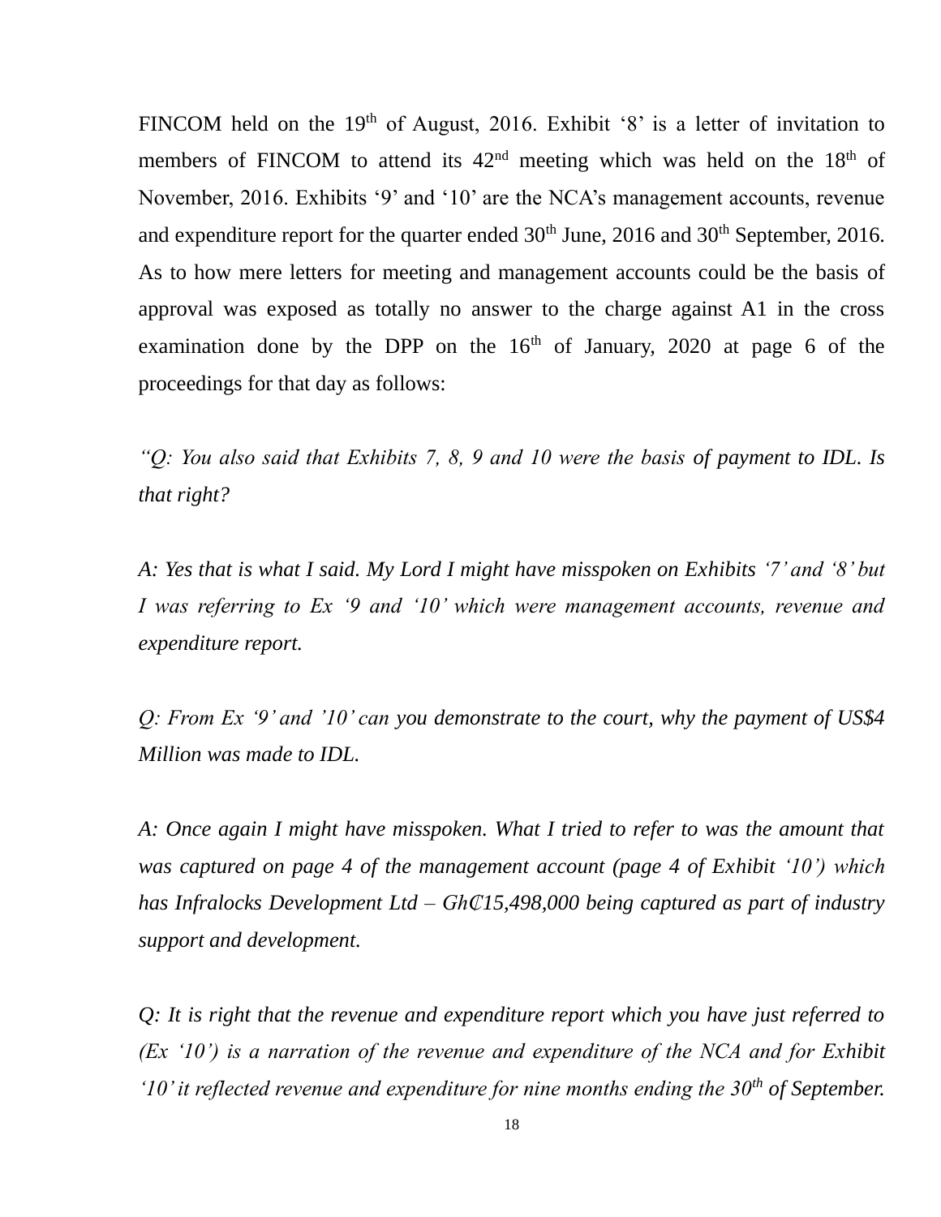FINCOM held on the 19th of August, 2016. Exhibit '8' is a letter of invitation to members of FINCOM to attend its 42nd meeting which was held on the 18th of November, 2016. Exhibits '9' and '10' are the NCA's management accounts, revenue and expenditure report for the quarter ended 30th June, 2016 and 30th September, 2016. As to how mere letters for meeting and management accounts could be the basis of approval was exposed as totally no answer to the charge against A1 in the cross examination done by the DPP on the 16th of January, 2020 at page 6 of the proceedings for that day as follows:

*"Q: You also said that Exhibits 7, 8, 9 and 10 were the basis of payment to IDL. Is that right?*

*A: Yes that is what I said. My Lord I might have misspoken on Exhibits '7' and '8' but I was referring to Ex '9 and '10' which were management accounts, revenue and expenditure report.*

*Q: From Ex '9' and '10' can you demonstrate to the court, why the payment of US$4 Million was made to IDL.*

*A: Once again I might have misspoken. What I tried to refer to was the amount that was captured on page 4 of the management account (page 4 of Exhibit '10') which has Infralocks Development Ltd – GH₵15,498,000 being captured as part of industry support and development.*

*Q: It is right that the revenue and expenditure report which you have just referred to (Ex '10') is a narration of the revenue and expenditure of the NCA and for Exhibit '10' it reflected revenue and expenditure for nine months ending the 30th of September.*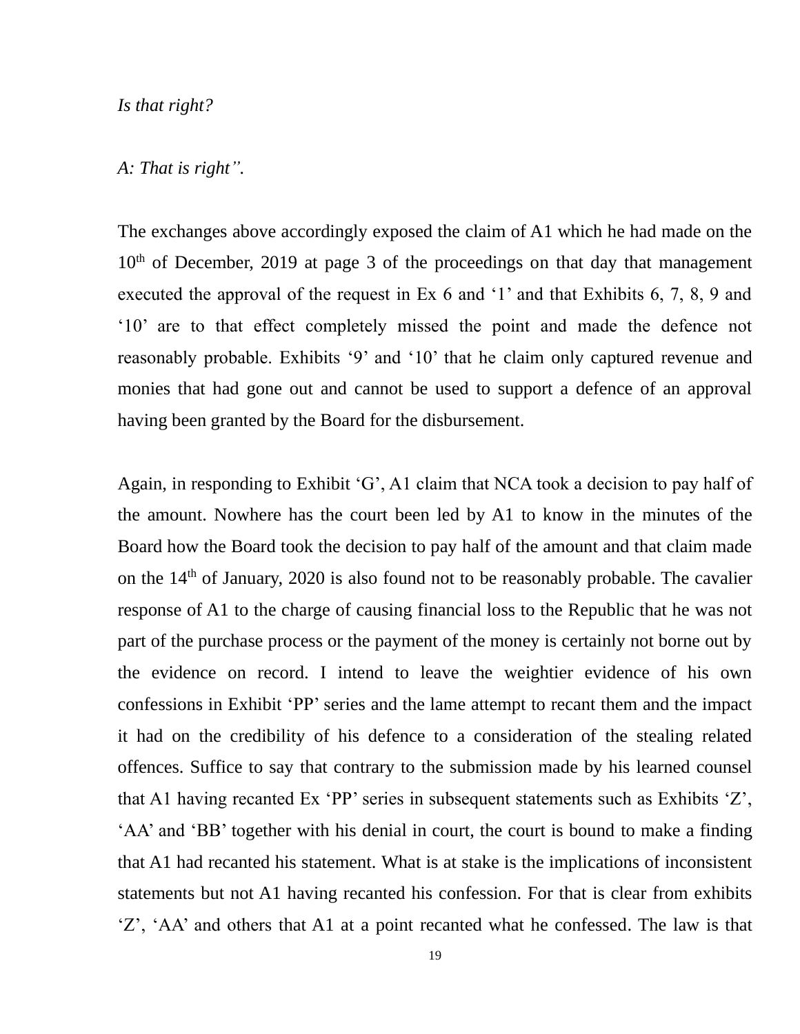*Is that right?*

*A: That is right".*

The exchanges above accordingly exposed the claim of A1 which he had made on the 10th of December, 2019 at page 3 of the proceedings on that day that management executed the approval of the request in Ex 6 and '1' and that Exhibits 6, 7, 8, 9 and '10' are to that effect completely missed the point and made the defence not reasonably probable. Exhibits '9' and '10' that he claim only captured revenue and monies that had gone out and cannot be used to support a defence of an approval having been granted by the Board for the disbursement.

Again, in responding to Exhibit 'G', A1 claim that NCA took a decision to pay half of the amount. Nowhere has the court been led by A1 to know in the minutes of the Board how the Board took the decision to pay half of the amount and that claim made on the 14th of January, 2020 is also found not to be reasonably probable. The cavalier response of A1 to the charge of causing financial loss to the Republic that he was not part of the purchase process or the payment of the money is certainly not borne out by the evidence on record. I intend to leave the weightier evidence of his own confessions in Exhibit 'PP' series and the lame attempt to recant them and the impact it had on the credibility of his defence to a consideration of the stealing related offences. Suffice to say that contrary to the submission made by his learned counsel that A1 having recanted Ex 'PP' series in subsequent statements such as Exhibits 'Z', 'AA' and 'BB' together with his denial in court, the court is bound to make a finding that A1 had recanted his statement. What is at stake is the implications of inconsistent statements but not A1 having recanted his confession. For that is clear from exhibits 'Z', 'AA' and others that A1 at a point recanted what he confessed. The law is that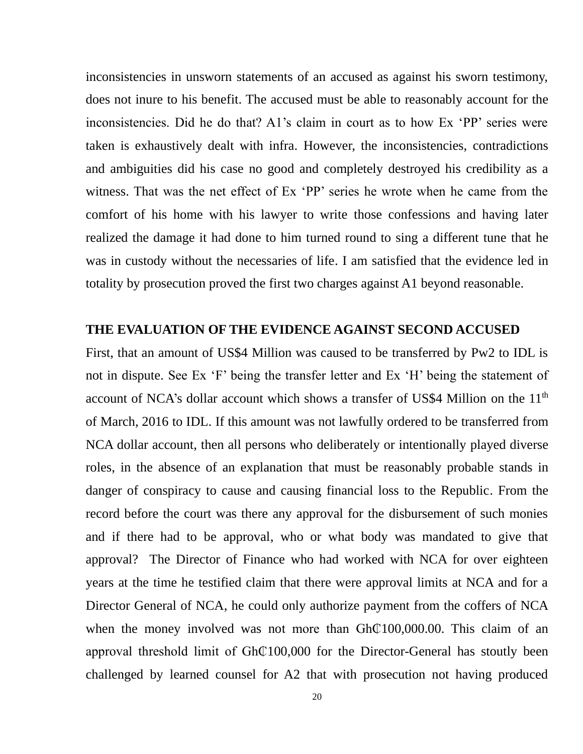inconsistencies in unsworn statements of an accused as against his sworn testimony, does not inure to his benefit. The accused must be able to reasonably account for the inconsistencies. Did he do that? A1's claim in court as to how Ex 'PP' series were taken is exhaustively dealt with infra. However, the inconsistencies, contradictions and ambiguities did his case no good and completely destroyed his credibility as a witness. That was the net effect of Ex 'PP' series he wrote when he came from the comfort of his home with his lawyer to write those confessions and having later realized the damage it had done to him turned round to sing a different tune that he was in custody without the necessaries of life. I am satisfied that the evidence led in totality by prosecution proved the first two charges against A1 beyond reasonable.

**THE EVALUATION OF THE EVIDENCE AGAINST SECOND ACCUSED**

First, that an amount of US$4 Million was caused to be transferred by Pw2 to IDL is not in dispute. See Ex 'F' being the transfer letter and Ex 'H' being the statement of account of NCA's dollar account which shows a transfer of US$4 Million on the 11th of March, 2016 to IDL. If this amount was not lawfully ordered to be transferred from NCA dollar account, then all persons who deliberately or intentionally played diverse roles, in the absence of an explanation that must be reasonably probable stands in danger of conspiracy to cause and causing financial loss to the Republic. From the record before the court was there any approval for the disbursement of such monies and if there had to be approval, who or what body was mandated to give that approval? The Director of Finance who had worked with NCA for over eighteen years at the time he testified claim that there were approval limits at NCA and for a Director General of NCA, he could only authorize payment from the coffers of NCA when the money involved was not more than GH₵100,000.00. This claim of an approval threshold limit of GH₵100,000 for the Director-General has stoutly been challenged by learned counsel for A2 that with prosecution not having produced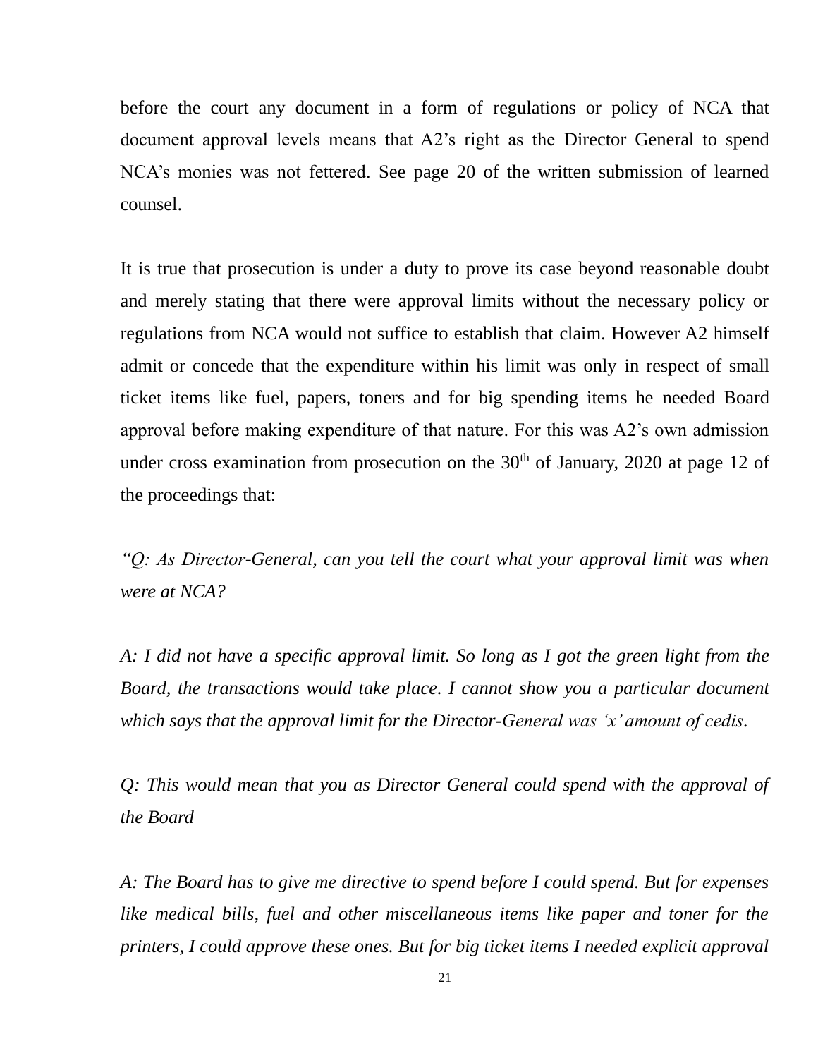before the court any document in a form of regulations or policy of NCA that document approval levels means that A2's right as the Director General to spend NCA's monies was not fettered. See page 20 of the written submission of learned counsel.

It is true that prosecution is under a duty to prove its case beyond reasonable doubt and merely stating that there were approval limits without the necessary policy or regulations from NCA would not suffice to establish that claim. However A2 himself admit or concede that the expenditure within his limit was only in respect of small ticket items like fuel, papers, toners and for big spending items he needed Board approval before making expenditure of that nature. For this was A2's own admission under cross examination from prosecution on the 30th of January, 2020 at page 12 of the proceedings that:

*"Q: As Director-General, can you tell the court what your approval limit was when were at NCA?*

*A: I did not have a specific approval limit. So long as I got the green light from the Board, the transactions would take place. I cannot show you a particular document which says that the approval limit for the Director-General was 'x' amount of cedis.*

*Q: This would mean that you as Director General could spend with the approval of the Board*

*A: The Board has to give me directive to spend before I could spend. But for expenses like medical bills, fuel and other miscellaneous items like paper and toner for the printers, I could approve these ones. But for big ticket items I needed explicit approval*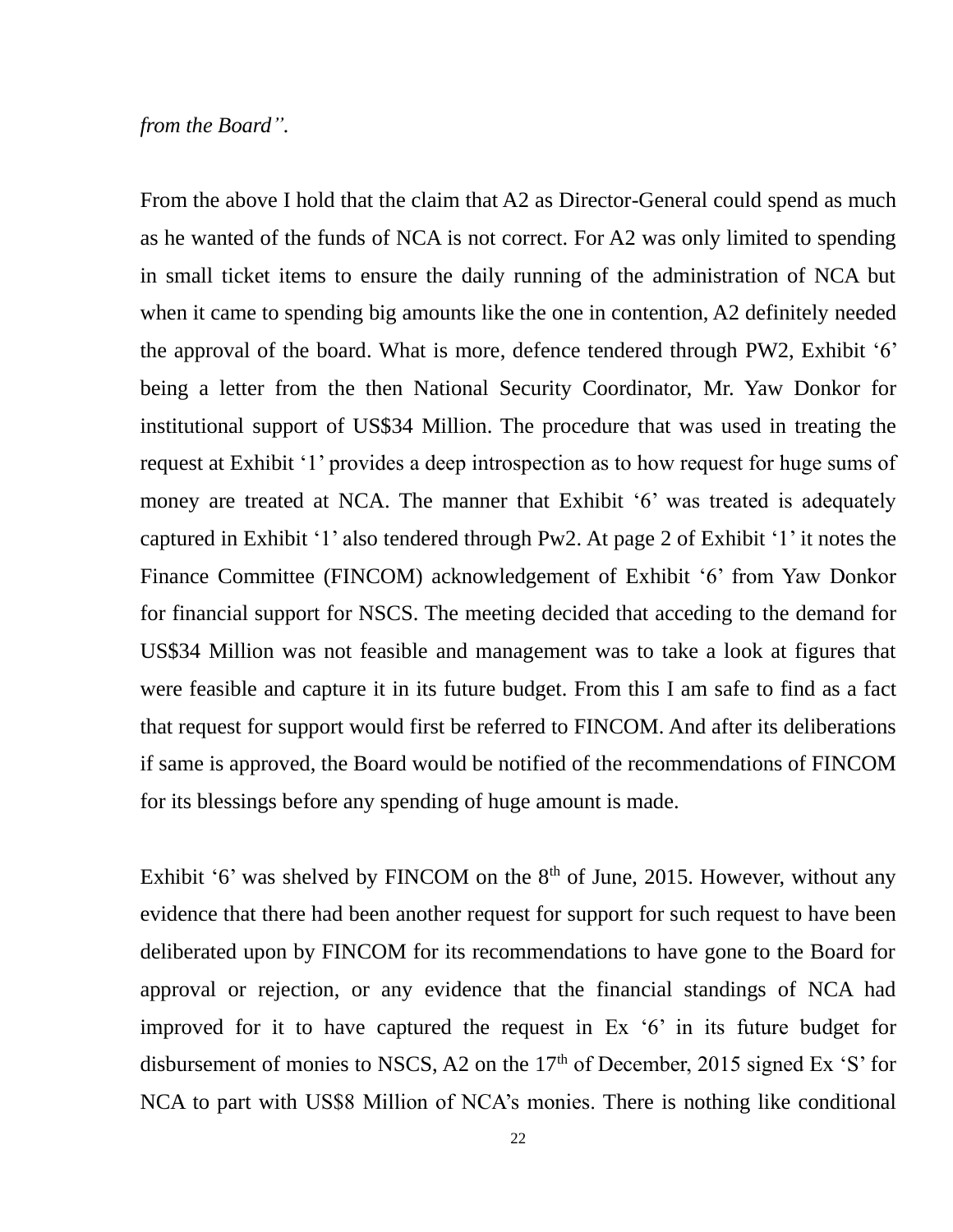*from the Board".*

From the above I hold that the claim that A2 as Director-General could spend as much as he wanted of the funds of NCA is not correct. For A2 was only limited to spending in small ticket items to ensure the daily running of the administration of NCA but when it came to spending big amounts like the one in contention, A2 definitely needed the approval of the board. What is more, defence tendered through PW2, Exhibit '6' being a letter from the then National Security Coordinator, Mr. Yaw Donkor for institutional support of US$34 Million. The procedure that was used in treating the request at Exhibit '1' provides a deep introspection as to how request for huge sums of money are treated at NCA. The manner that Exhibit '6' was treated is adequately captured in Exhibit '1' also tendered through Pw2. At page 2 of Exhibit '1' it notes the Finance Committee (FINCOM) acknowledgement of Exhibit '6' from Yaw Donkor for financial support for NSCS. The meeting decided that acceding to the demand for US$34 Million was not feasible and management was to take a look at figures that were feasible and capture it in its future budget. From this I am safe to find as a fact that request for support would first be referred to FINCOM. And after its deliberations if same is approved, the Board would be notified of the recommendations of FINCOM for its blessings before any spending of huge amount is made.

Exhibit '6' was shelved by FINCOM on the 8th of June, 2015. However, without any evidence that there had been another request for support for such request to have been deliberated upon by FINCOM for its recommendations to have gone to the Board for approval or rejection, or any evidence that the financial standings of NCA had improved for it to have captured the request in Ex '6' in its future budget for disbursement of monies to NSCS, A2 on the 17th of December, 2015 signed Ex 'S' for NCA to part with US$8 Million of NCA's monies. There is nothing like conditional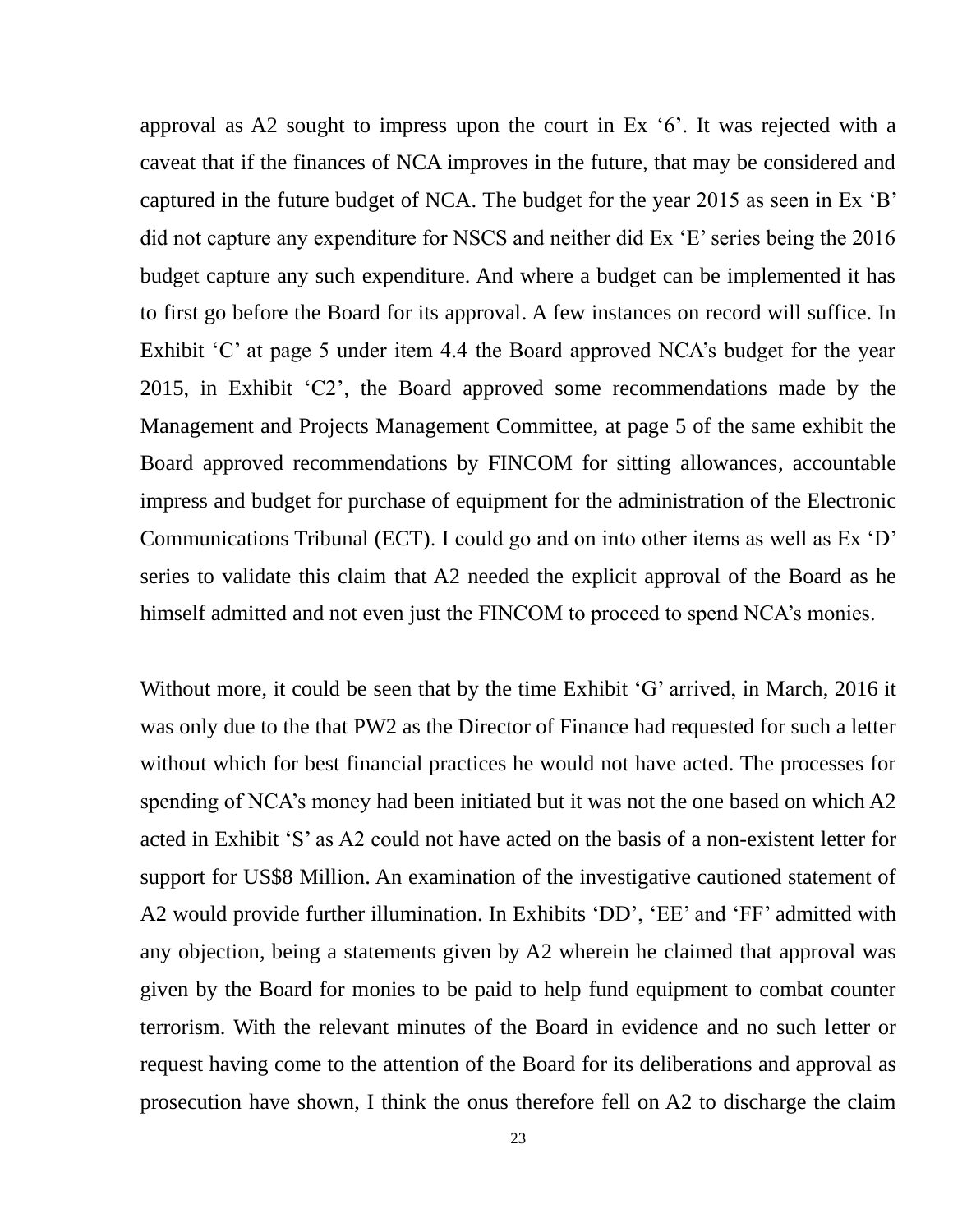approval as A2 sought to impress upon the court in Ex '6'. It was rejected with a caveat that if the finances of NCA improves in the future, that may be considered and captured in the future budget of NCA. The budget for the year 2015 as seen in Ex 'B' did not capture any expenditure for NSCS and neither did Ex 'E' series being the 2016 budget capture any such expenditure. And where a budget can be implemented it has to first go before the Board for its approval. A few instances on record will suffice. In Exhibit 'C' at page 5 under item 4.4 the Board approved NCA's budget for the year 2015, in Exhibit 'C2', the Board approved some recommendations made by the Management and Projects Management Committee, at page 5 of the same exhibit the Board approved recommendations by FINCOM for sitting allowances, accountable impress and budget for purchase of equipment for the administration of the Electronic Communications Tribunal (ECT). I could go and on into other items as well as Ex 'D' series to validate this claim that A2 needed the explicit approval of the Board as he himself admitted and not even just the FINCOM to proceed to spend NCA's monies.

Without more, it could be seen that by the time Exhibit 'G' arrived, in March, 2016 it was only due to the that PW2 as the Director of Finance had requested for such a letter without which for best financial practices he would not have acted. The processes for spending of NCA's money had been initiated but it was not the one based on which A2 acted in Exhibit 'S' as A2 could not have acted on the basis of a non-existent letter for support for US$8 Million. An examination of the investigative cautioned statement of A2 would provide further illumination. In Exhibits 'DD', 'EE' and 'FF' admitted with any objection, being a statements given by A2 wherein he claimed that approval was given by the Board for monies to be paid to help fund equipment to combat counter terrorism. With the relevant minutes of the Board in evidence and no such letter or request having come to the attention of the Board for its deliberations and approval as prosecution have shown, I think the onus therefore fell on A2 to discharge the claim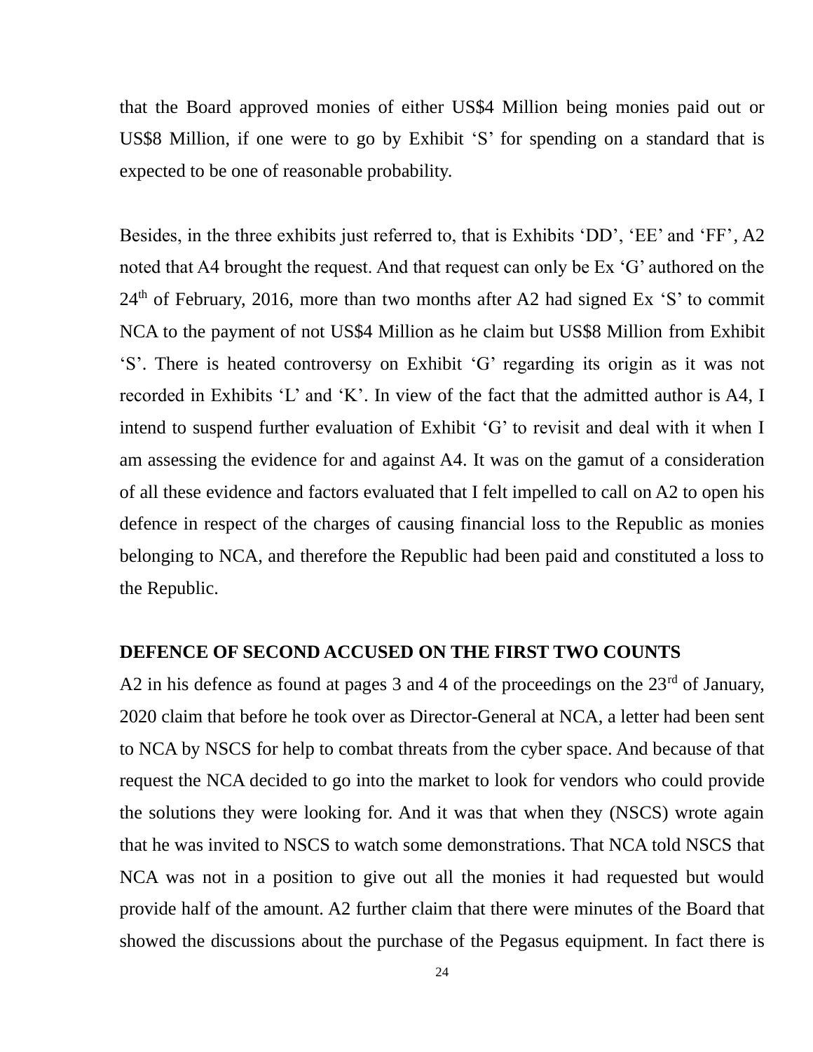that the Board approved monies of either US$4 Million being monies paid out or US$8 Million, if one were to go by Exhibit 'S' for spending on a standard that is expected to be one of reasonable probability.

Besides, in the three exhibits just referred to, that is Exhibits 'DD', 'EE' and 'FF', A2 noted that A4 brought the request. And that request can only be Ex 'G' authored on the 24th of February, 2016, more than two months after A2 had signed Ex 'S' to commit NCA to the payment of not US$4 Million as he claim but US$8 Million from Exhibit 'S'. There is heated controversy on Exhibit 'G' regarding its origin as it was not recorded in Exhibits 'L' and 'K'. In view of the fact that the admitted author is A4, I intend to suspend further evaluation of Exhibit 'G' to revisit and deal with it when I am assessing the evidence for and against A4. It was on the gamut of a consideration of all these evidence and factors evaluated that I felt impelled to call on A2 to open his defence in respect of the charges of causing financial loss to the Republic as monies belonging to NCA, and therefore the Republic had been paid and constituted a loss to the Republic.

**DEFENCE OF SECOND ACCUSED ON THE FIRST TWO COUNTS**

A2 in his defence as found at pages 3 and 4 of the proceedings on the 23rd of January, 2020 claim that before he took over as Director-General at NCA, a letter had been sent to NCA by NSCS for help to combat threats from the cyber space. And because of that request the NCA decided to go into the market to look for vendors who could provide the solutions they were looking for. And it was that when they (NSCS) wrote again that he was invited to NSCS to watch some demonstrations. That NCA told NSCS that NCA was not in a position to give out all the monies it had requested but would provide half of the amount. A2 further claim that there were minutes of the Board that showed the discussions about the purchase of the Pegasus equipment. In fact there is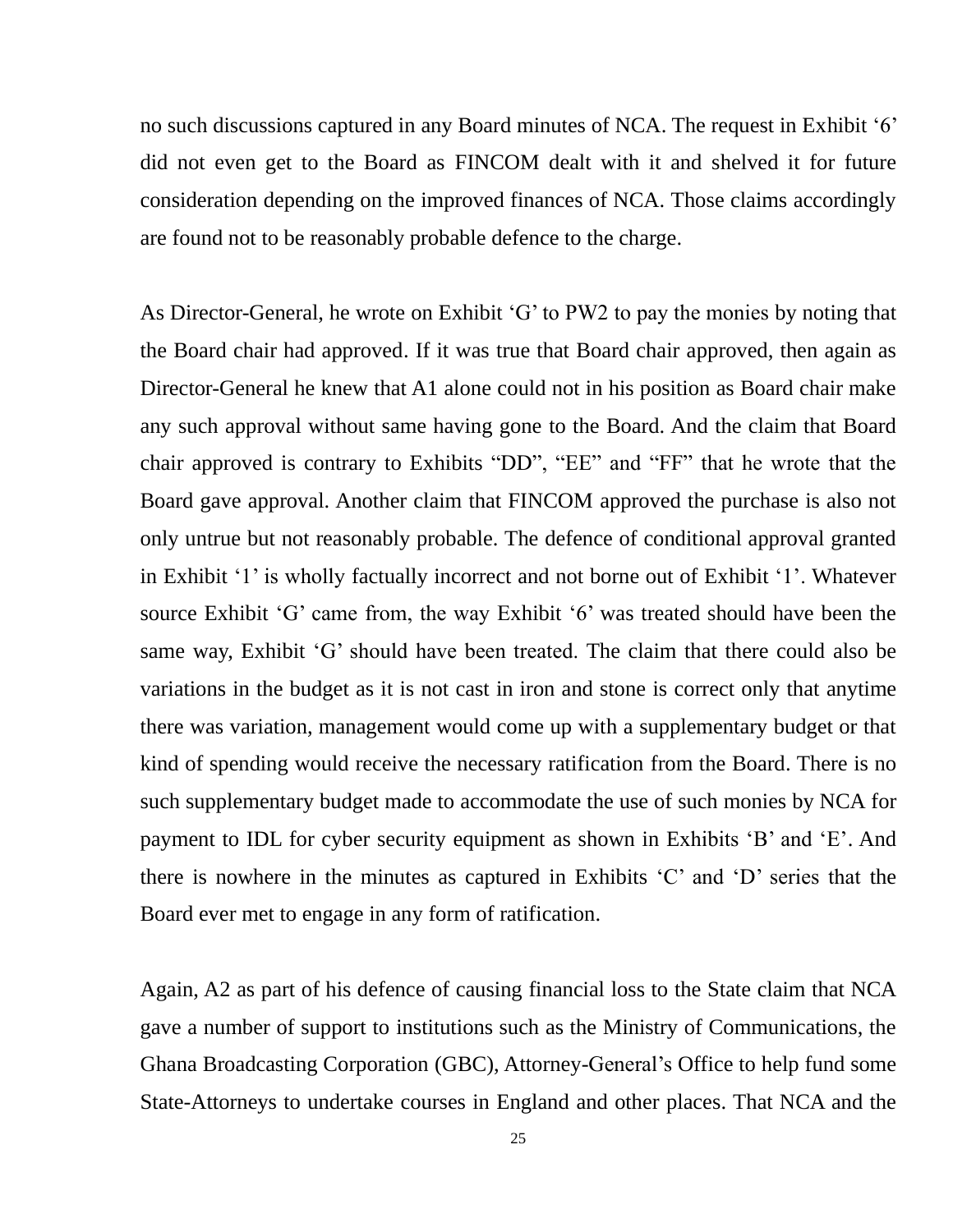no such discussions captured in any Board minutes of NCA. The request in Exhibit '6' did not even get to the Board as FINCOM dealt with it and shelved it for future consideration depending on the improved finances of NCA. Those claims accordingly are found not to be reasonably probable defence to the charge.

As Director-General, he wrote on Exhibit 'G' to PW2 to pay the monies by noting that the Board chair had approved. If it was true that Board chair approved, then again as Director-General he knew that A1 alone could not in his position as Board chair make any such approval without same having gone to the Board. And the claim that Board chair approved is contrary to Exhibits "DD", "EE" and "FF" that he wrote that the Board gave approval. Another claim that FINCOM approved the purchase is also not only untrue but not reasonably probable. The defence of conditional approval granted in Exhibit '1' is wholly factually incorrect and not borne out of Exhibit '1'. Whatever source Exhibit 'G' came from, the way Exhibit '6' was treated should have been the same way, Exhibit 'G' should have been treated. The claim that there could also be variations in the budget as it is not cast in iron and stone is correct only that anytime there was variation, management would come up with a supplementary budget or that kind of spending would receive the necessary ratification from the Board. There is no such supplementary budget made to accommodate the use of such monies by NCA for payment to IDL for cyber security equipment as shown in Exhibits 'B' and 'E'. And there is nowhere in the minutes as captured in Exhibits 'C' and 'D' series that the Board ever met to engage in any form of ratification.

Again, A2 as part of his defence of causing financial loss to the State claim that NCA gave a number of support to institutions such as the Ministry of Communications, the Ghana Broadcasting Corporation (GBC), Attorney-General's Office to help fund some State-Attorneys to undertake courses in England and other places. That NCA and the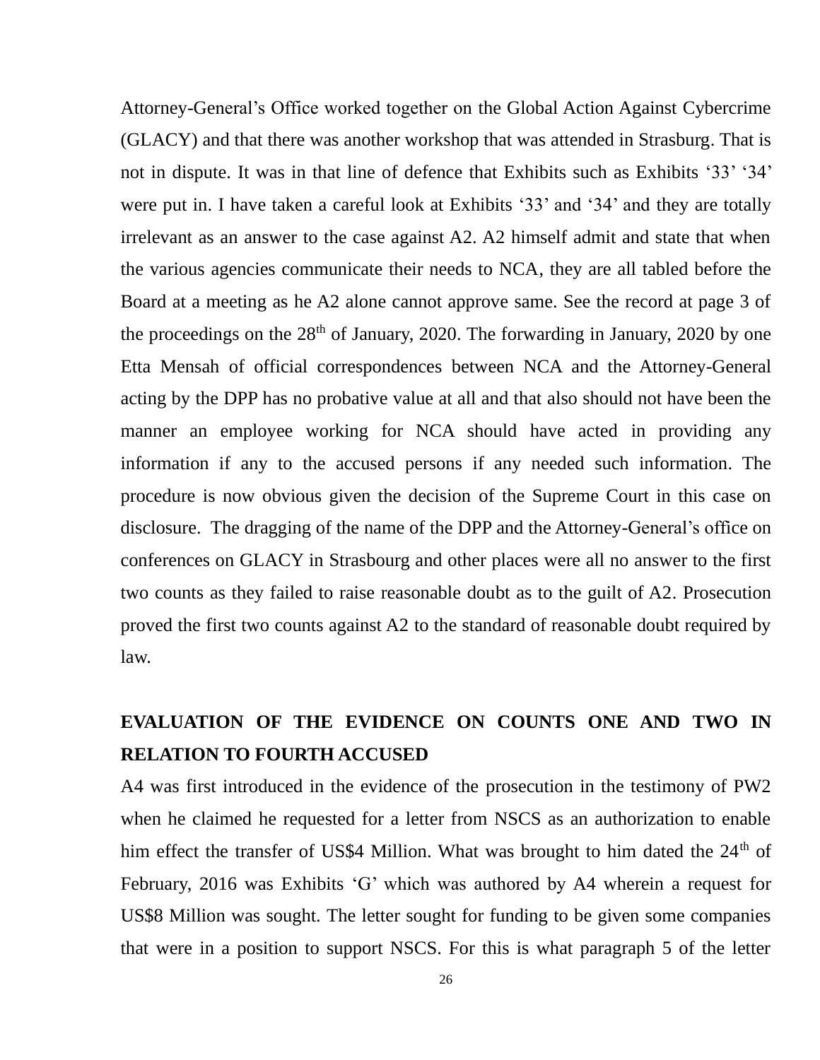Attorney-General's Office worked together on the Global Action Against Cybercrime (GLACY) and that there was another workshop that was attended in Strasburg. That is not in dispute. It was in that line of defence that Exhibits such as Exhibits '33' '34' were put in. I have taken a careful look at Exhibits '33' and '34' and they are totally irrelevant as an answer to the case against A2. A2 himself admit and state that when the various agencies communicate their needs to NCA, they are all tabled before the Board at a meeting as he A2 alone cannot approve same. See the record at page 3 of the proceedings on the 28th of January, 2020. The forwarding in January, 2020 by one Etta Mensah of official correspondences between NCA and the Attorney-General acting by the DPP has no probative value at all and that also should not have been the manner an employee working for NCA should have acted in providing any information if any to the accused persons if any needed such information. The procedure is now obvious given the decision of the Supreme Court in this case on disclosure. The dragging of the name of the DPP and the Attorney-General's office on conferences on GLACY in Strasbourg and other places were all no answer to the first two counts as they failed to raise reasonable doubt as to the guilt of A2. Prosecution proved the first two counts against A2 to the standard of reasonable doubt required by law.

**EVALUATION OF THE EVIDENCE ON COUNTS ONE AND TWO IN RELATION TO FOURTH ACCUSED**

A4 was first introduced in the evidence of the prosecution in the testimony of PW2 when he claimed he requested for a letter from NSCS as an authorization to enable him effect the transfer of US$4 Million. What was brought to him dated the 24th of February, 2016 was Exhibits 'G' which was authored by A4 wherein a request for US$8 Million was sought. The letter sought for funding to be given some companies that were in a position to support NSCS. For this is what paragraph 5 of the letter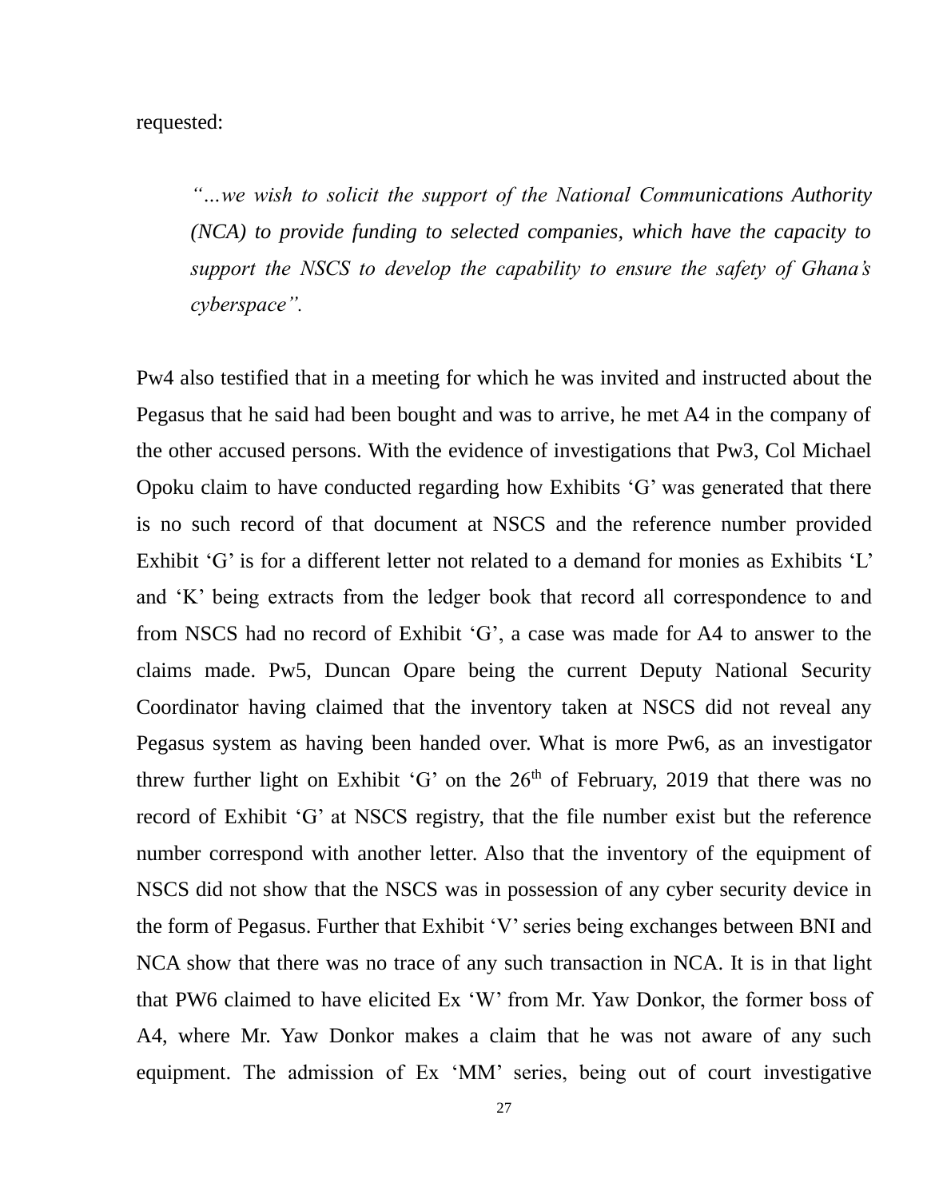requested:

> *"…we wish to solicit the support of the National Communications Authority (NCA) to provide funding to selected companies, which have the capacity to support the NSCS to develop the capability to ensure the safety of Ghana's cyberspace".*

Pw4 also testified that in a meeting for which he was invited and instructed about the Pegasus that he said had been bought and was to arrive, he met A4 in the company of the other accused persons. With the evidence of investigations that Pw3, Col Michael Opoku claim to have conducted regarding how Exhibits 'G' was generated that there is no such record of that document at NSCS and the reference number provided Exhibit 'G' is for a different letter not related to a demand for monies as Exhibits 'L' and 'K' being extracts from the ledger book that record all correspondence to and from NSCS had no record of Exhibit 'G', a case was made for A4 to answer to the claims made. Pw5, Duncan Opare being the current Deputy National Security Coordinator having claimed that the inventory taken at NSCS did not reveal any Pegasus system as having been handed over. What is more Pw6, as an investigator threw further light on Exhibit 'G' on the 26th of February, 2019 that there was no record of Exhibit 'G' at NSCS registry, that the file number exist but the reference number correspond with another letter. Also that the inventory of the equipment of NSCS did not show that the NSCS was in possession of any cyber security device in the form of Pegasus. Further that Exhibit 'V' series being exchanges between BNI and NCA show that there was no trace of any such transaction in NCA. It is in that light that PW6 claimed to have elicited Ex 'W' from Mr. Yaw Donkor, the former boss of A4, where Mr. Yaw Donkor makes a claim that he was not aware of any such equipment. The admission of Ex 'MM' series, being out of court investigative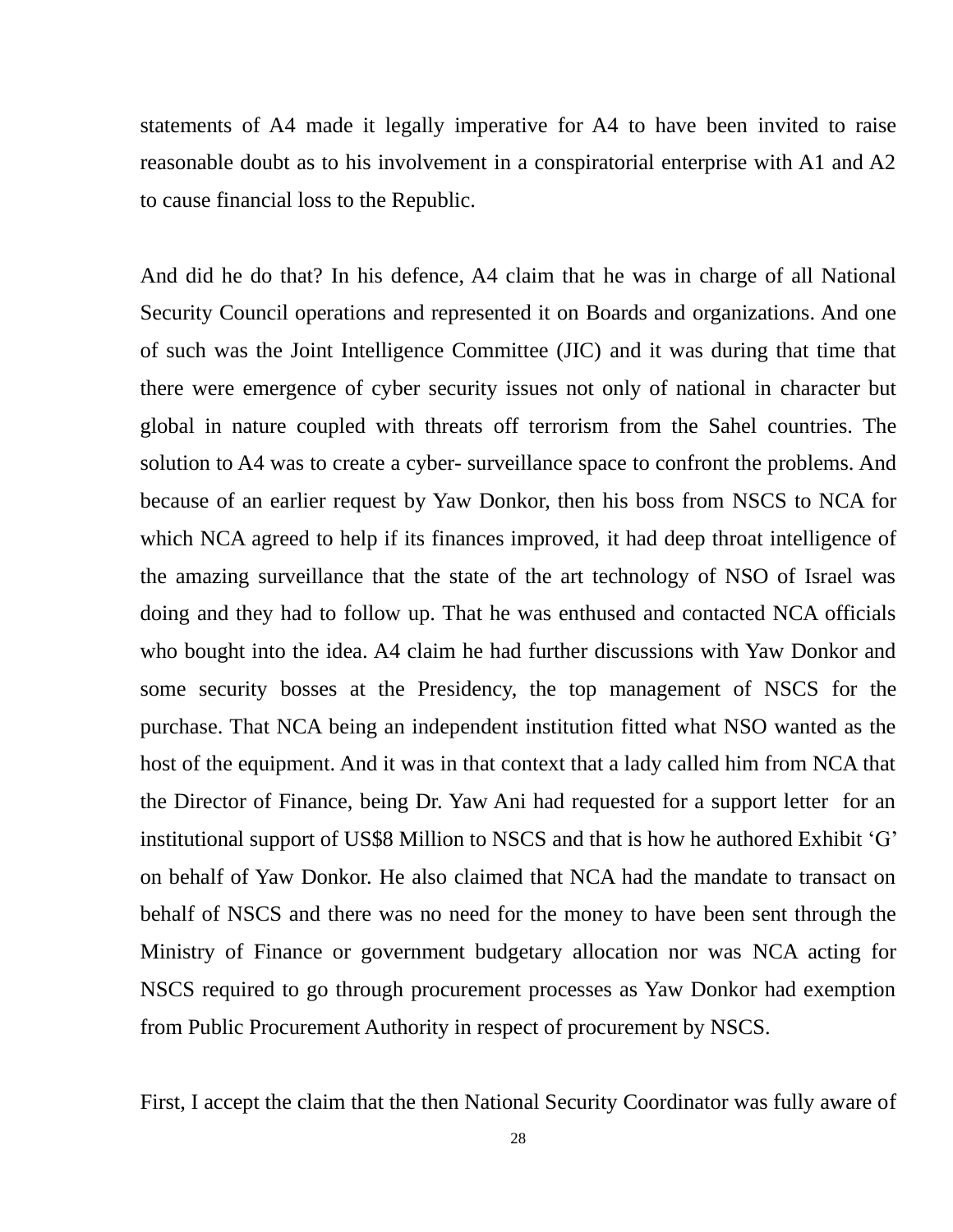statements of A4 made it legally imperative for A4 to have been invited to raise reasonable doubt as to his involvement in a conspiratorial enterprise with A1 and A2 to cause financial loss to the Republic.

And did he do that? In his defence, A4 claim that he was in charge of all National Security Council operations and represented it on Boards and organizations. And one of such was the Joint Intelligence Committee (JIC) and it was during that time that there were emergence of cyber security issues not only of national in character but global in nature coupled with threats off terrorism from the Sahel countries. The solution to A4 was to create a cyber- surveillance space to confront the problems. And because of an earlier request by Yaw Donkor, then his boss from NSCS to NCA for which NCA agreed to help if its finances improved, it had deep throat intelligence of the amazing surveillance that the state of the art technology of NSO of Israel was doing and they had to follow up. That he was enthused and contacted NCA officials who bought into the idea. A4 claim he had further discussions with Yaw Donkor and some security bosses at the Presidency, the top management of NSCS for the purchase. That NCA being an independent institution fitted what NSO wanted as the host of the equipment. And it was in that context that a lady called him from NCA that the Director of Finance, being Dr. Yaw Ani had requested for a support letter for an institutional support of US$8 Million to NSCS and that is how he authored Exhibit 'G' on behalf of Yaw Donkor. He also claimed that NCA had the mandate to transact on behalf of NSCS and there was no need for the money to have been sent through the Ministry of Finance or government budgetary allocation nor was NCA acting for NSCS required to go through procurement processes as Yaw Donkor had exemption from Public Procurement Authority in respect of procurement by NSCS.

First, I accept the claim that the then National Security Coordinator was fully aware of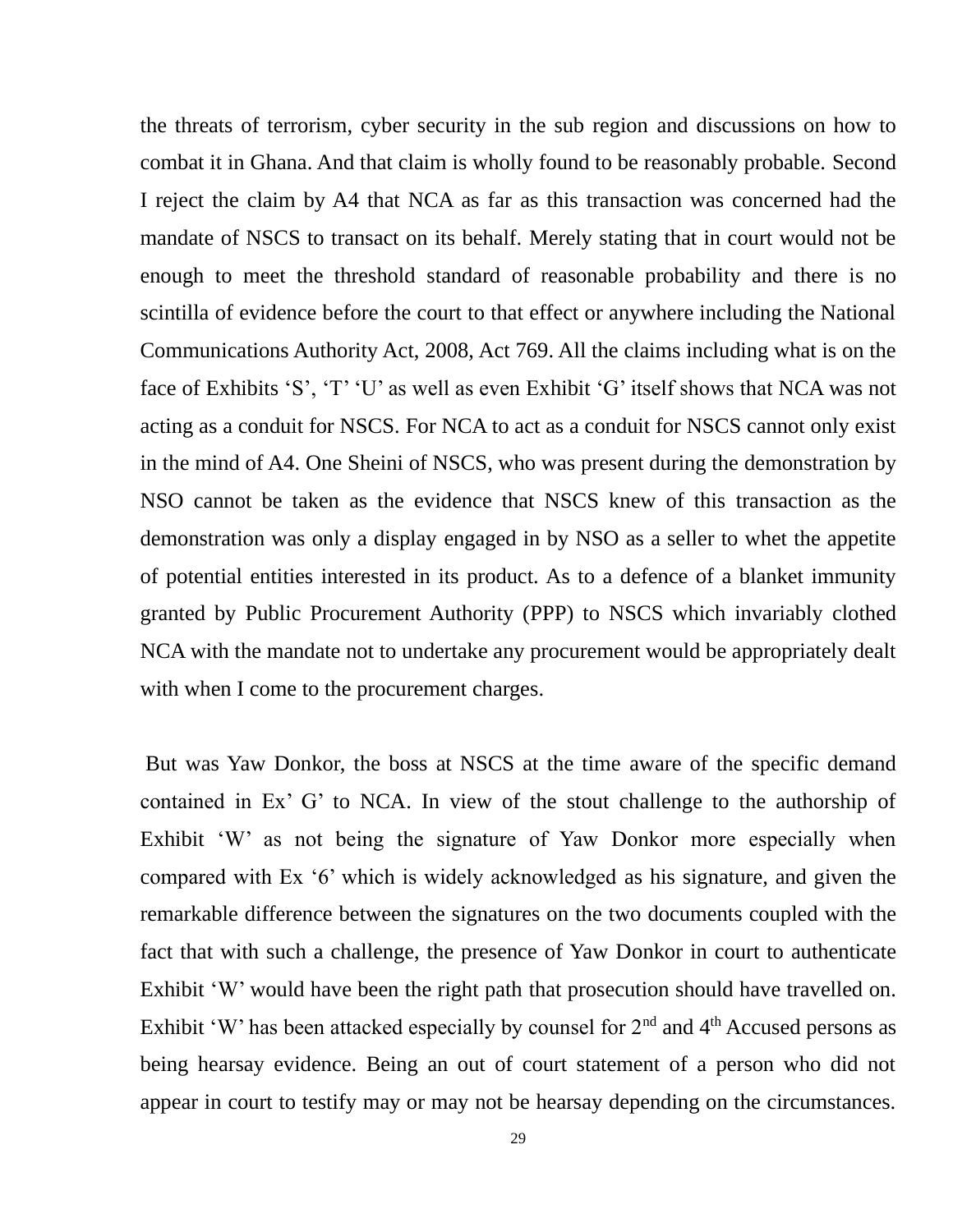the threats of terrorism, cyber security in the sub region and discussions on how to combat it in Ghana. And that claim is wholly found to be reasonably probable. Second I reject the claim by A4 that NCA as far as this transaction was concerned had the mandate of NSCS to transact on its behalf. Merely stating that in court would not be enough to meet the threshold standard of reasonable probability and there is no scintilla of evidence before the court to that effect or anywhere including the National Communications Authority Act, 2008, Act 769. All the claims including what is on the face of Exhibits ‘S’, ‘T’ ‘U’ as well as even Exhibit ‘G’ itself shows that NCA was not acting as a conduit for NSCS. For NCA to act as a conduit for NSCS cannot only exist in the mind of A4. One Sheini of NSCS, who was present during the demonstration by NSO cannot be taken as the evidence that NSCS knew of this transaction as the demonstration was only a display engaged in by NSO as a seller to whet the appetite of potential entities interested in its product. As to a defence of a blanket immunity granted by Public Procurement Authority (PPP) to NSCS which invariably clothed NCA with the mandate not to undertake any procurement would be appropriately dealt with when I come to the procurement charges.

But was Yaw Donkor, the boss at NSCS at the time aware of the specific demand contained in Ex’ G’ to NCA. In view of the stout challenge to the authorship of Exhibit ‘W’ as not being the signature of Yaw Donkor more especially when compared with Ex ‘6’ which is widely acknowledged as his signature, and given the remarkable difference between the signatures on the two documents coupled with the fact that with such a challenge, the presence of Yaw Donkor in court to authenticate Exhibit ‘W’ would have been the right path that prosecution should have travelled on. Exhibit ‘W’ has been attacked especially by counsel for 2nd and 4th Accused persons as being hearsay evidence. Being an out of court statement of a person who did not appear in court to testify may or may not be hearsay depending on the circumstances.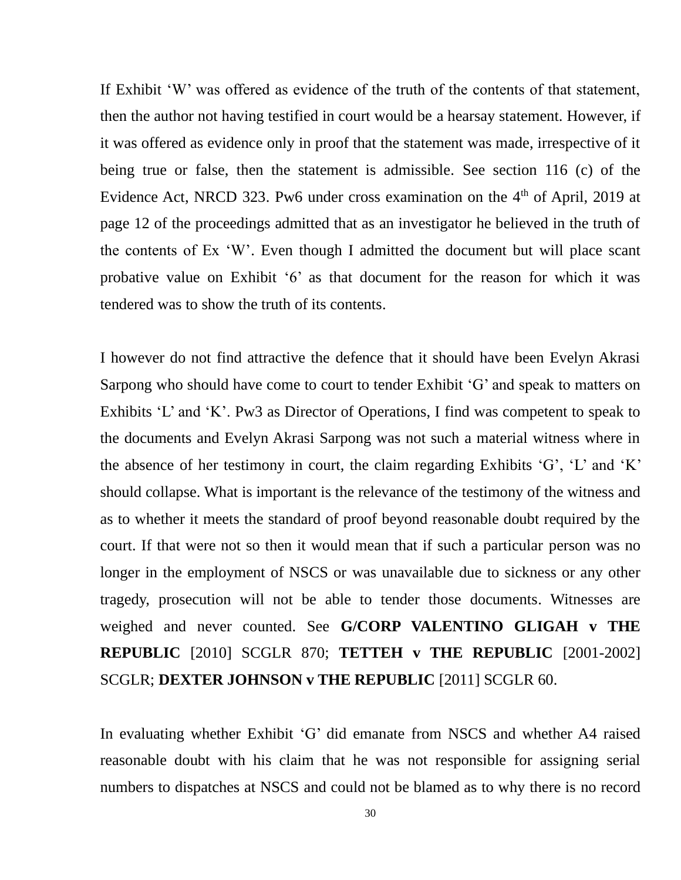If Exhibit 'W' was offered as evidence of the truth of the contents of that statement, then the author not having testified in court would be a hearsay statement. However, if it was offered as evidence only in proof that the statement was made, irrespective of it being true or false, then the statement is admissible. See section 116 (c) of the Evidence Act, NRCD 323. Pw6 under cross examination on the 4th of April, 2019 at page 12 of the proceedings admitted that as an investigator he believed in the truth of the contents of Ex 'W'. Even though I admitted the document but will place scant probative value on Exhibit '6' as that document for the reason for which it was tendered was to show the truth of its contents.

I however do not find attractive the defence that it should have been Evelyn Akrasi Sarpong who should have come to court to tender Exhibit 'G' and speak to matters on Exhibits 'L' and 'K'. Pw3 as Director of Operations, I find was competent to speak to the documents and Evelyn Akrasi Sarpong was not such a material witness where in the absence of her testimony in court, the claim regarding Exhibits 'G', 'L' and 'K' should collapse. What is important is the relevance of the testimony of the witness and as to whether it meets the standard of proof beyond reasonable doubt required by the court. If that were not so then it would mean that if such a particular person was no longer in the employment of NSCS or was unavailable due to sickness or any other tragedy, prosecution will not be able to tender those documents. Witnesses are weighed and never counted. See **G/CORP VALENTINO GLIGAH v THE REPUBLIC** [2010] SCGLR 870; **TETTEH v THE REPUBLIC** [2001-2002] SCGLR; **DEXTER JOHNSON v THE REPUBLIC** [2011] SCGLR 60.

In evaluating whether Exhibit 'G' did emanate from NSCS and whether A4 raised reasonable doubt with his claim that he was not responsible for assigning serial numbers to dispatches at NSCS and could not be blamed as to why there is no record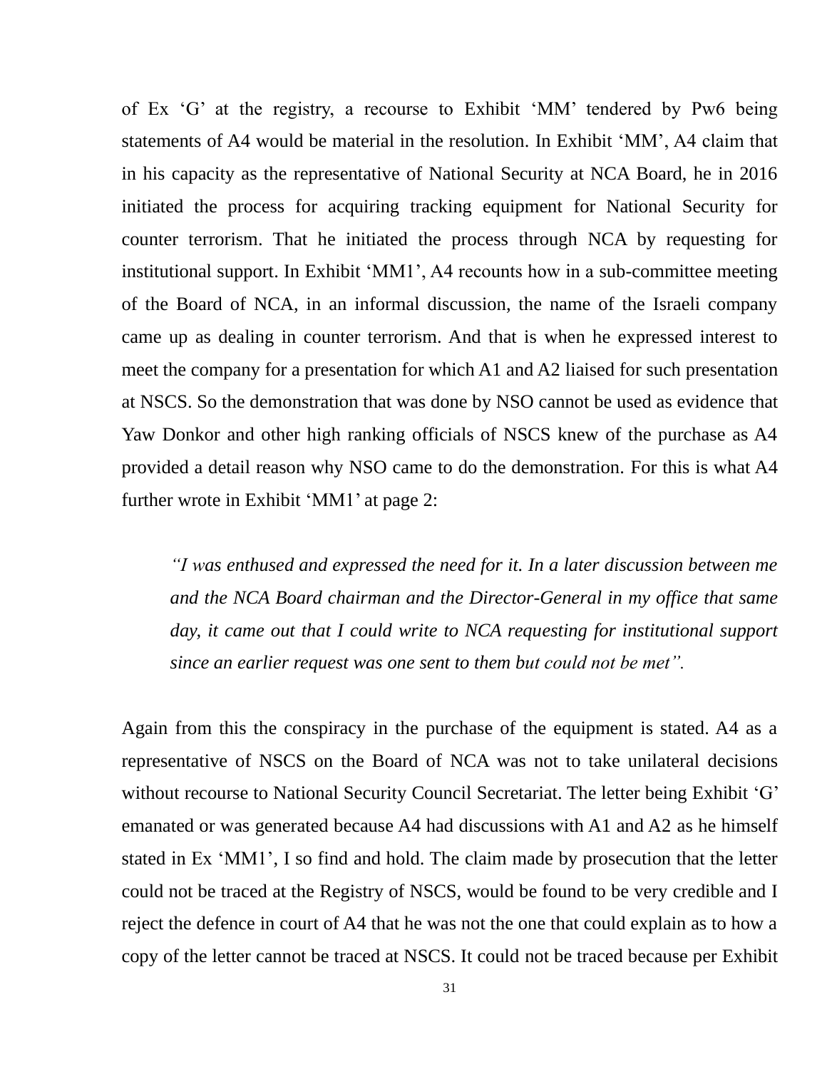of Ex ‘G’ at the registry, a recourse to Exhibit ‘MM’ tendered by Pw6 being statements of A4 would be material in the resolution. In Exhibit ‘MM’, A4 claim that in his capacity as the representative of National Security at NCA Board, he in 2016 initiated the process for acquiring tracking equipment for National Security for counter terrorism. That he initiated the process through NCA by requesting for institutional support. In Exhibit ‘MM1’, A4 recounts how in a sub-committee meeting of the Board of NCA, in an informal discussion, the name of the Israeli company came up as dealing in counter terrorism. And that is when he expressed interest to meet the company for a presentation for which A1 and A2 liaised for such presentation at NSCS. So the demonstration that was done by NSO cannot be used as evidence that Yaw Donkor and other high ranking officials of NSCS knew of the purchase as A4 provided a detail reason why NSO came to do the demonstration. For this is what A4 further wrote in Exhibit ‘MM1’ at page 2:

> *“I was enthused and expressed the need for it. In a later discussion between me and the NCA Board chairman and the Director-General in my office that same day, it came out that I could write to NCA requesting for institutional support since an earlier request was one sent to them but could not be met”.*

Again from this the conspiracy in the purchase of the equipment is stated. A4 as a representative of NSCS on the Board of NCA was not to take unilateral decisions without recourse to National Security Council Secretariat. The letter being Exhibit ‘G’ emanated or was generated because A4 had discussions with A1 and A2 as he himself stated in Ex ‘MM1’, I so find and hold. The claim made by prosecution that the letter could not be traced at the Registry of NSCS, would be found to be very credible and I reject the defence in court of A4 that he was not the one that could explain as to how a copy of the letter cannot be traced at NSCS. It could not be traced because per Exhibit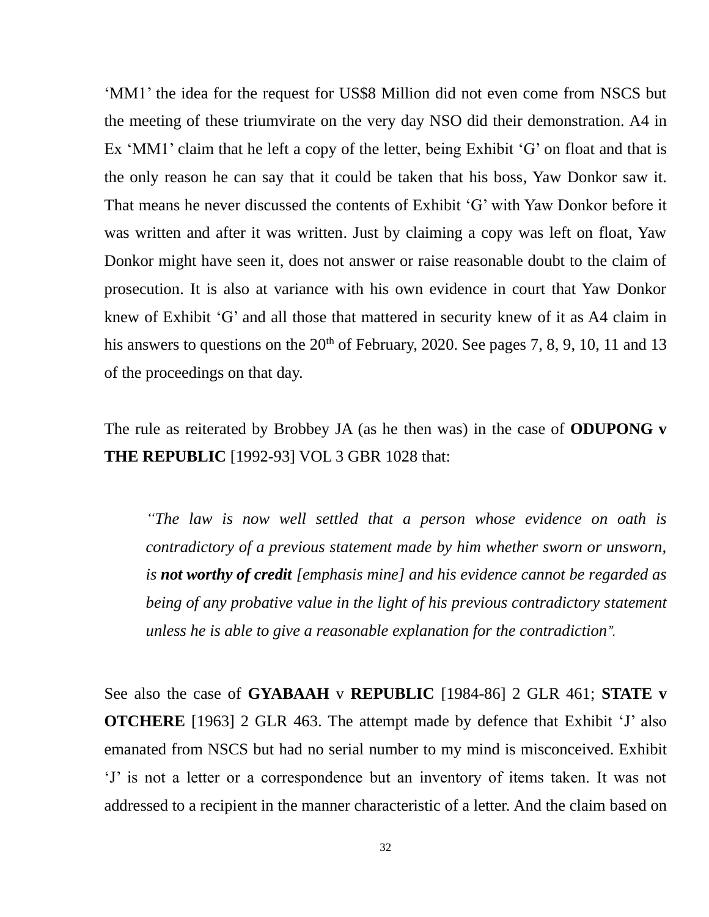'MM1' the idea for the request for US$8 Million did not even come from NSCS but the meeting of these triumvirate on the very day NSO did their demonstration. A4 in Ex 'MM1' claim that he left a copy of the letter, being Exhibit 'G' on float and that is the only reason he can say that it could be taken that his boss, Yaw Donkor saw it. That means he never discussed the contents of Exhibit 'G' with Yaw Donkor before it was written and after it was written. Just by claiming a copy was left on float, Yaw Donkor might have seen it, does not answer or raise reasonable doubt to the claim of prosecution. It is also at variance with his own evidence in court that Yaw Donkor knew of Exhibit 'G' and all those that mattered in security knew of it as A4 claim in his answers to questions on the 20th of February, 2020. See pages 7, 8, 9, 10, 11 and 13 of the proceedings on that day.

The rule as reiterated by Brobbey JA (as he then was) in the case of **ODUPONG v THE REPUBLIC** [1992-93] VOL 3 GBR 1028 that:

> *"The law is now well settled that a person whose evidence on oath is contradictory of a previous statement made by him whether sworn or unsworn, is **not worthy of credit** [emphasis mine] and his evidence cannot be regarded as being of any probative value in the light of his previous contradictory statement unless he is able to give a reasonable explanation for the contradiction".*

See also the case of **GYABAAH** v **REPUBLIC** [1984-86] 2 GLR 461; **STATE v OTCHERE** [1963] 2 GLR 463. The attempt made by defence that Exhibit 'J' also emanated from NSCS but had no serial number to my mind is misconceived. Exhibit 'J' is not a letter or a correspondence but an inventory of items taken. It was not addressed to a recipient in the manner characteristic of a letter. And the claim based on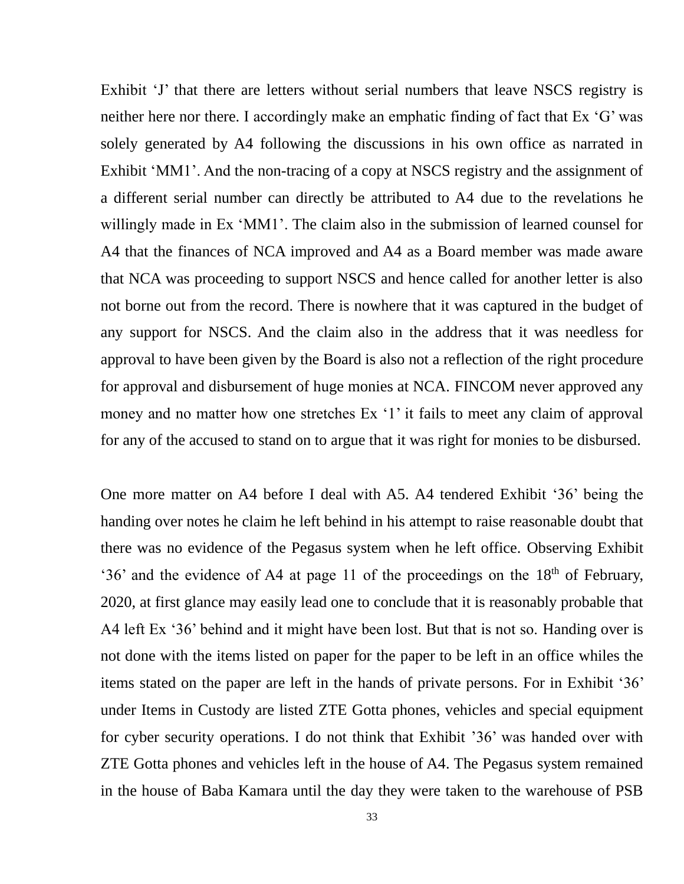Exhibit ‘J’ that there are letters without serial numbers that leave NSCS registry is neither here nor there. I accordingly make an emphatic finding of fact that Ex ‘G’ was solely generated by A4 following the discussions in his own office as narrated in Exhibit ‘MM1’. And the non-tracing of a copy at NSCS registry and the assignment of a different serial number can directly be attributed to A4 due to the revelations he willingly made in Ex ‘MM1’. The claim also in the submission of learned counsel for A4 that the finances of NCA improved and A4 as a Board member was made aware that NCA was proceeding to support NSCS and hence called for another letter is also not borne out from the record. There is nowhere that it was captured in the budget of any support for NSCS. And the claim also in the address that it was needless for approval to have been given by the Board is also not a reflection of the right procedure for approval and disbursement of huge monies at NCA. FINCOM never approved any money and no matter how one stretches Ex ‘1’ it fails to meet any claim of approval for any of the accused to stand on to argue that it was right for monies to be disbursed.

One more matter on A4 before I deal with A5. A4 tendered Exhibit ‘36’ being the handing over notes he claim he left behind in his attempt to raise reasonable doubt that there was no evidence of the Pegasus system when he left office. Observing Exhibit ‘36’ and the evidence of A4 at page 11 of the proceedings on the 18th of February, 2020, at first glance may easily lead one to conclude that it is reasonably probable that A4 left Ex ‘36’ behind and it might have been lost. But that is not so. Handing over is not done with the items listed on paper for the paper to be left in an office whiles the items stated on the paper are left in the hands of private persons. For in Exhibit ‘36’ under Items in Custody are listed ZTE Gotta phones, vehicles and special equipment for cyber security operations. I do not think that Exhibit ’36’ was handed over with ZTE Gotta phones and vehicles left in the house of A4. The Pegasus system remained in the house of Baba Kamara until the day they were taken to the warehouse of PSB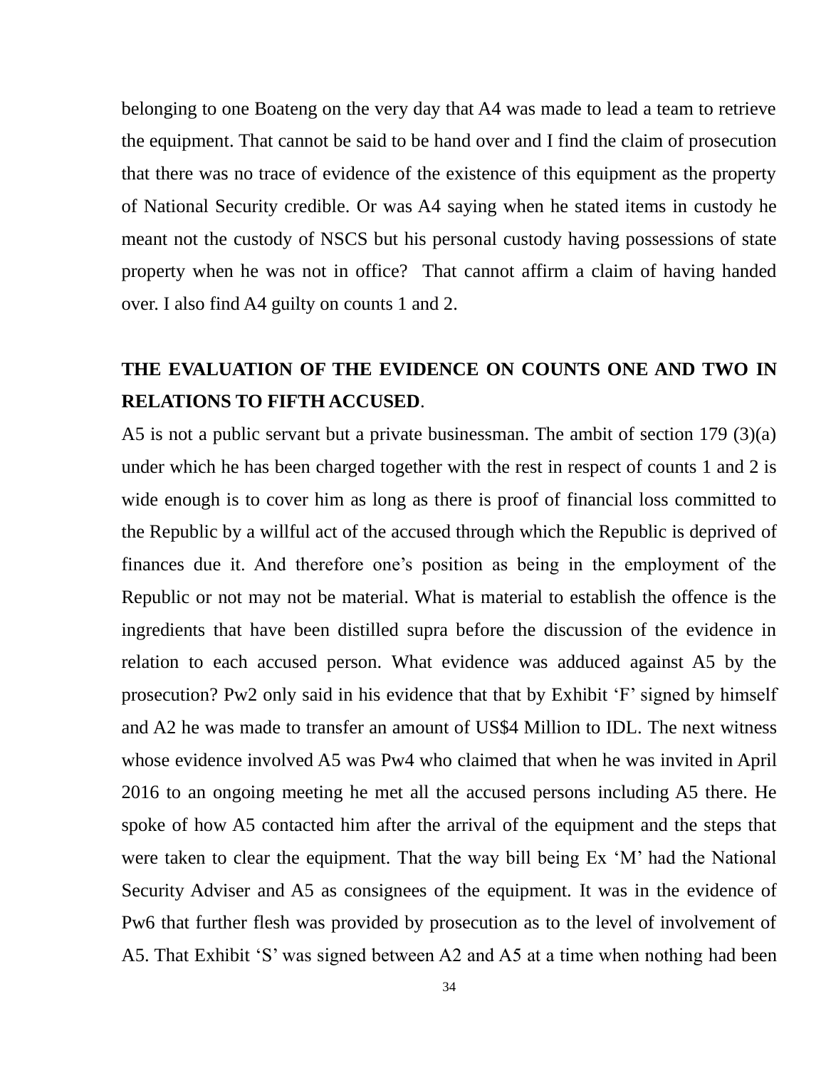belonging to one Boateng on the very day that A4 was made to lead a team to retrieve the equipment. That cannot be said to be hand over and I find the claim of prosecution that there was no trace of evidence of the existence of this equipment as the property of National Security credible. Or was A4 saying when he stated items in custody he meant not the custody of NSCS but his personal custody having possessions of state property when he was not in office? That cannot affirm a claim of having handed over. I also find A4 guilty on counts 1 and 2.

## THE EVALUATION OF THE EVIDENCE ON COUNTS ONE AND TWO IN RELATIONS TO FIFTH ACCUSED.

A5 is not a public servant but a private businessman. The ambit of section 179 (3)(a) under which he has been charged together with the rest in respect of counts 1 and 2 is wide enough is to cover him as long as there is proof of financial loss committed to the Republic by a willful act of the accused through which the Republic is deprived of finances due it. And therefore one's position as being in the employment of the Republic or not may not be material. What is material to establish the offence is the ingredients that have been distilled supra before the discussion of the evidence in relation to each accused person. What evidence was adduced against A5 by the prosecution? Pw2 only said in his evidence that that by Exhibit 'F' signed by himself and A2 he was made to transfer an amount of US$4 Million to IDL. The next witness whose evidence involved A5 was Pw4 who claimed that when he was invited in April 2016 to an ongoing meeting he met all the accused persons including A5 there. He spoke of how A5 contacted him after the arrival of the equipment and the steps that were taken to clear the equipment. That the way bill being Ex 'M' had the National Security Adviser and A5 as consignees of the equipment. It was in the evidence of Pw6 that further flesh was provided by prosecution as to the level of involvement of A5. That Exhibit 'S' was signed between A2 and A5 at a time when nothing had been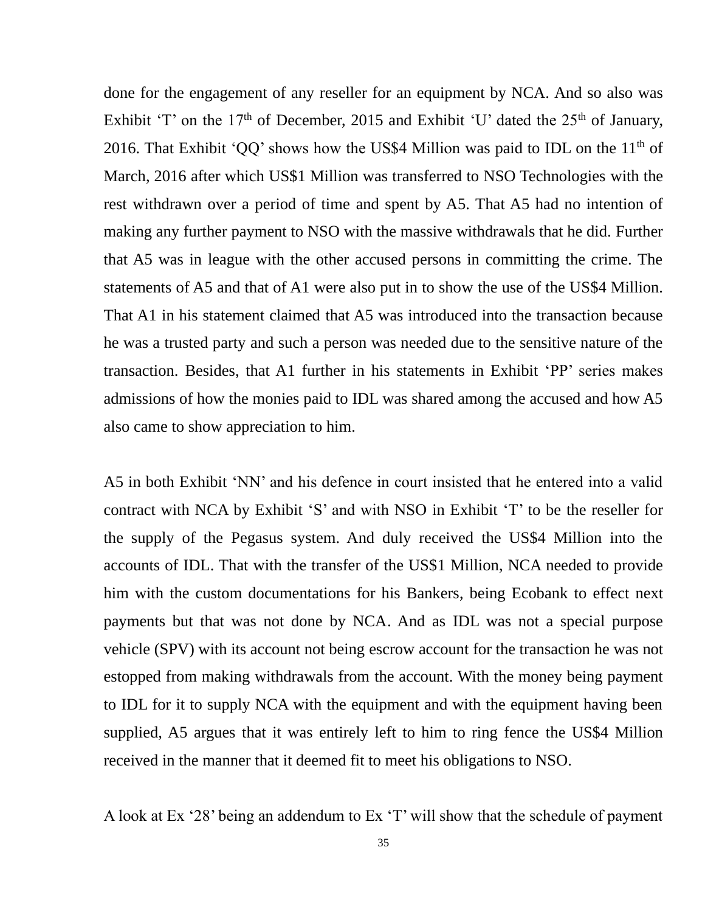done for the engagement of any reseller for an equipment by NCA. And so also was Exhibit 'T' on the 17th of December, 2015 and Exhibit 'U' dated the 25th of January, 2016. That Exhibit 'QQ' shows how the US$4 Million was paid to IDL on the 11th of March, 2016 after which US$1 Million was transferred to NSO Technologies with the rest withdrawn over a period of time and spent by A5. That A5 had no intention of making any further payment to NSO with the massive withdrawals that he did. Further that A5 was in league with the other accused persons in committing the crime. The statements of A5 and that of A1 were also put in to show the use of the US$4 Million. That A1 in his statement claimed that A5 was introduced into the transaction because he was a trusted party and such a person was needed due to the sensitive nature of the transaction. Besides, that A1 further in his statements in Exhibit 'PP' series makes admissions of how the monies paid to IDL was shared among the accused and how A5 also came to show appreciation to him.

A5 in both Exhibit 'NN' and his defence in court insisted that he entered into a valid contract with NCA by Exhibit 'S' and with NSO in Exhibit 'T' to be the reseller for the supply of the Pegasus system. And duly received the US$4 Million into the accounts of IDL. That with the transfer of the US$1 Million, NCA needed to provide him with the custom documentations for his Bankers, being Ecobank to effect next payments but that was not done by NCA. And as IDL was not a special purpose vehicle (SPV) with its account not being escrow account for the transaction he was not estopped from making withdrawals from the account. With the money being payment to IDL for it to supply NCA with the equipment and with the equipment having been supplied, A5 argues that it was entirely left to him to ring fence the US$4 Million received in the manner that it deemed fit to meet his obligations to NSO.

A look at Ex '28' being an addendum to Ex 'T' will show that the schedule of payment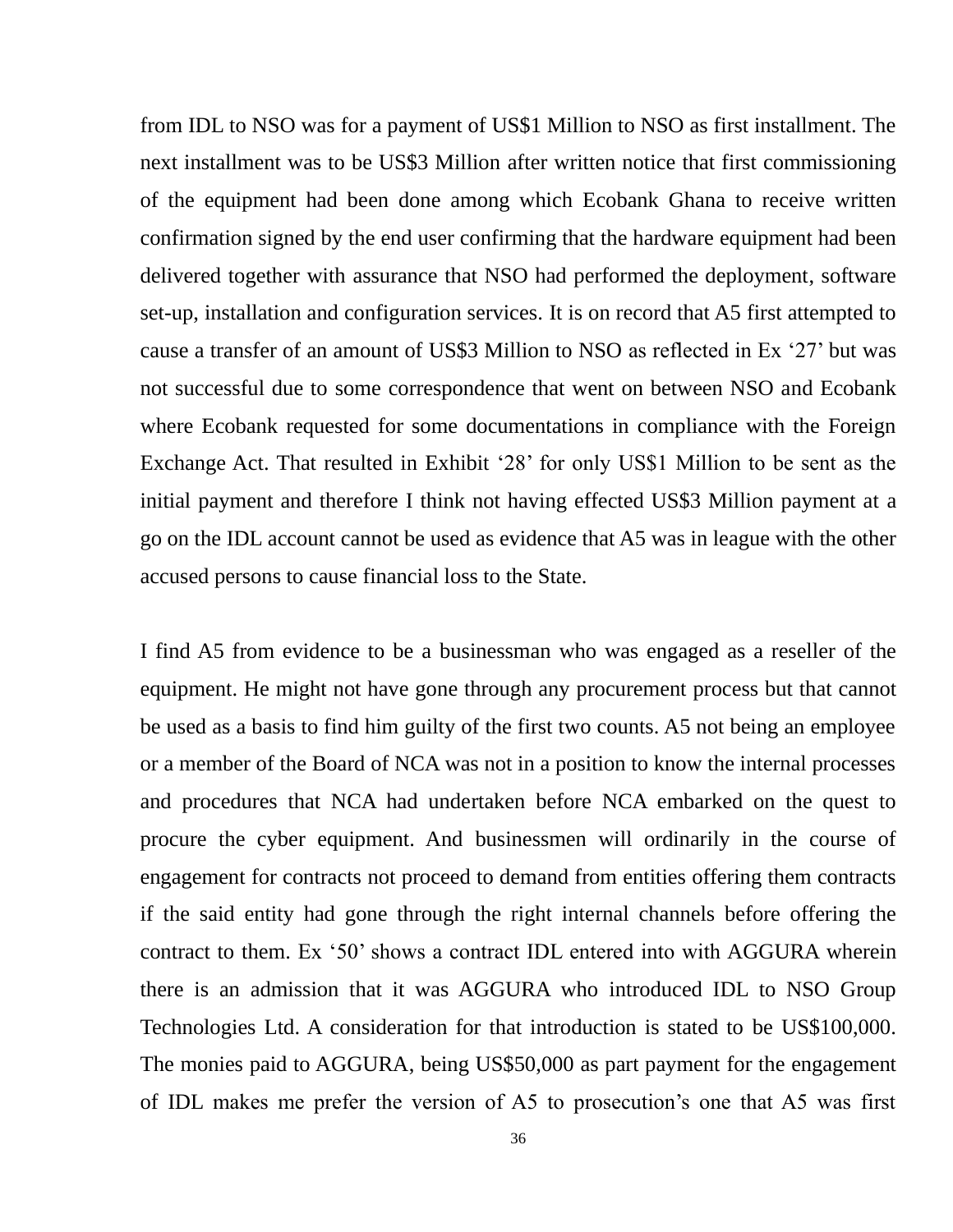from IDL to NSO was for a payment of US$1 Million to NSO as first installment. The next installment was to be US$3 Million after written notice that first commissioning of the equipment had been done among which Ecobank Ghana to receive written confirmation signed by the end user confirming that the hardware equipment had been delivered together with assurance that NSO had performed the deployment, software set-up, installation and configuration services. It is on record that A5 first attempted to cause a transfer of an amount of US$3 Million to NSO as reflected in Ex '27' but was not successful due to some correspondence that went on between NSO and Ecobank where Ecobank requested for some documentations in compliance with the Foreign Exchange Act. That resulted in Exhibit '28' for only US$1 Million to be sent as the initial payment and therefore I think not having effected US$3 Million payment at a go on the IDL account cannot be used as evidence that A5 was in league with the other accused persons to cause financial loss to the State.

I find A5 from evidence to be a businessman who was engaged as a reseller of the equipment. He might not have gone through any procurement process but that cannot be used as a basis to find him guilty of the first two counts. A5 not being an employee or a member of the Board of NCA was not in a position to know the internal processes and procedures that NCA had undertaken before NCA embarked on the quest to procure the cyber equipment. And businessmen will ordinarily in the course of engagement for contracts not proceed to demand from entities offering them contracts if the said entity had gone through the right internal channels before offering the contract to them. Ex '50' shows a contract IDL entered into with AGGURA wherein there is an admission that it was AGGURA who introduced IDL to NSO Group Technologies Ltd. A consideration for that introduction is stated to be US$100,000. The monies paid to AGGURA, being US$50,000 as part payment for the engagement of IDL makes me prefer the version of A5 to prosecution's one that A5 was first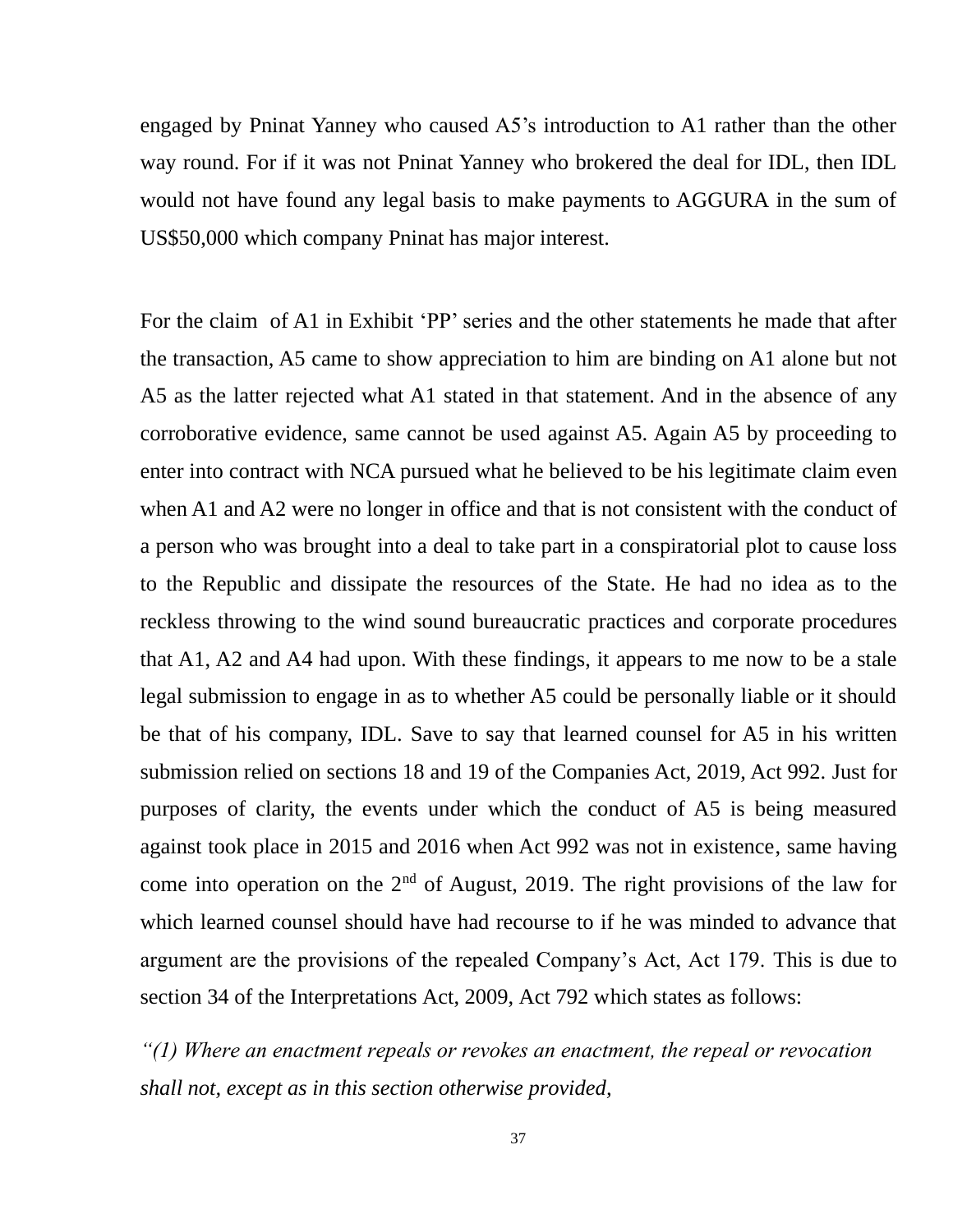engaged by Pninat Yanney who caused A5's introduction to A1 rather than the other way round. For if it was not Pninat Yanney who brokered the deal for IDL, then IDL would not have found any legal basis to make payments to AGGURA in the sum of US$50,000 which company Pninat has major interest.

For the claim of A1 in Exhibit 'PP' series and the other statements he made that after the transaction, A5 came to show appreciation to him are binding on A1 alone but not A5 as the latter rejected what A1 stated in that statement. And in the absence of any corroborative evidence, same cannot be used against A5. Again A5 by proceeding to enter into contract with NCA pursued what he believed to be his legitimate claim even when A1 and A2 were no longer in office and that is not consistent with the conduct of a person who was brought into a deal to take part in a conspiratorial plot to cause loss to the Republic and dissipate the resources of the State. He had no idea as to the reckless throwing to the wind sound bureaucratic practices and corporate procedures that A1, A2 and A4 had upon. With these findings, it appears to me now to be a stale legal submission to engage in as to whether A5 could be personally liable or it should be that of his company, IDL. Save to say that learned counsel for A5 in his written submission relied on sections 18 and 19 of the Companies Act, 2019, Act 992. Just for purposes of clarity, the events under which the conduct of A5 is being measured against took place in 2015 and 2016 when Act 992 was not in existence, same having come into operation on the 2nd of August, 2019. The right provisions of the law for which learned counsel should have had recourse to if he was minded to advance that argument are the provisions of the repealed Company's Act, Act 179. This is due to section 34 of the Interpretations Act, 2009, Act 792 which states as follows:

*"(1) Where an enactment repeals or revokes an enactment, the repeal or revocation shall not, except as in this section otherwise provided,*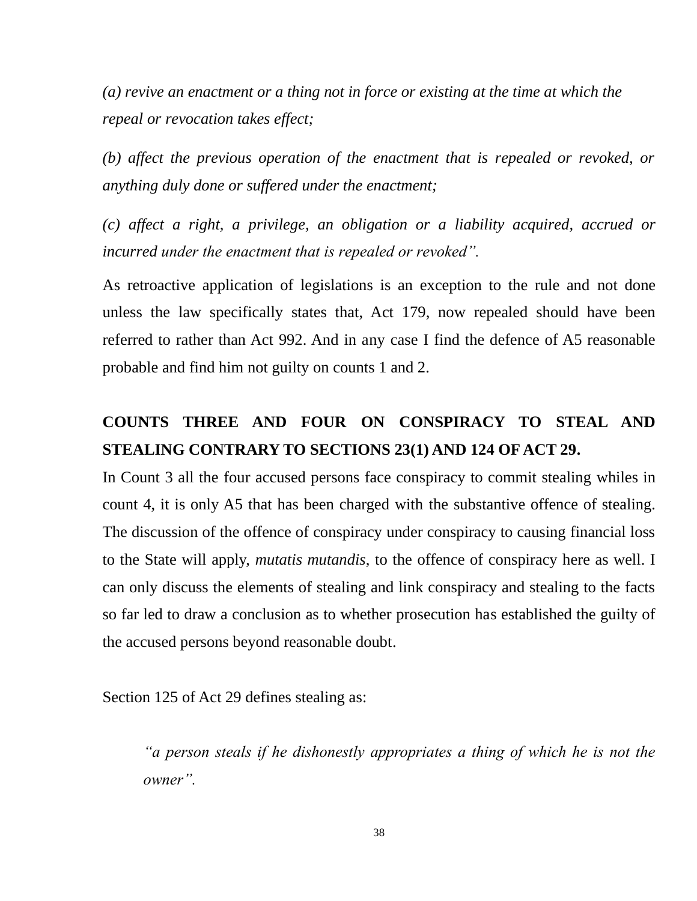*(a) revive an enactment or a thing not in force or existing at the time at which the repeal or revocation takes effect;*

*(b) affect the previous operation of the enactment that is repealed or revoked, or anything duly done or suffered under the enactment;*

*(c) affect a right, a privilege, an obligation or a liability acquired, accrued or incurred under the enactment that is repealed or revoked".*

As retroactive application of legislations is an exception to the rule and not done unless the law specifically states that, Act 179, now repealed should have been referred to rather than Act 992. And in any case I find the defence of A5 reasonable probable and find him not guilty on counts 1 and 2.

## COUNTS THREE AND FOUR ON CONSPIRACY TO STEAL AND STEALING CONTRARY TO SECTIONS 23(1) AND 124 OF ACT 29.

In Count 3 all the four accused persons face conspiracy to commit stealing whiles in count 4, it is only A5 that has been charged with the substantive offence of stealing. The discussion of the offence of conspiracy under conspiracy to causing financial loss to the State will apply, *mutatis mutandis*, to the offence of conspiracy here as well. I can only discuss the elements of stealing and link conspiracy and stealing to the facts so far led to draw a conclusion as to whether prosecution has established the guilty of the accused persons beyond reasonable doubt.

Section 125 of Act 29 defines stealing as:

> *"a person steals if he dishonestly appropriates a thing of which he is not the owner".*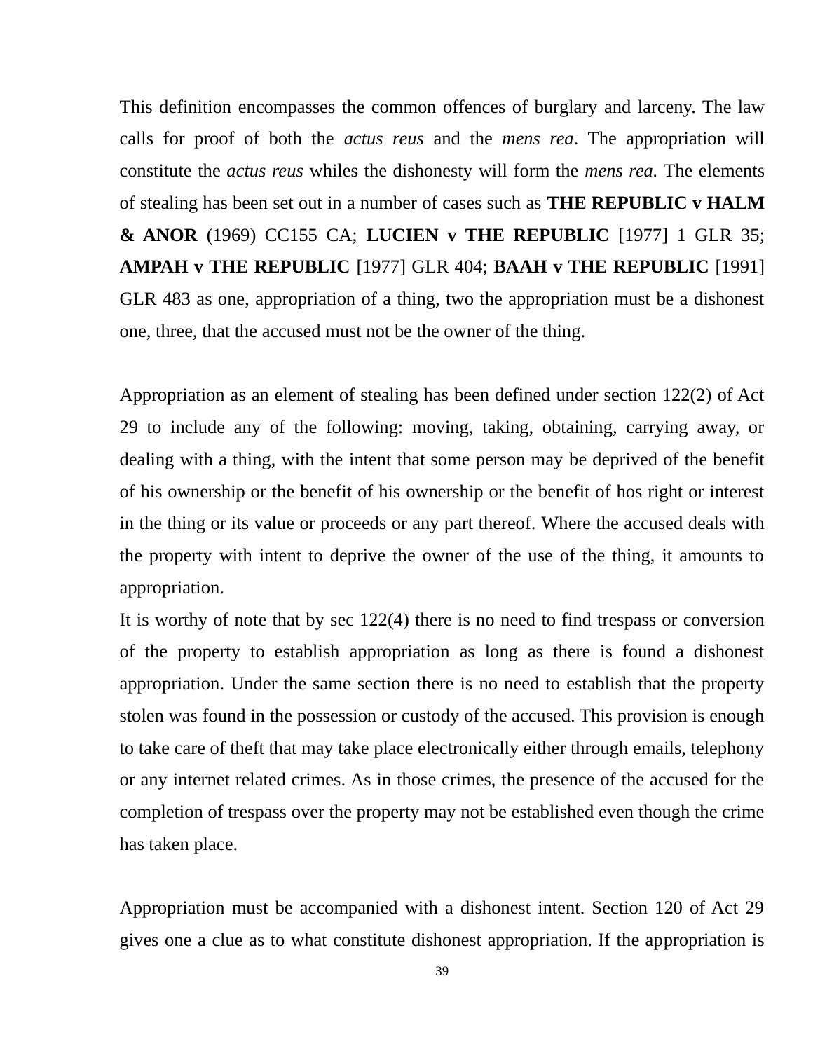This definition encompasses the common offences of burglary and larceny. The law calls for proof of both the *actus reus* and the *mens rea*. The appropriation will constitute the *actus reus* whiles the dishonesty will form the *mens rea*. The elements of stealing has been set out in a number of cases such as **THE REPUBLIC v HALM & ANOR** (1969) CC155 CA; **LUCIEN v THE REPUBLIC** [1977] 1 GLR 35; **AMPAH v THE REPUBLIC** [1977] GLR 404; **BAAH v THE REPUBLIC** [1991] GLR 483 as one, appropriation of a thing, two the appropriation must be a dishonest one, three, that the accused must not be the owner of the thing.

Appropriation as an element of stealing has been defined under section 122(2) of Act 29 to include any of the following: moving, taking, obtaining, carrying away, or dealing with a thing, with the intent that some person may be deprived of the benefit of his ownership or the benefit of his ownership or the benefit of hos right or interest in the thing or its value or proceeds or any part thereof. Where the accused deals with the property with intent to deprive the owner of the use of the thing, it amounts to appropriation.

It is worthy of note that by sec 122(4) there is no need to find trespass or conversion of the property to establish appropriation as long as there is found a dishonest appropriation. Under the same section there is no need to establish that the property stolen was found in the possession or custody of the accused. This provision is enough to take care of theft that may take place electronically either through emails, telephony or any internet related crimes. As in those crimes, the presence of the accused for the completion of trespass over the property may not be established even though the crime has taken place.

Appropriation must be accompanied with a dishonest intent. Section 120 of Act 29 gives one a clue as to what constitute dishonest appropriation. If the appropriation is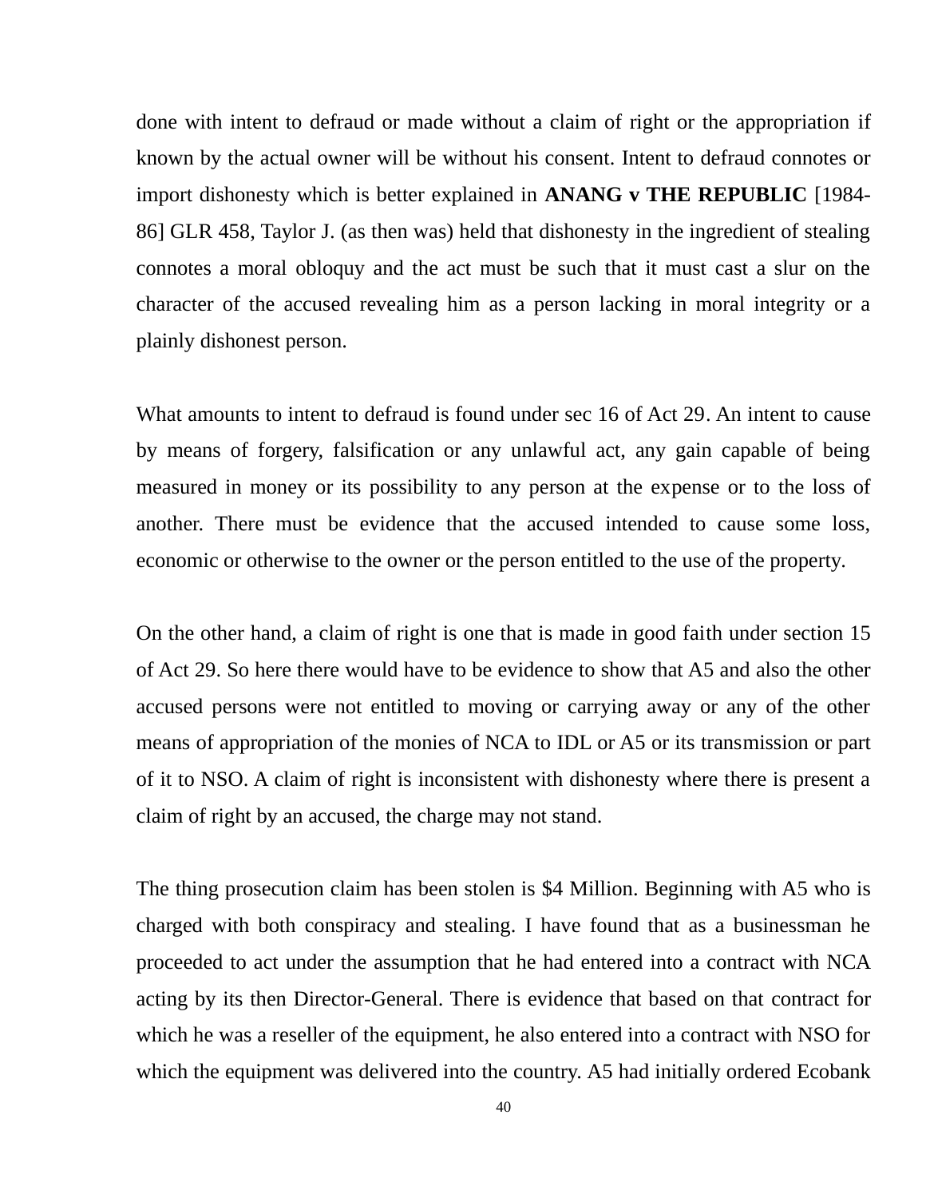done with intent to defraud or made without a claim of right or the appropriation if known by the actual owner will be without his consent. Intent to defraud connotes or import dishonesty which is better explained in **ANANG v THE REPUBLIC** [1984-86] GLR 458, Taylor J. (as then was) held that dishonesty in the ingredient of stealing connotes a moral obloquy and the act must be such that it must cast a slur on the character of the accused revealing him as a person lacking in moral integrity or a plainly dishonest person.

What amounts to intent to defraud is found under sec 16 of Act 29. An intent to cause by means of forgery, falsification or any unlawful act, any gain capable of being measured in money or its possibility to any person at the expense or to the loss of another. There must be evidence that the accused intended to cause some loss, economic or otherwise to the owner or the person entitled to the use of the property.

On the other hand, a claim of right is one that is made in good faith under section 15 of Act 29. So here there would have to be evidence to show that A5 and also the other accused persons were not entitled to moving or carrying away or any of the other means of appropriation of the monies of NCA to IDL or A5 or its transmission or part of it to NSO. A claim of right is inconsistent with dishonesty where there is present a claim of right by an accused, the charge may not stand.

The thing prosecution claim has been stolen is $4 Million. Beginning with A5 who is charged with both conspiracy and stealing. I have found that as a businessman he proceeded to act under the assumption that he had entered into a contract with NCA acting by its then Director-General. There is evidence that based on that contract for which he was a reseller of the equipment, he also entered into a contract with NSO for which the equipment was delivered into the country. A5 had initially ordered Ecobank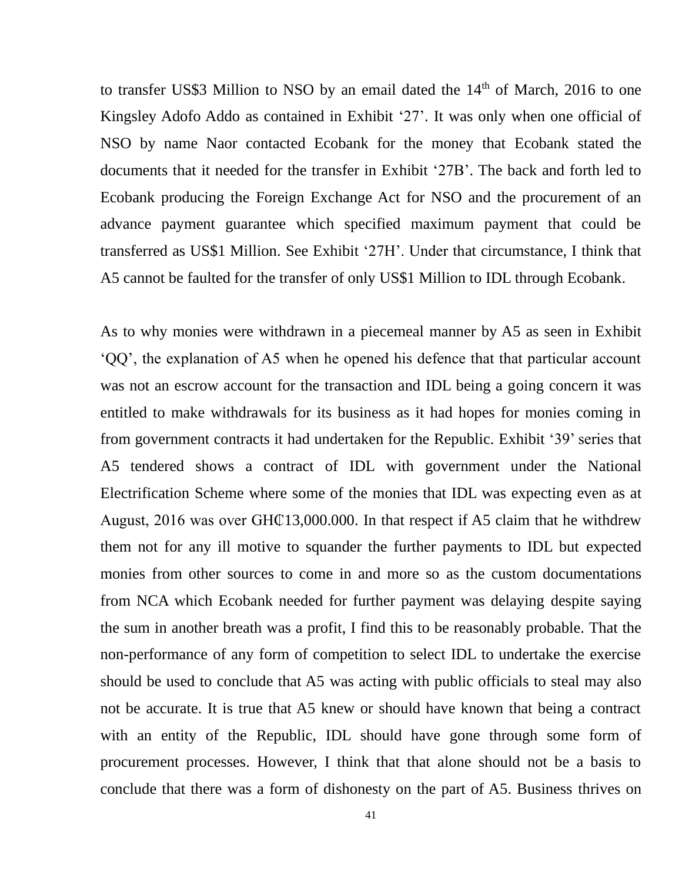to transfer US$3 Million to NSO by an email dated the 14th of March, 2016 to one Kingsley Adofo Addo as contained in Exhibit '27'. It was only when one official of NSO by name Naor contacted Ecobank for the money that Ecobank stated the documents that it needed for the transfer in Exhibit '27B'. The back and forth led to Ecobank producing the Foreign Exchange Act for NSO and the procurement of an advance payment guarantee which specified maximum payment that could be transferred as US$1 Million. See Exhibit '27H'. Under that circumstance, I think that A5 cannot be faulted for the transfer of only US$1 Million to IDL through Ecobank.

As to why monies were withdrawn in a piecemeal manner by A5 as seen in Exhibit 'QQ', the explanation of A5 when he opened his defence that that particular account was not an escrow account for the transaction and IDL being a going concern it was entitled to make withdrawals for its business as it had hopes for monies coming in from government contracts it had undertaken for the Republic. Exhibit '39' series that A5 tendered shows a contract of IDL with government under the National Electrification Scheme where some of the monies that IDL was expecting even as at August, 2016 was over GH₵13,000.000. In that respect if A5 claim that he withdrew them not for any ill motive to squander the further payments to IDL but expected monies from other sources to come in and more so as the custom documentations from NCA which Ecobank needed for further payment was delaying despite saying the sum in another breath was a profit, I find this to be reasonably probable. That the non-performance of any form of competition to select IDL to undertake the exercise should be used to conclude that A5 was acting with public officials to steal may also not be accurate. It is true that A5 knew or should have known that being a contract with an entity of the Republic, IDL should have gone through some form of procurement processes. However, I think that that alone should not be a basis to conclude that there was a form of dishonesty on the part of A5. Business thrives on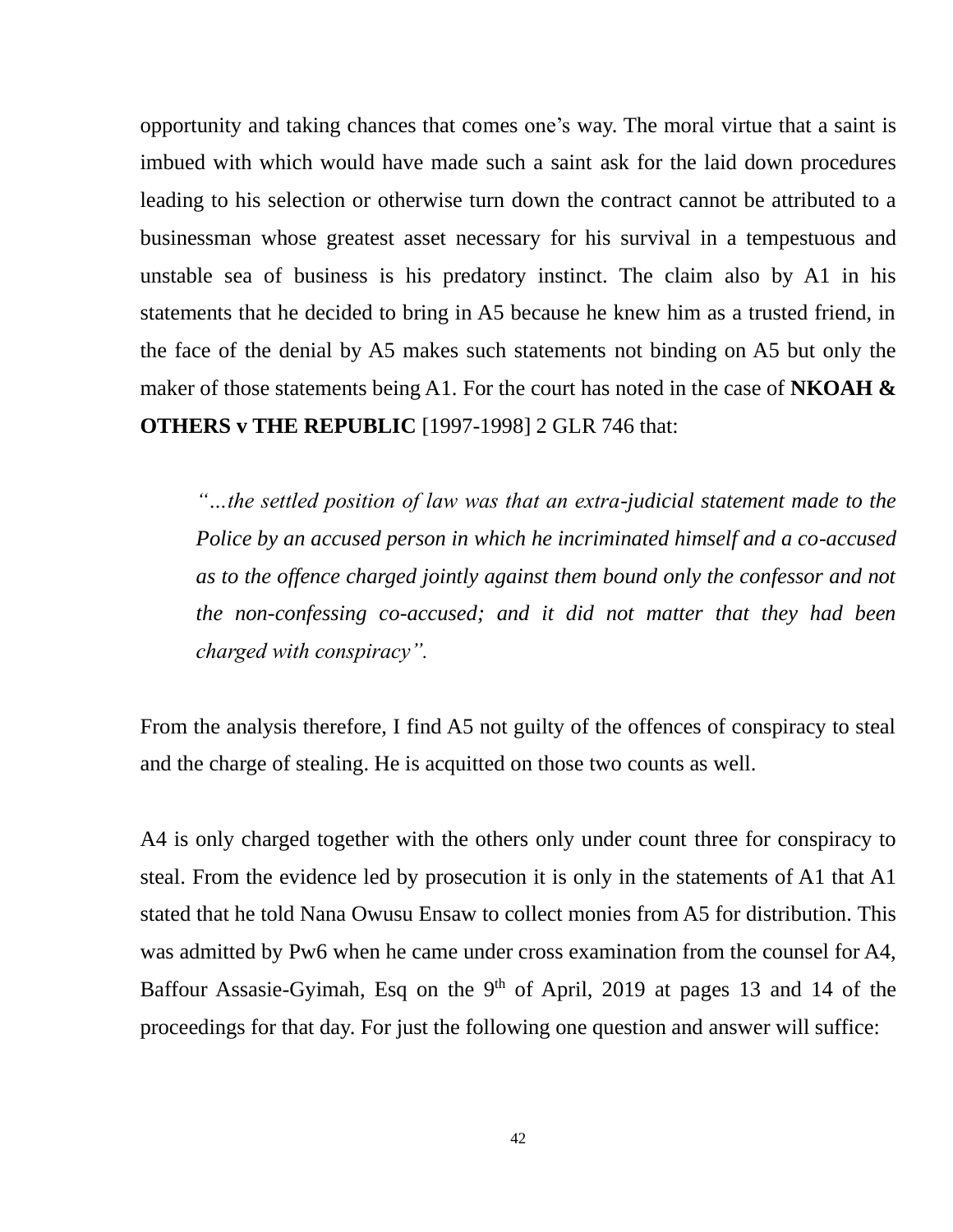opportunity and taking chances that comes one's way. The moral virtue that a saint is imbued with which would have made such a saint ask for the laid down procedures leading to his selection or otherwise turn down the contract cannot be attributed to a businessman whose greatest asset necessary for his survival in a tempestuous and unstable sea of business is his predatory instinct. The claim also by A1 in his statements that he decided to bring in A5 because he knew him as a trusted friend, in the face of the denial by A5 makes such statements not binding on A5 but only the maker of those statements being A1. For the court has noted in the case of **NKOAH & OTHERS v THE REPUBLIC** [1997-1998] 2 GLR 746 that:

> *"…the settled position of law was that an extra-judicial statement made to the Police by an accused person in which he incriminated himself and a co-accused as to the offence charged jointly against them bound only the confessor and not the non-confessing co-accused; and it did not matter that they had been charged with conspiracy".*

From the analysis therefore, I find A5 not guilty of the offences of conspiracy to steal and the charge of stealing. He is acquitted on those two counts as well.

A4 is only charged together with the others only under count three for conspiracy to steal. From the evidence led by prosecution it is only in the statements of A1 that A1 stated that he told Nana Owusu Ensaw to collect monies from A5 for distribution. This was admitted by Pw6 when he came under cross examination from the counsel for A4, Baffour Assasie-Gyimah, Esq on the 9th of April, 2019 at pages 13 and 14 of the proceedings for that day. For just the following one question and answer will suffice: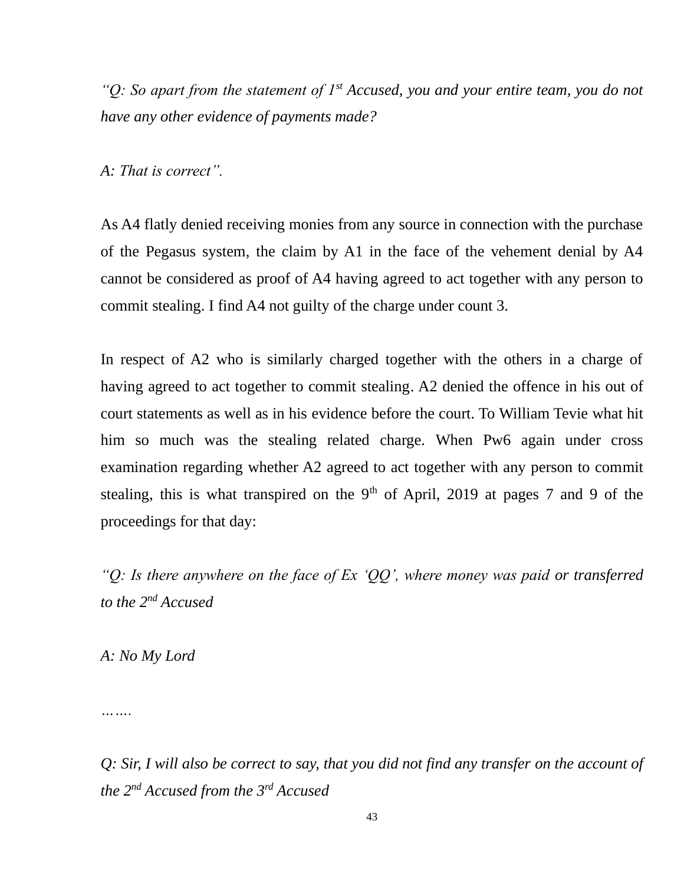*"Q: So apart from the statement of 1st Accused, you and your entire team, you do not have any other evidence of payments made?*

*A: That is correct".*

As A4 flatly denied receiving monies from any source in connection with the purchase of the Pegasus system, the claim by A1 in the face of the vehement denial by A4 cannot be considered as proof of A4 having agreed to act together with any person to commit stealing. I find A4 not guilty of the charge under count 3.

In respect of A2 who is similarly charged together with the others in a charge of having agreed to act together to commit stealing. A2 denied the offence in his out of court statements as well as in his evidence before the court. To William Tevie what hit him so much was the stealing related charge. When Pw6 again under cross examination regarding whether A2 agreed to act together with any person to commit stealing, this is what transpired on the 9th of April, 2019 at pages 7 and 9 of the proceedings for that day:

*"Q: Is there anywhere on the face of Ex 'QQ', where money was paid or transferred to the 2nd Accused*

*A: No My Lord*

*…….*

*Q: Sir, I will also be correct to say, that you did not find any transfer on the account of the 2nd Accused from the 3rd Accused*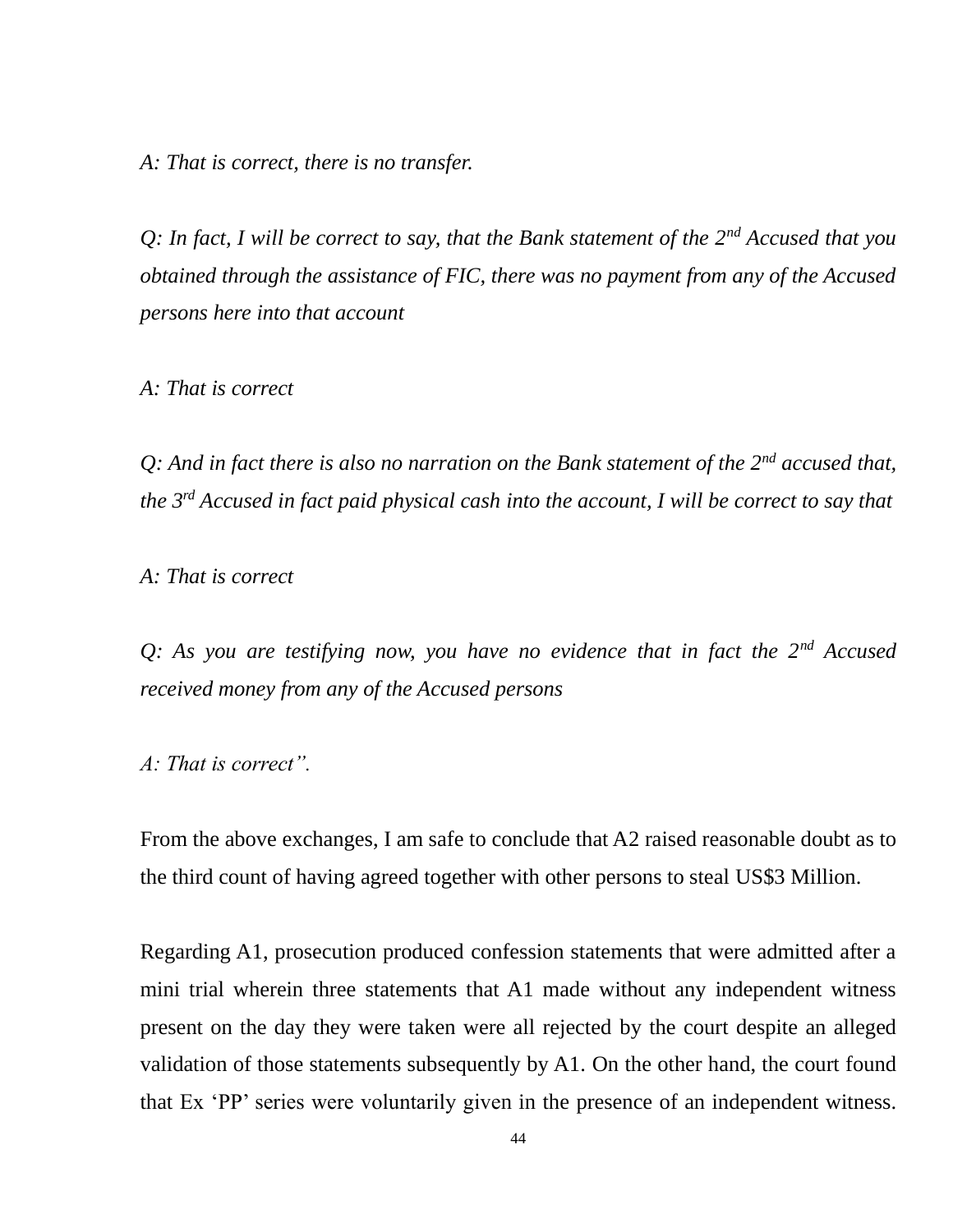*A: That is correct, there is no transfer.*

*Q: In fact, I will be correct to say, that the Bank statement of the 2nd Accused that you obtained through the assistance of FIC, there was no payment from any of the Accused persons here into that account*

*A: That is correct*

*Q: And in fact there is also no narration on the Bank statement of the 2nd accused that, the 3rd Accused in fact paid physical cash into the account, I will be correct to say that*

*A: That is correct*

*Q: As you are testifying now, you have no evidence that in fact the 2nd Accused received money from any of the Accused persons*

*A: That is correct".*

From the above exchanges, I am safe to conclude that A2 raised reasonable doubt as to the third count of having agreed together with other persons to steal US$3 Million.

Regarding A1, prosecution produced confession statements that were admitted after a mini trial wherein three statements that A1 made without any independent witness present on the day they were taken were all rejected by the court despite an alleged validation of those statements subsequently by A1. On the other hand, the court found that Ex 'PP' series were voluntarily given in the presence of an independent witness.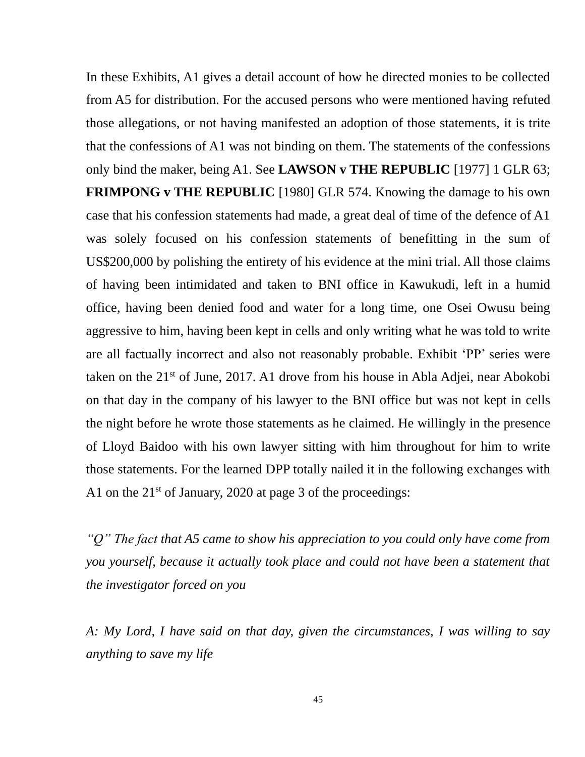In these Exhibits, A1 gives a detail account of how he directed monies to be collected from A5 for distribution. For the accused persons who were mentioned having refuted those allegations, or not having manifested an adoption of those statements, it is trite that the confessions of A1 was not binding on them. The statements of the confessions only bind the maker, being A1. See **LAWSON v THE REPUBLIC** [1977] 1 GLR 63; **FRIMPONG v THE REPUBLIC** [1980] GLR 574. Knowing the damage to his own case that his confession statements had made, a great deal of time of the defence of A1 was solely focused on his confession statements of benefitting in the sum of US$200,000 by polishing the entirety of his evidence at the mini trial. All those claims of having been intimidated and taken to BNI office in Kawukudi, left in a humid office, having been denied food and water for a long time, one Osei Owusu being aggressive to him, having been kept in cells and only writing what he was told to write are all factually incorrect and also not reasonably probable. Exhibit 'PP' series were taken on the 21st of June, 2017. A1 drove from his house in Abla Adjei, near Abokobi on that day in the company of his lawyer to the BNI office but was not kept in cells the night before he wrote those statements as he claimed. He willingly in the presence of Lloyd Baidoo with his own lawyer sitting with him throughout for him to write those statements. For the learned DPP totally nailed it in the following exchanges with A1 on the 21st of January, 2020 at page 3 of the proceedings:

*"Q" The fact that A5 came to show his appreciation to you could only have come from you yourself, because it actually took place and could not have been a statement that the investigator forced on you*

*A: My Lord, I have said on that day, given the circumstances, I was willing to say anything to save my life*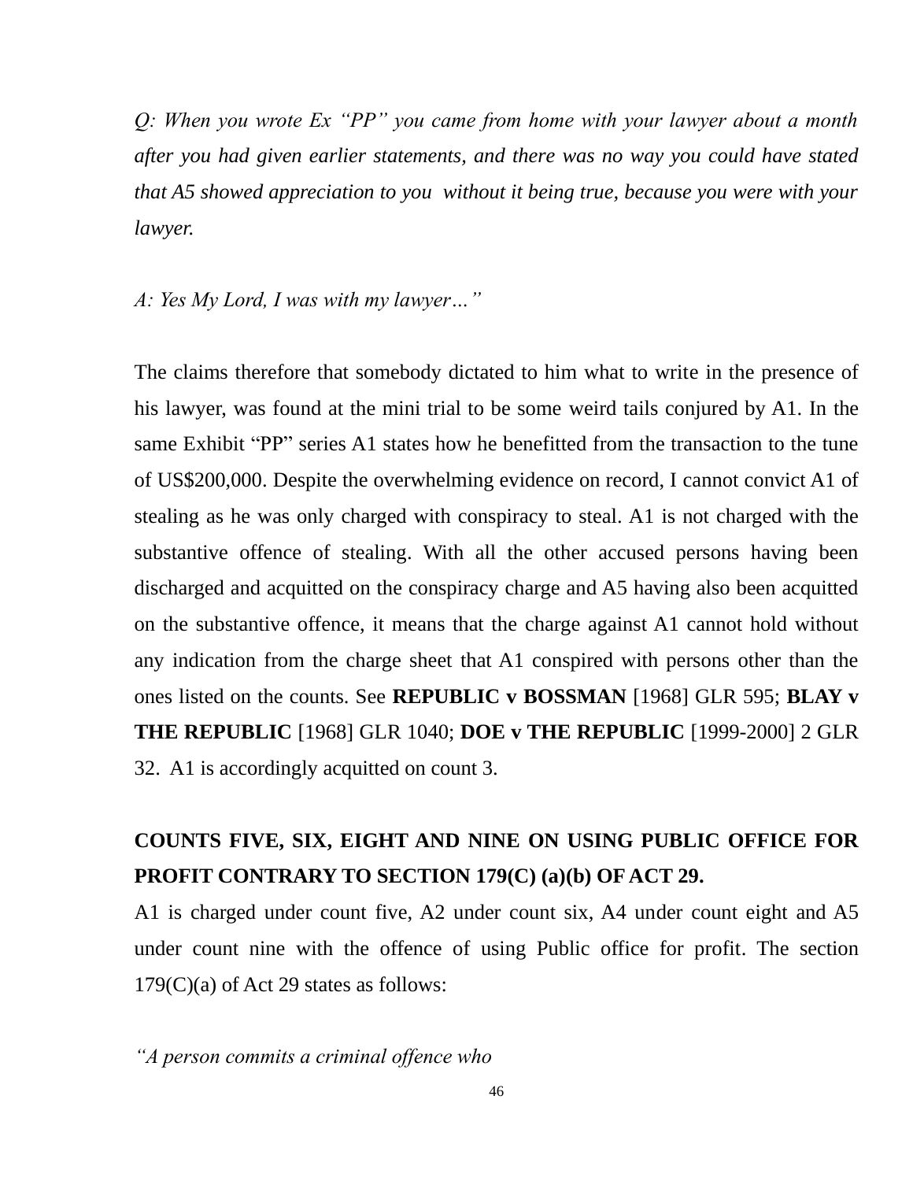*Q: When you wrote Ex "PP" you came from home with your lawyer about a month after you had given earlier statements, and there was no way you could have stated that A5 showed appreciation to you without it being true, because you were with your lawyer.*

*A: Yes My Lord, I was with my lawyer…"*

The claims therefore that somebody dictated to him what to write in the presence of his lawyer, was found at the mini trial to be some weird tails conjured by A1. In the same Exhibit "PP" series A1 states how he benefitted from the transaction to the tune of US$200,000. Despite the overwhelming evidence on record, I cannot convict A1 of stealing as he was only charged with conspiracy to steal. A1 is not charged with the substantive offence of stealing. With all the other accused persons having been discharged and acquitted on the conspiracy charge and A5 having also been acquitted on the substantive offence, it means that the charge against A1 cannot hold without any indication from the charge sheet that A1 conspired with persons other than the ones listed on the counts. See **REPUBLIC v BOSSMAN** [1968] GLR 595; **BLAY v THE REPUBLIC** [1968] GLR 1040; **DOE v THE REPUBLIC** [1999-2000] 2 GLR 32. A1 is accordingly acquitted on count 3.

**COUNTS FIVE, SIX, EIGHT AND NINE ON USING PUBLIC OFFICE FOR PROFIT CONTRARY TO SECTION 179(C) (a)(b) OF ACT 29.**

A1 is charged under count five, A2 under count six, A4 under count eight and A5 under count nine with the offence of using Public office for profit. The section 179(C)(a) of Act 29 states as follows:

*"A person commits a criminal offence who*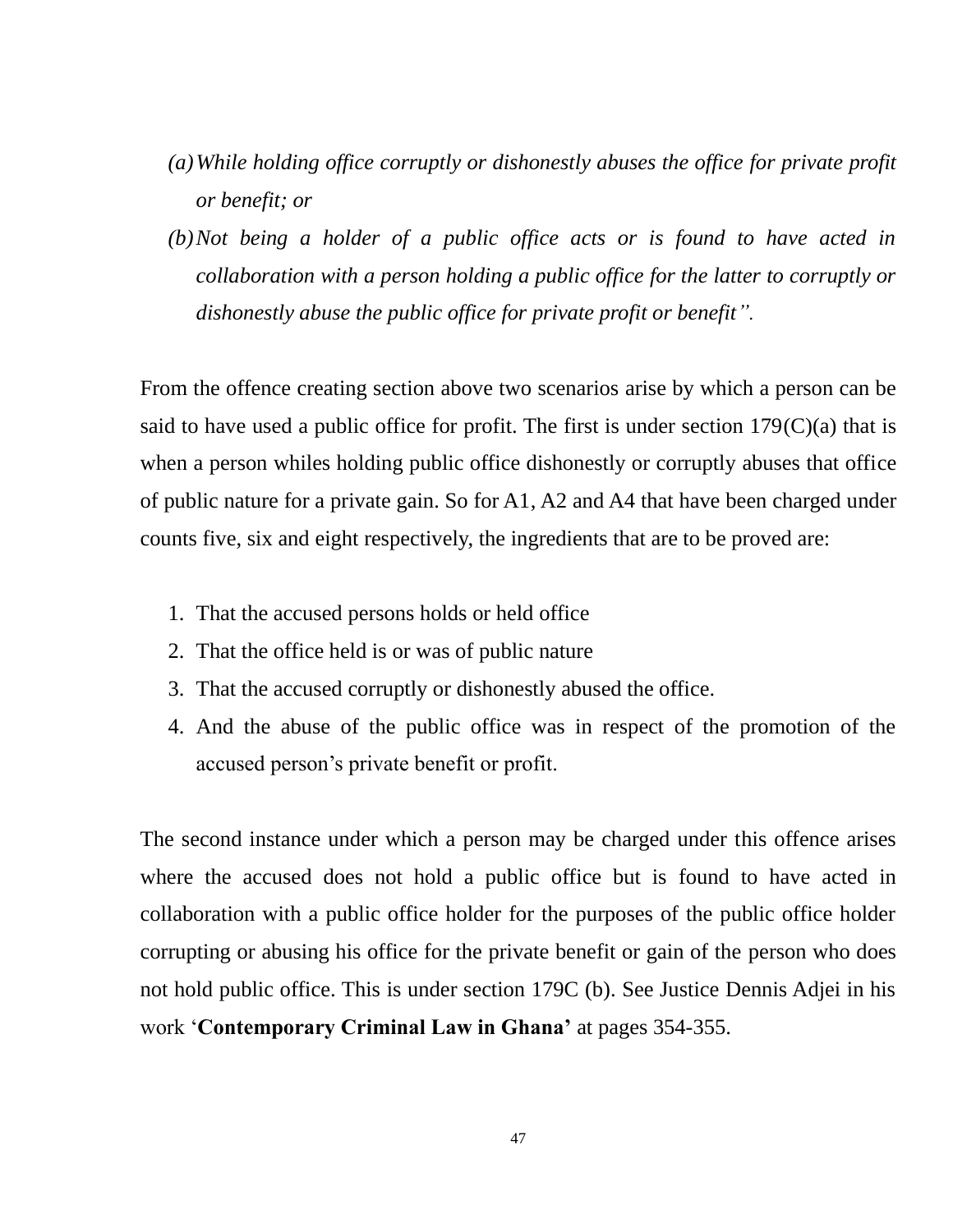*(a) While holding office corruptly or dishonestly abuses the office for private profit or benefit; or*

*(b) Not being a holder of a public office acts or is found to have acted in collaboration with a person holding a public office for the latter to corruptly or dishonestly abuse the public office for private profit or benefit".*

From the offence creating section above two scenarios arise by which a person can be said to have used a public office for profit. The first is under section 179(C)(a) that is when a person whiles holding public office dishonestly or corruptly abuses that office of public nature for a private gain. So for A1, A2 and A4 that have been charged under counts five, six and eight respectively, the ingredients that are to be proved are:

1. That the accused persons holds or held office
2. That the office held is or was of public nature
3. That the accused corruptly or dishonestly abused the office.
4. And the abuse of the public office was in respect of the promotion of the accused person's private benefit or profit.

The second instance under which a person may be charged under this offence arises where the accused does not hold a public office but is found to have acted in collaboration with a public office holder for the purposes of the public office holder corrupting or abusing his office for the private benefit or gain of the person who does not hold public office. This is under section 179C (b). See Justice Dennis Adjei in his work '**Contemporary Criminal Law in Ghana'** at pages 354-355.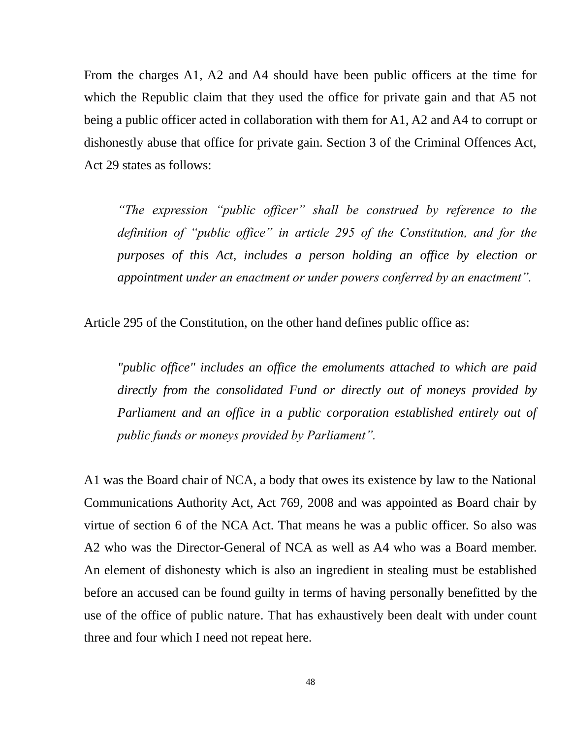From the charges A1, A2 and A4 should have been public officers at the time for which the Republic claim that they used the office for private gain and that A5 not being a public officer acted in collaboration with them for A1, A2 and A4 to corrupt or dishonestly abuse that office for private gain. Section 3 of the Criminal Offences Act, Act 29 states as follows:

> *"The expression "public officer" shall be construed by reference to the definition of "public office" in article 295 of the Constitution, and for the purposes of this Act, includes a person holding an office by election or appointment under an enactment or under powers conferred by an enactment".*

Article 295 of the Constitution, on the other hand defines public office as:

> *"public office" includes an office the emoluments attached to which are paid directly from the consolidated Fund or directly out of moneys provided by Parliament and an office in a public corporation established entirely out of public funds or moneys provided by Parliament".*

A1 was the Board chair of NCA, a body that owes its existence by law to the National Communications Authority Act, Act 769, 2008 and was appointed as Board chair by virtue of section 6 of the NCA Act. That means he was a public officer. So also was A2 who was the Director-General of NCA as well as A4 who was a Board member. An element of dishonesty which is also an ingredient in stealing must be established before an accused can be found guilty in terms of having personally benefitted by the use of the office of public nature. That has exhaustively been dealt with under count three and four which I need not repeat here.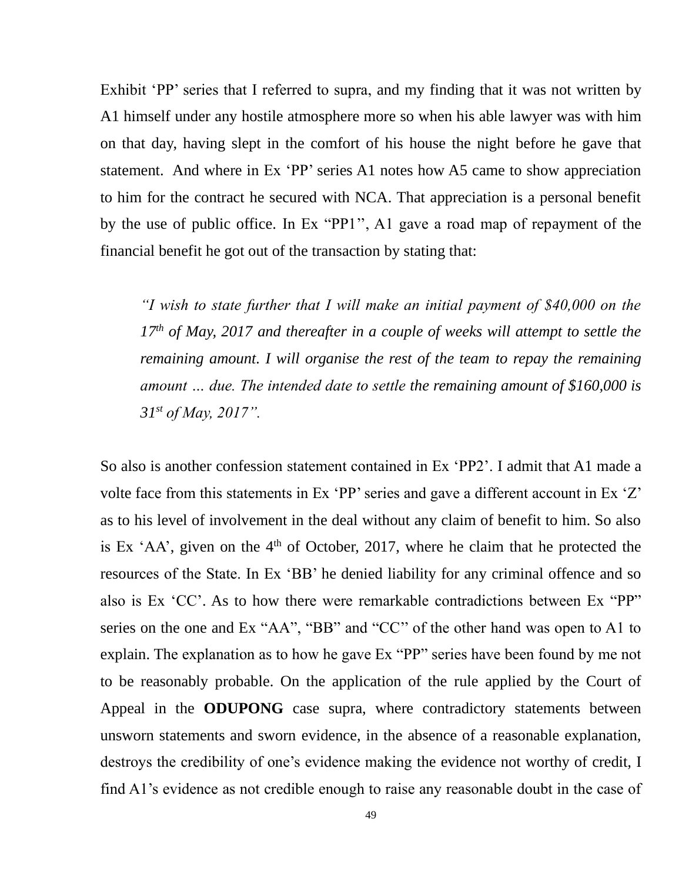Exhibit 'PP' series that I referred to supra, and my finding that it was not written by A1 himself under any hostile atmosphere more so when his able lawyer was with him on that day, having slept in the comfort of his house the night before he gave that statement. And where in Ex 'PP' series A1 notes how A5 came to show appreciation to him for the contract he secured with NCA. That appreciation is a personal benefit by the use of public office. In Ex "PP1'', A1 gave a road map of repayment of the financial benefit he got out of the transaction by stating that:

> *"I wish to state further that I will make an initial payment of $40,000 on the 17th of May, 2017 and thereafter in a couple of weeks will attempt to settle the remaining amount. I will organise the rest of the team to repay the remaining amount … due. The intended date to settle the remaining amount of $160,000 is 31st of May, 2017".*

So also is another confession statement contained in Ex 'PP2'. I admit that A1 made a volte face from this statements in Ex 'PP' series and gave a different account in Ex 'Z' as to his level of involvement in the deal without any claim of benefit to him. So also is Ex 'AA', given on the 4th of October, 2017, where he claim that he protected the resources of the State. In Ex 'BB' he denied liability for any criminal offence and so also is Ex 'CC'. As to how there were remarkable contradictions between Ex "PP" series on the one and Ex "AA", "BB" and "CC'' of the other hand was open to A1 to explain. The explanation as to how he gave Ex "PP" series have been found by me not to be reasonably probable. On the application of the rule applied by the Court of Appeal in the **ODUPONG** case supra, where contradictory statements between unsworn statements and sworn evidence, in the absence of a reasonable explanation, destroys the credibility of one's evidence making the evidence not worthy of credit, I find A1's evidence as not credible enough to raise any reasonable doubt in the case of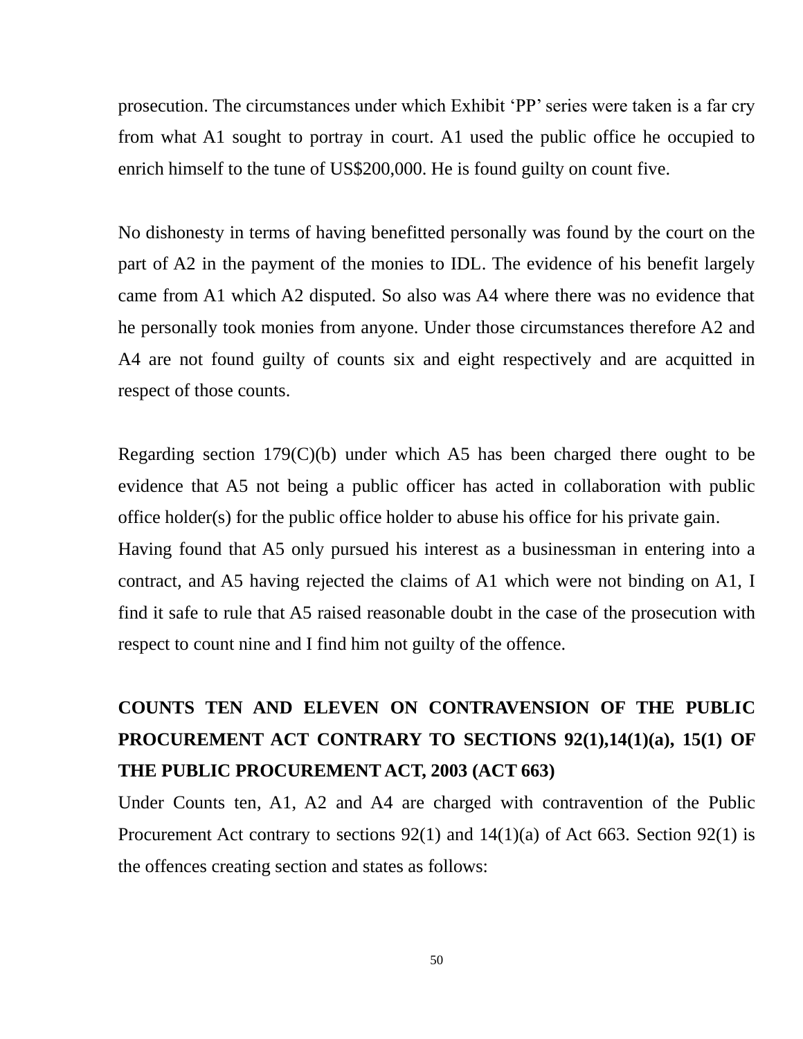prosecution. The circumstances under which Exhibit 'PP' series were taken is a far cry from what A1 sought to portray in court. A1 used the public office he occupied to enrich himself to the tune of US$200,000. He is found guilty on count five.

No dishonesty in terms of having benefitted personally was found by the court on the part of A2 in the payment of the monies to IDL. The evidence of his benefit largely came from A1 which A2 disputed. So also was A4 where there was no evidence that he personally took monies from anyone. Under those circumstances therefore A2 and A4 are not found guilty of counts six and eight respectively and are acquitted in respect of those counts.

Regarding section 179(C)(b) under which A5 has been charged there ought to be evidence that A5 not being a public officer has acted in collaboration with public office holder(s) for the public office holder to abuse his office for his private gain. Having found that A5 only pursued his interest as a businessman in entering into a contract, and A5 having rejected the claims of A1 which were not binding on A1, I find it safe to rule that A5 raised reasonable doubt in the case of the prosecution with respect to count nine and I find him not guilty of the offence.

**COUNTS TEN AND ELEVEN ON CONTRAVENSION OF THE PUBLIC PROCUREMENT ACT CONTRARY TO SECTIONS 92(1),14(1)(a), 15(1) OF THE PUBLIC PROCUREMENT ACT, 2003 (ACT 663)**

Under Counts ten, A1, A2 and A4 are charged with contravention of the Public Procurement Act contrary to sections 92(1) and 14(1)(a) of Act 663. Section 92(1) is the offences creating section and states as follows: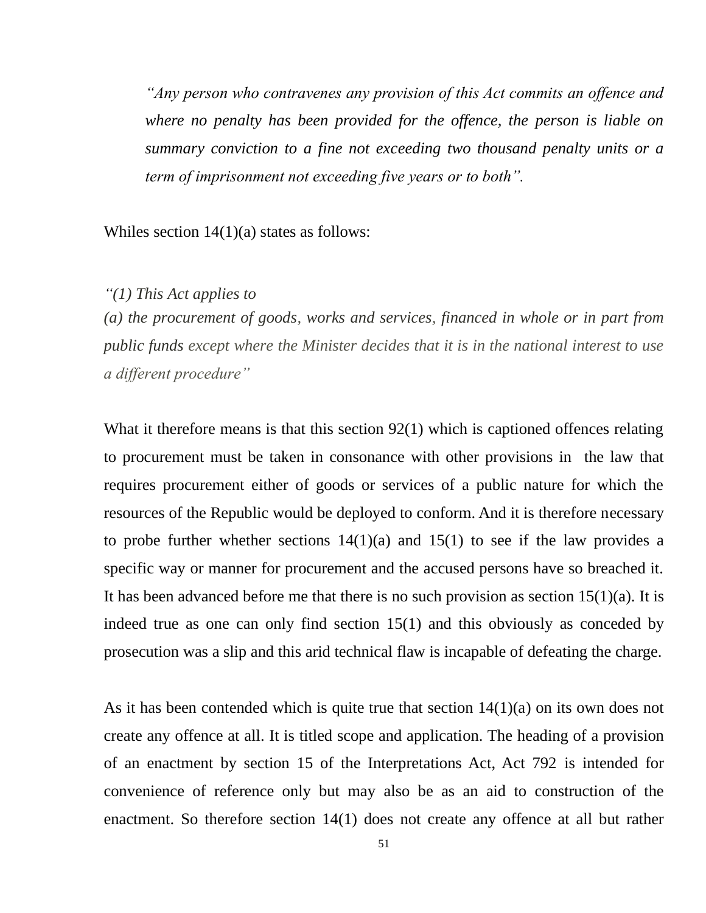> *"Any person who contravenes any provision of this Act commits an offence and where no penalty has been provided for the offence, the person is liable on summary conviction to a fine not exceeding two thousand penalty units or a term of imprisonment not exceeding five years or to both".*

Whiles section 14(1)(a) states as follows:

*"(1) This Act applies to*
*(a) the procurement of goods, works and services, financed in whole or in part from public funds except where the Minister decides that it is in the national interest to use a different procedure"*

What it therefore means is that this section 92(1) which is captioned offences relating to procurement must be taken in consonance with other provisions in the law that requires procurement either of goods or services of a public nature for which the resources of the Republic would be deployed to conform. And it is therefore necessary to probe further whether sections 14(1)(a) and 15(1) to see if the law provides a specific way or manner for procurement and the accused persons have so breached it. It has been advanced before me that there is no such provision as section 15(1)(a). It is indeed true as one can only find section 15(1) and this obviously as conceded by prosecution was a slip and this arid technical flaw is incapable of defeating the charge.

As it has been contended which is quite true that section 14(1)(a) on its own does not create any offence at all. It is titled scope and application. The heading of a provision of an enactment by section 15 of the Interpretations Act, Act 792 is intended for convenience of reference only but may also be as an aid to construction of the enactment. So therefore section 14(1) does not create any offence at all but rather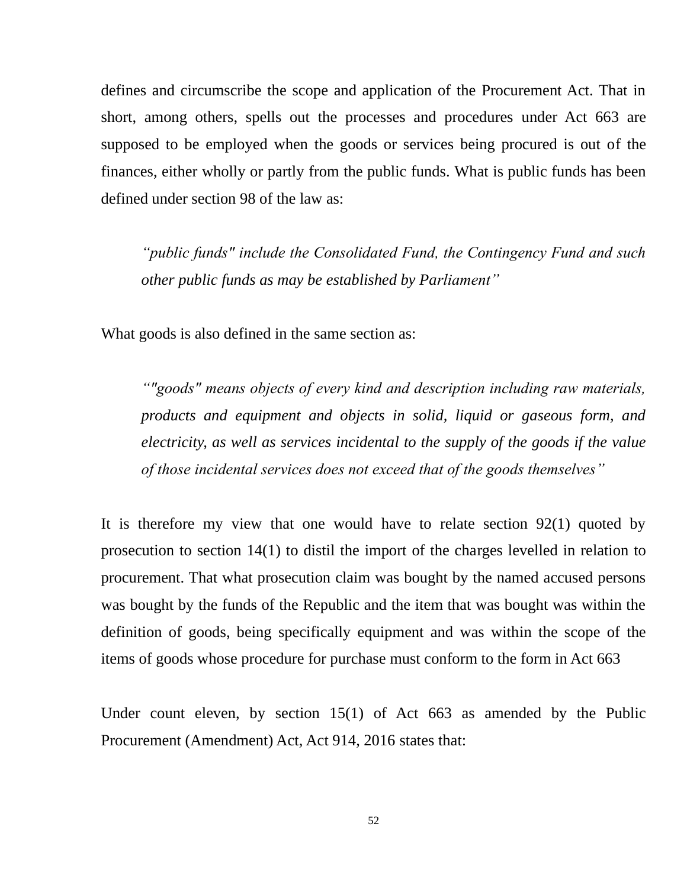defines and circumscribe the scope and application of the Procurement Act. That in short, among others, spells out the processes and procedures under Act 663 are supposed to be employed when the goods or services being procured is out of the finances, either wholly or partly from the public funds. What is public funds has been defined under section 98 of the law as:

> *"public funds" include the Consolidated Fund, the Contingency Fund and such other public funds as may be established by Parliament"*

What goods is also defined in the same section as:

> *""goods" means objects of every kind and description including raw materials, products and equipment and objects in solid, liquid or gaseous form, and electricity, as well as services incidental to the supply of the goods if the value of those incidental services does not exceed that of the goods themselves"*

It is therefore my view that one would have to relate section 92(1) quoted by prosecution to section 14(1) to distil the import of the charges levelled in relation to procurement. That what prosecution claim was bought by the named accused persons was bought by the funds of the Republic and the item that was bought was within the definition of goods, being specifically equipment and was within the scope of the items of goods whose procedure for purchase must conform to the form in Act 663

Under count eleven, by section 15(1) of Act 663 as amended by the Public Procurement (Amendment) Act, Act 914, 2016 states that: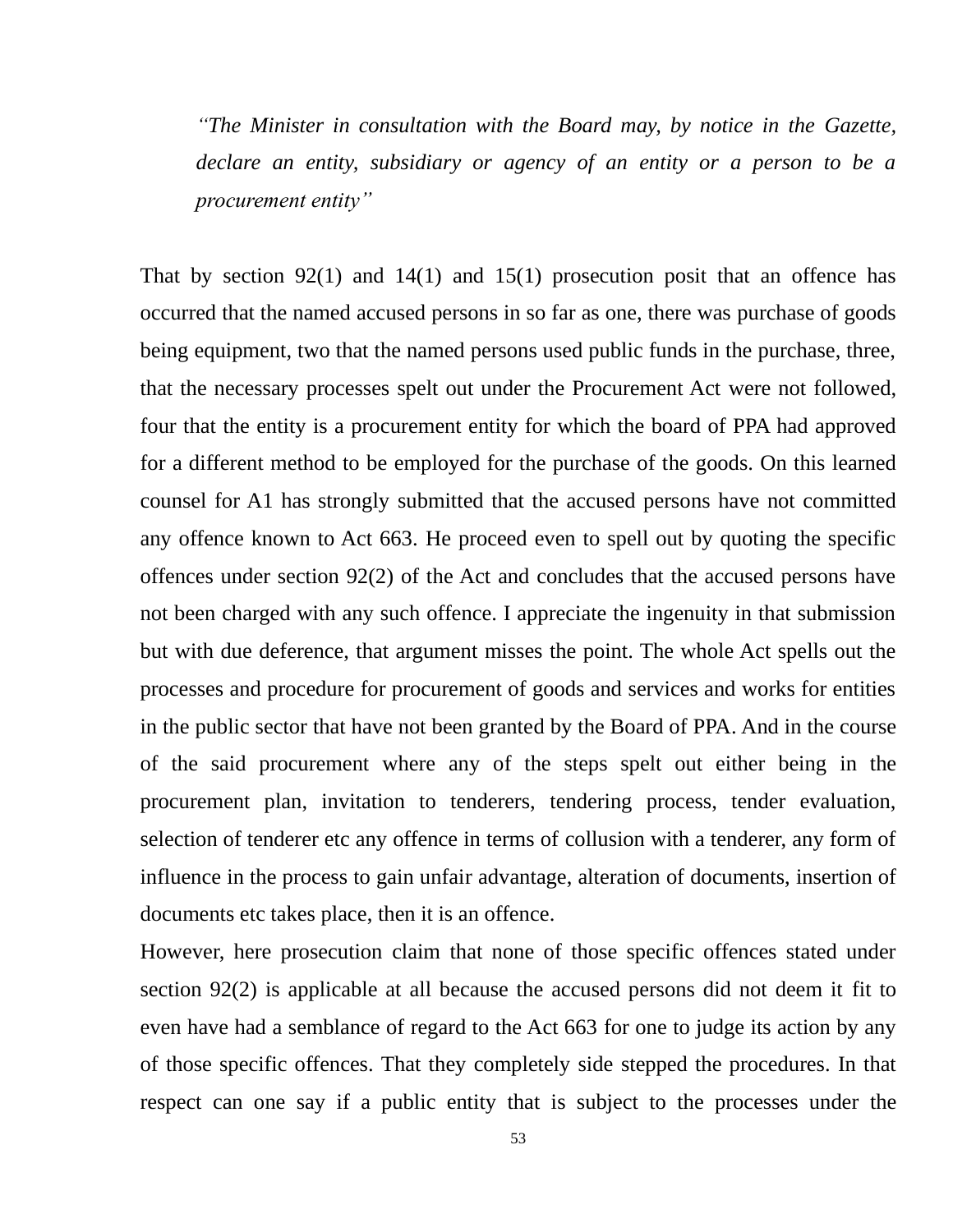> *"The Minister in consultation with the Board may, by notice in the Gazette, declare an entity, subsidiary or agency of an entity or a person to be a procurement entity"*

That by section 92(1) and 14(1) and 15(1) prosecution posit that an offence has occurred that the named accused persons in so far as one, there was purchase of goods being equipment, two that the named persons used public funds in the purchase, three, that the necessary processes spelt out under the Procurement Act were not followed, four that the entity is a procurement entity for which the board of PPA had approved for a different method to be employed for the purchase of the goods. On this learned counsel for A1 has strongly submitted that the accused persons have not committed any offence known to Act 663. He proceed even to spell out by quoting the specific offences under section 92(2) of the Act and concludes that the accused persons have not been charged with any such offence. I appreciate the ingenuity in that submission but with due deference, that argument misses the point. The whole Act spells out the processes and procedure for procurement of goods and services and works for entities in the public sector that have not been granted by the Board of PPA. And in the course of the said procurement where any of the steps spelt out either being in the procurement plan, invitation to tenderers, tendering process, tender evaluation, selection of tenderer etc any offence in terms of collusion with a tenderer, any form of influence in the process to gain unfair advantage, alteration of documents, insertion of documents etc takes place, then it is an offence.

However, here prosecution claim that none of those specific offences stated under section 92(2) is applicable at all because the accused persons did not deem it fit to even have had a semblance of regard to the Act 663 for one to judge its action by any of those specific offences. That they completely side stepped the procedures. In that respect can one say if a public entity that is subject to the processes under the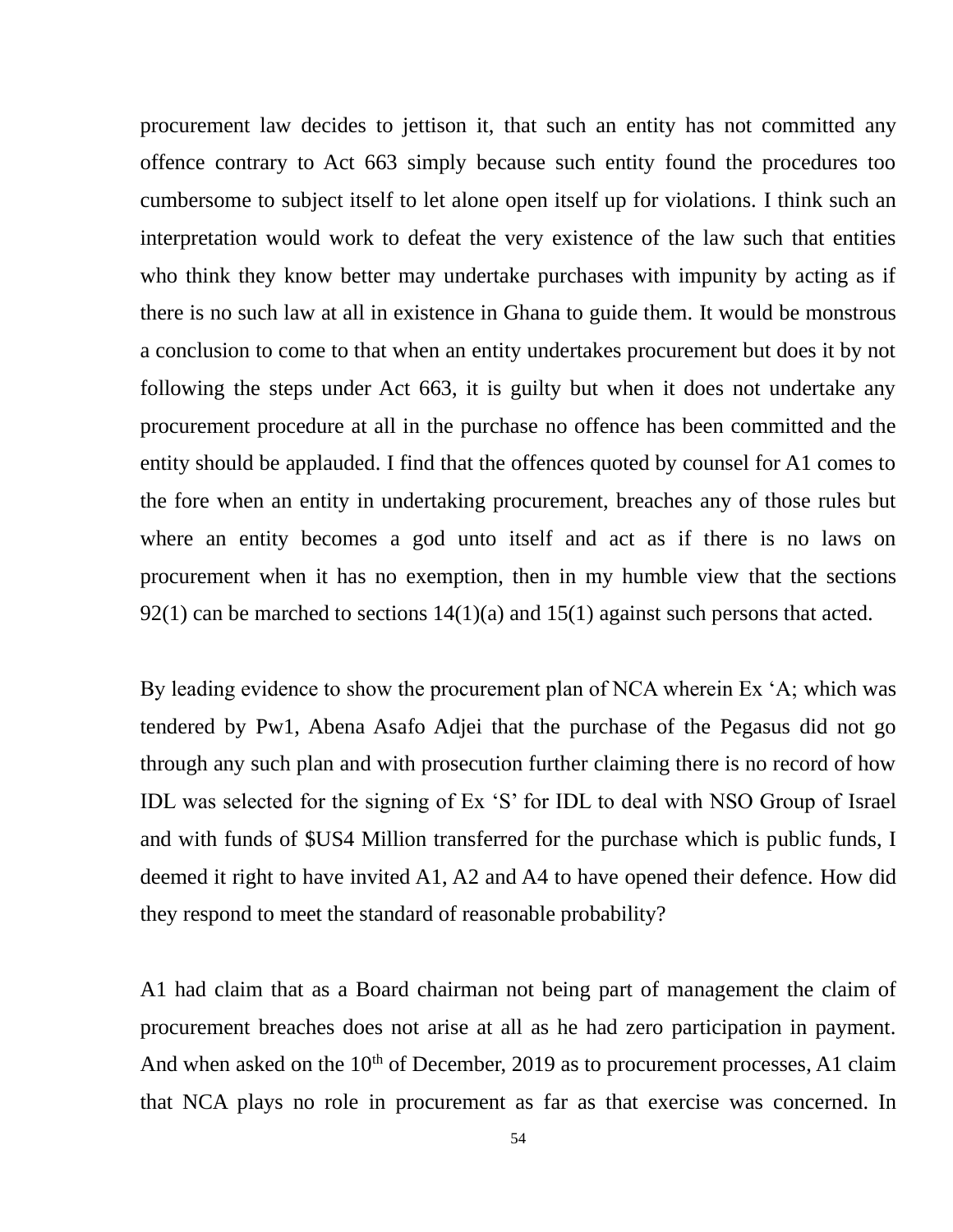procurement law decides to jettison it, that such an entity has not committed any offence contrary to Act 663 simply because such entity found the procedures too cumbersome to subject itself to let alone open itself up for violations. I think such an interpretation would work to defeat the very existence of the law such that entities who think they know better may undertake purchases with impunity by acting as if there is no such law at all in existence in Ghana to guide them. It would be monstrous a conclusion to come to that when an entity undertakes procurement but does it by not following the steps under Act 663, it is guilty but when it does not undertake any procurement procedure at all in the purchase no offence has been committed and the entity should be applauded. I find that the offences quoted by counsel for A1 comes to the fore when an entity in undertaking procurement, breaches any of those rules but where an entity becomes a god unto itself and act as if there is no laws on procurement when it has no exemption, then in my humble view that the sections 92(1) can be marched to sections 14(1)(a) and 15(1) against such persons that acted.

By leading evidence to show the procurement plan of NCA wherein Ex 'A; which was tendered by Pw1, Abena Asafo Adjei that the purchase of the Pegasus did not go through any such plan and with prosecution further claiming there is no record of how IDL was selected for the signing of Ex 'S' for IDL to deal with NSO Group of Israel and with funds of $US4 Million transferred for the purchase which is public funds, I deemed it right to have invited A1, A2 and A4 to have opened their defence. How did they respond to meet the standard of reasonable probability?

A1 had claim that as a Board chairman not being part of management the claim of procurement breaches does not arise at all as he had zero participation in payment. And when asked on the 10th of December, 2019 as to procurement processes, A1 claim that NCA plays no role in procurement as far as that exercise was concerned. In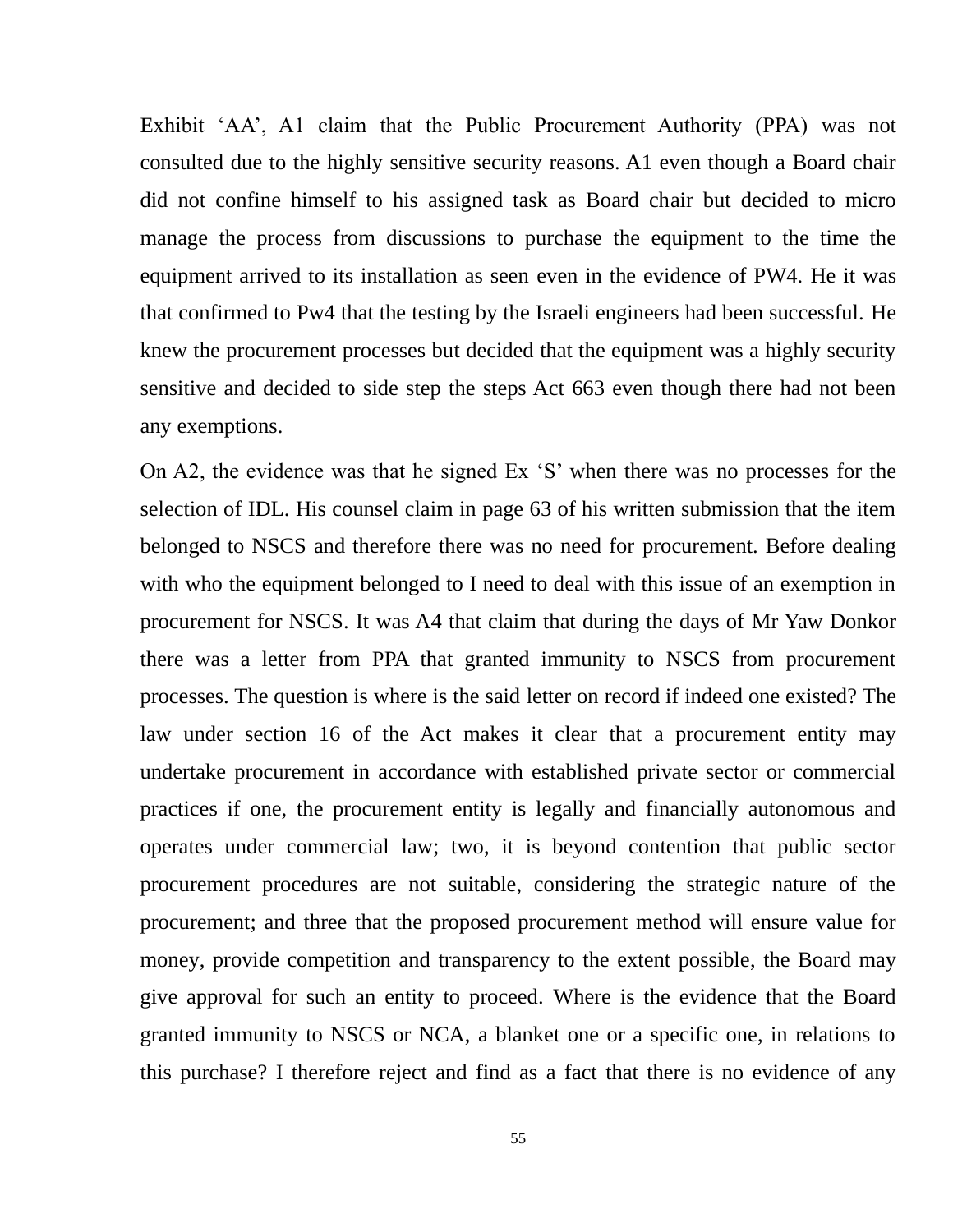Exhibit 'AA', A1 claim that the Public Procurement Authority (PPA) was not consulted due to the highly sensitive security reasons. A1 even though a Board chair did not confine himself to his assigned task as Board chair but decided to micro manage the process from discussions to purchase the equipment to the time the equipment arrived to its installation as seen even in the evidence of PW4. He it was that confirmed to Pw4 that the testing by the Israeli engineers had been successful. He knew the procurement processes but decided that the equipment was a highly security sensitive and decided to side step the steps Act 663 even though there had not been any exemptions.

On A2, the evidence was that he signed Ex 'S' when there was no processes for the selection of IDL. His counsel claim in page 63 of his written submission that the item belonged to NSCS and therefore there was no need for procurement. Before dealing with who the equipment belonged to I need to deal with this issue of an exemption in procurement for NSCS. It was A4 that claim that during the days of Mr Yaw Donkor there was a letter from PPA that granted immunity to NSCS from procurement processes. The question is where is the said letter on record if indeed one existed? The law under section 16 of the Act makes it clear that a procurement entity may undertake procurement in accordance with established private sector or commercial practices if one, the procurement entity is legally and financially autonomous and operates under commercial law; two, it is beyond contention that public sector procurement procedures are not suitable, considering the strategic nature of the procurement; and three that the proposed procurement method will ensure value for money, provide competition and transparency to the extent possible, the Board may give approval for such an entity to proceed. Where is the evidence that the Board granted immunity to NSCS or NCA, a blanket one or a specific one, in relations to this purchase? I therefore reject and find as a fact that there is no evidence of any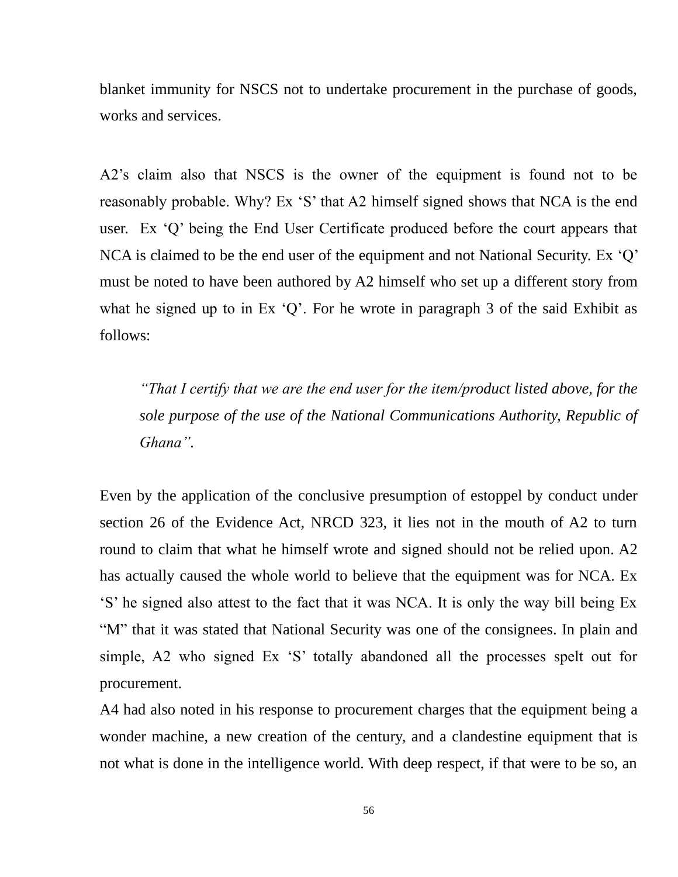blanket immunity for NSCS not to undertake procurement in the purchase of goods, works and services.

A2's claim also that NSCS is the owner of the equipment is found not to be reasonably probable. Why? Ex 'S' that A2 himself signed shows that NCA is the end user. Ex 'Q' being the End User Certificate produced before the court appears that NCA is claimed to be the end user of the equipment and not National Security. Ex 'Q' must be noted to have been authored by A2 himself who set up a different story from what he signed up to in Ex 'Q'. For he wrote in paragraph 3 of the said Exhibit as follows:

> *"That I certify that we are the end user for the item/product listed above, for the sole purpose of the use of the National Communications Authority, Republic of Ghana".*

Even by the application of the conclusive presumption of estoppel by conduct under section 26 of the Evidence Act, NRCD 323, it lies not in the mouth of A2 to turn round to claim that what he himself wrote and signed should not be relied upon. A2 has actually caused the whole world to believe that the equipment was for NCA. Ex 'S' he signed also attest to the fact that it was NCA. It is only the way bill being Ex "M" that it was stated that National Security was one of the consignees. In plain and simple, A2 who signed Ex 'S' totally abandoned all the processes spelt out for procurement.

A4 had also noted in his response to procurement charges that the equipment being a wonder machine, a new creation of the century, and a clandestine equipment that is not what is done in the intelligence world. With deep respect, if that were to be so, an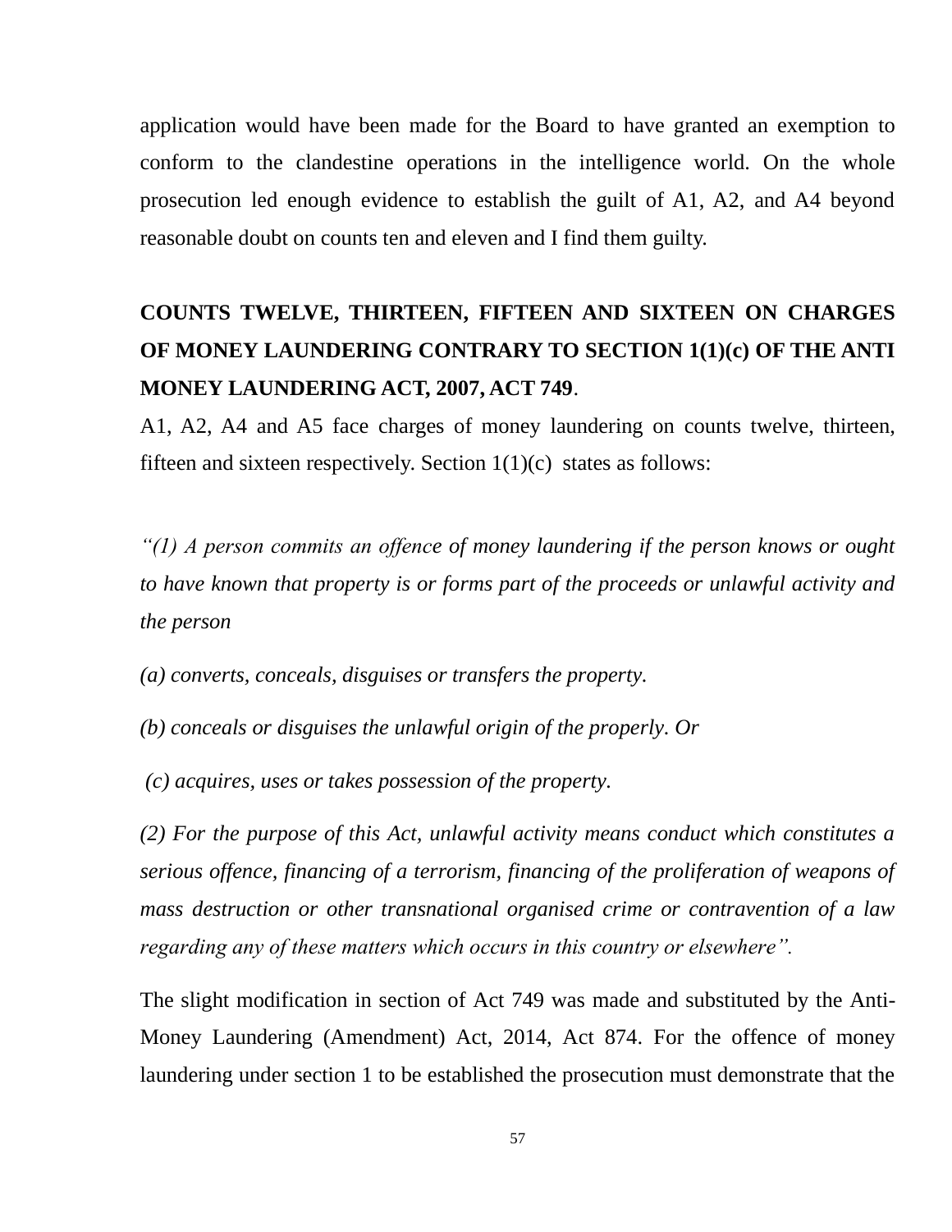application would have been made for the Board to have granted an exemption to conform to the clandestine operations in the intelligence world. On the whole prosecution led enough evidence to establish the guilt of A1, A2, and A4 beyond reasonable doubt on counts ten and eleven and I find them guilty.

**COUNTS TWELVE, THIRTEEN, FIFTEEN AND SIXTEEN ON CHARGES OF MONEY LAUNDERING CONTRARY TO SECTION 1(1)(c) OF THE ANTI MONEY LAUNDERING ACT, 2007, ACT 749**.

A1, A2, A4 and A5 face charges of money laundering on counts twelve, thirteen, fifteen and sixteen respectively. Section 1(1)(c) states as follows:

*"(1) A person commits an offence of money laundering if the person knows or ought to have known that property is or forms part of the proceeds or unlawful activity and the person*

*(a) converts, conceals, disguises or transfers the property.*

*(b) conceals or disguises the unlawful origin of the properly. Or*

*(c) acquires, uses or takes possession of the property.*

*(2) For the purpose of this Act, unlawful activity means conduct which constitutes a serious offence, financing of a terrorism, financing of the proliferation of weapons of mass destruction or other transnational organised crime or contravention of a law regarding any of these matters which occurs in this country or elsewhere".*

The slight modification in section of Act 749 was made and substituted by the Anti-Money Laundering (Amendment) Act, 2014, Act 874. For the offence of money laundering under section 1 to be established the prosecution must demonstrate that the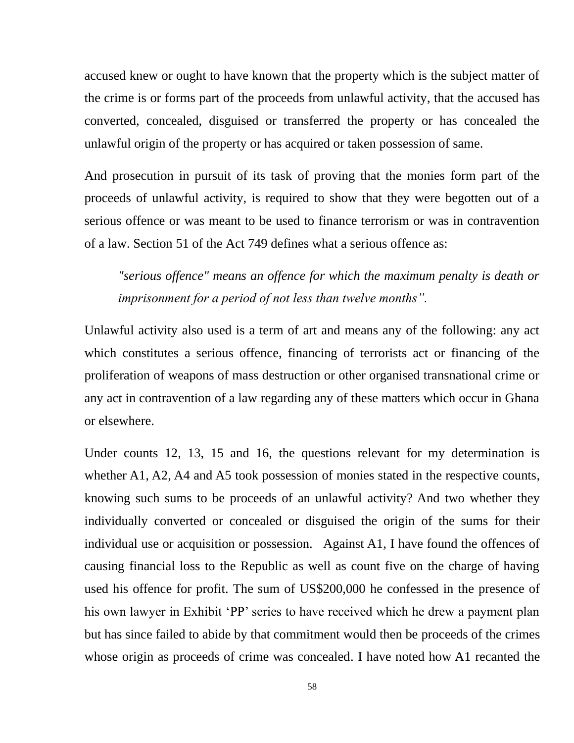accused knew or ought to have known that the property which is the subject matter of the crime is or forms part of the proceeds from unlawful activity, that the accused has converted, concealed, disguised or transferred the property or has concealed the unlawful origin of the property or has acquired or taken possession of same.

And prosecution in pursuit of its task of proving that the monies form part of the proceeds of unlawful activity, is required to show that they were begotten out of a serious offence or was meant to be used to finance terrorism or was in contravention of a law. Section 51 of the Act 749 defines what a serious offence as:

> *"serious offence" means an offence for which the maximum penalty is death or imprisonment for a period of not less than twelve months".*

Unlawful activity also used is a term of art and means any of the following: any act which constitutes a serious offence, financing of terrorists act or financing of the proliferation of weapons of mass destruction or other organised transnational crime or any act in contravention of a law regarding any of these matters which occur in Ghana or elsewhere.

Under counts 12, 13, 15 and 16, the questions relevant for my determination is whether A1, A2, A4 and A5 took possession of monies stated in the respective counts, knowing such sums to be proceeds of an unlawful activity? And two whether they individually converted or concealed or disguised the origin of the sums for their individual use or acquisition or possession. Against A1, I have found the offences of causing financial loss to the Republic as well as count five on the charge of having used his offence for profit. The sum of US$200,000 he confessed in the presence of his own lawyer in Exhibit 'PP' series to have received which he drew a payment plan but has since failed to abide by that commitment would then be proceeds of the crimes whose origin as proceeds of crime was concealed. I have noted how A1 recanted the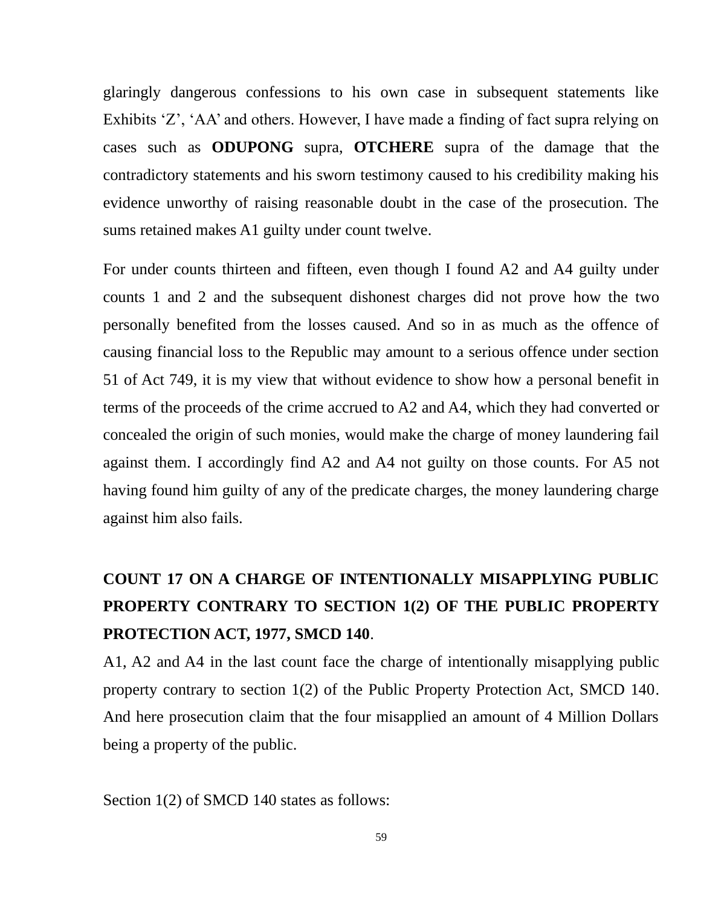glaringly dangerous confessions to his own case in subsequent statements like Exhibits ‘Z’, ‘AA’ and others. However, I have made a finding of fact supra relying on cases such as **ODUPONG** supra, **OTCHERE** supra of the damage that the contradictory statements and his sworn testimony caused to his credibility making his evidence unworthy of raising reasonable doubt in the case of the prosecution. The sums retained makes A1 guilty under count twelve.

For under counts thirteen and fifteen, even though I found A2 and A4 guilty under counts 1 and 2 and the subsequent dishonest charges did not prove how the two personally benefited from the losses caused. And so in as much as the offence of causing financial loss to the Republic may amount to a serious offence under section 51 of Act 749, it is my view that without evidence to show how a personal benefit in terms of the proceeds of the crime accrued to A2 and A4, which they had converted or concealed the origin of such monies, would make the charge of money laundering fail against them. I accordingly find A2 and A4 not guilty on those counts. For A5 not having found him guilty of any of the predicate charges, the money laundering charge against him also fails.

**COUNT 17 ON A CHARGE OF INTENTIONALLY MISAPPLYING PUBLIC PROPERTY CONTRARY TO SECTION 1(2) OF THE PUBLIC PROPERTY PROTECTION ACT, 1977, SMCD 140**.

A1, A2 and A4 in the last count face the charge of intentionally misapplying public property contrary to section 1(2) of the Public Property Protection Act, SMCD 140. And here prosecution claim that the four misapplied an amount of 4 Million Dollars being a property of the public.

Section 1(2) of SMCD 140 states as follows: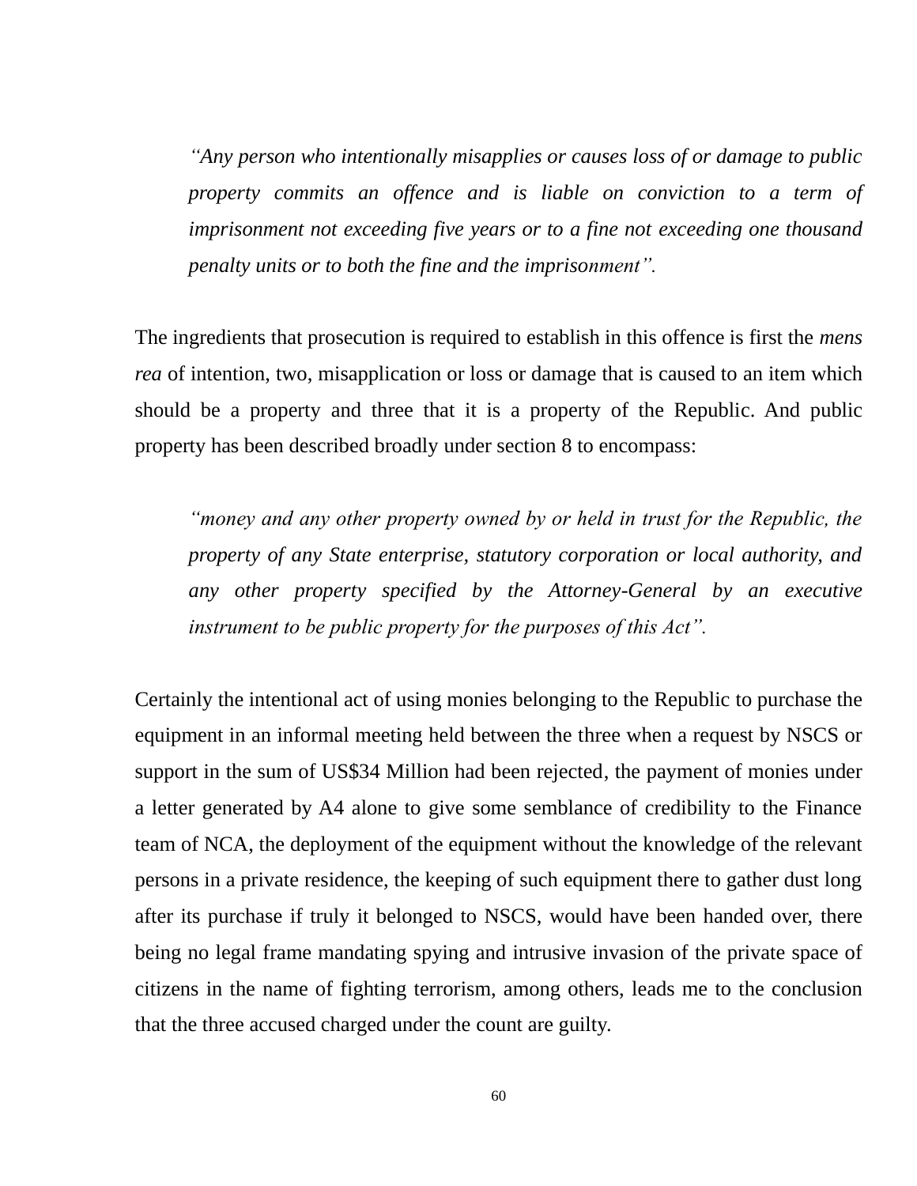> *"Any person who intentionally misapplies or causes loss of or damage to public property commits an offence and is liable on conviction to a term of imprisonment not exceeding five years or to a fine not exceeding one thousand penalty units or to both the fine and the imprisonment".*

The ingredients that prosecution is required to establish in this offence is first the *mens rea* of intention, two, misapplication or loss or damage that is caused to an item which should be a property and three that it is a property of the Republic. And public property has been described broadly under section 8 to encompass:

> *"money and any other property owned by or held in trust for the Republic, the property of any State enterprise, statutory corporation or local authority, and any other property specified by the Attorney-General by an executive instrument to be public property for the purposes of this Act".*

Certainly the intentional act of using monies belonging to the Republic to purchase the equipment in an informal meeting held between the three when a request by NSCS or support in the sum of US$34 Million had been rejected, the payment of monies under a letter generated by A4 alone to give some semblance of credibility to the Finance team of NCA, the deployment of the equipment without the knowledge of the relevant persons in a private residence, the keeping of such equipment there to gather dust long after its purchase if truly it belonged to NSCS, would have been handed over, there being no legal frame mandating spying and intrusive invasion of the private space of citizens in the name of fighting terrorism, among others, leads me to the conclusion that the three accused charged under the count are guilty.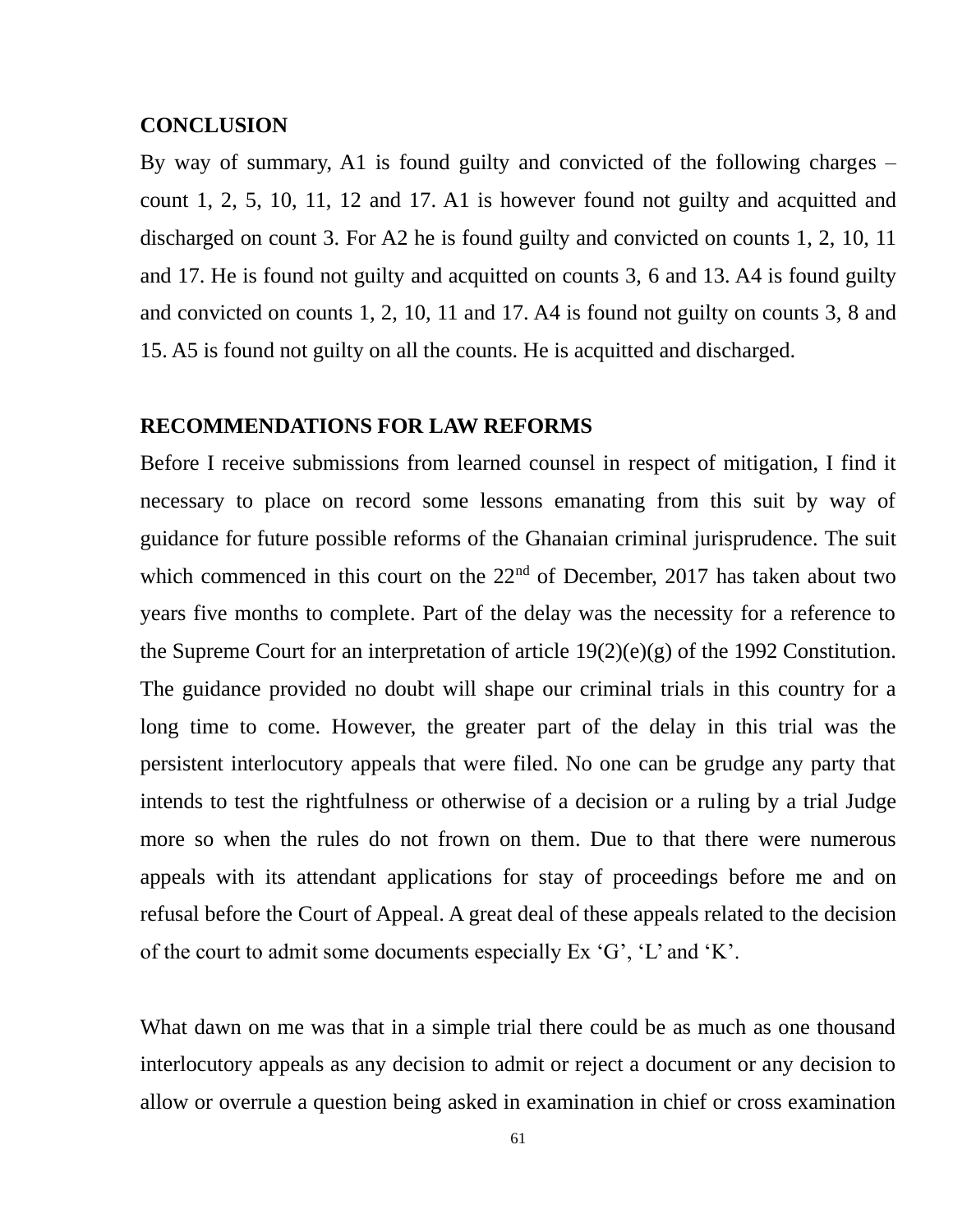**CONCLUSION**

By way of summary, A1 is found guilty and convicted of the following charges – count 1, 2, 5, 10, 11, 12 and 17. A1 is however found not guilty and acquitted and discharged on count 3. For A2 he is found guilty and convicted on counts 1, 2, 10, 11 and 17. He is found not guilty and acquitted on counts 3, 6 and 13. A4 is found guilty and convicted on counts 1, 2, 10, 11 and 17. A4 is found not guilty on counts 3, 8 and 15. A5 is found not guilty on all the counts. He is acquitted and discharged.

**RECOMMENDATIONS FOR LAW REFORMS**

Before I receive submissions from learned counsel in respect of mitigation, I find it necessary to place on record some lessons emanating from this suit by way of guidance for future possible reforms of the Ghanaian criminal jurisprudence. The suit which commenced in this court on the 22nd of December, 2017 has taken about two years five months to complete. Part of the delay was the necessity for a reference to the Supreme Court for an interpretation of article 19(2)(e)(g) of the 1992 Constitution. The guidance provided no doubt will shape our criminal trials in this country for a long time to come. However, the greater part of the delay in this trial was the persistent interlocutory appeals that were filed. No one can be grudge any party that intends to test the rightfulness or otherwise of a decision or a ruling by a trial Judge more so when the rules do not frown on them. Due to that there were numerous appeals with its attendant applications for stay of proceedings before me and on refusal before the Court of Appeal. A great deal of these appeals related to the decision of the court to admit some documents especially Ex 'G', 'L' and 'K'.

What dawn on me was that in a simple trial there could be as much as one thousand interlocutory appeals as any decision to admit or reject a document or any decision to allow or overrule a question being asked in examination in chief or cross examination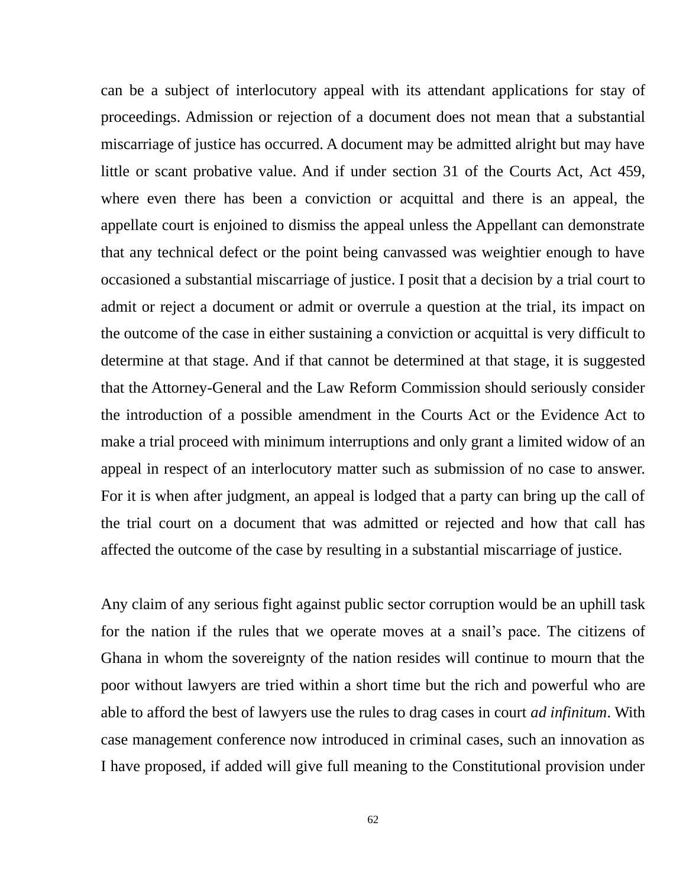can be a subject of interlocutory appeal with its attendant applications for stay of proceedings. Admission or rejection of a document does not mean that a substantial miscarriage of justice has occurred. A document may be admitted alright but may have little or scant probative value. And if under section 31 of the Courts Act, Act 459, where even there has been a conviction or acquittal and there is an appeal, the appellate court is enjoined to dismiss the appeal unless the Appellant can demonstrate that any technical defect or the point being canvassed was weightier enough to have occasioned a substantial miscarriage of justice. I posit that a decision by a trial court to admit or reject a document or admit or overrule a question at the trial, its impact on the outcome of the case in either sustaining a conviction or acquittal is very difficult to determine at that stage. And if that cannot be determined at that stage, it is suggested that the Attorney-General and the Law Reform Commission should seriously consider the introduction of a possible amendment in the Courts Act or the Evidence Act to make a trial proceed with minimum interruptions and only grant a limited widow of an appeal in respect of an interlocutory matter such as submission of no case to answer. For it is when after judgment, an appeal is lodged that a party can bring up the call of the trial court on a document that was admitted or rejected and how that call has affected the outcome of the case by resulting in a substantial miscarriage of justice.

Any claim of any serious fight against public sector corruption would be an uphill task for the nation if the rules that we operate moves at a snail's pace. The citizens of Ghana in whom the sovereignty of the nation resides will continue to mourn that the poor without lawyers are tried within a short time but the rich and powerful who are able to afford the best of lawyers use the rules to drag cases in court *ad infinitum*. With case management conference now introduced in criminal cases, such an innovation as I have proposed, if added will give full meaning to the Constitutional provision under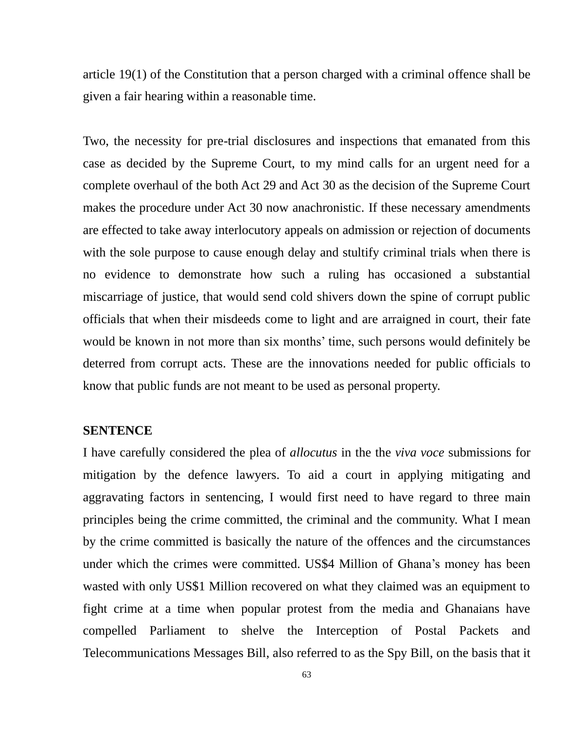article 19(1) of the Constitution that a person charged with a criminal offence shall be given a fair hearing within a reasonable time.

Two, the necessity for pre-trial disclosures and inspections that emanated from this case as decided by the Supreme Court, to my mind calls for an urgent need for a complete overhaul of the both Act 29 and Act 30 as the decision of the Supreme Court makes the procedure under Act 30 now anachronistic. If these necessary amendments are effected to take away interlocutory appeals on admission or rejection of documents with the sole purpose to cause enough delay and stultify criminal trials when there is no evidence to demonstrate how such a ruling has occasioned a substantial miscarriage of justice, that would send cold shivers down the spine of corrupt public officials that when their misdeeds come to light and are arraigned in court, their fate would be known in not more than six months' time, such persons would definitely be deterred from corrupt acts. These are the innovations needed for public officials to know that public funds are not meant to be used as personal property.

**SENTENCE**

I have carefully considered the plea of *allocutus* in the the *viva voce* submissions for mitigation by the defence lawyers. To aid a court in applying mitigating and aggravating factors in sentencing, I would first need to have regard to three main principles being the crime committed, the criminal and the community. What I mean by the crime committed is basically the nature of the offences and the circumstances under which the crimes were committed. US$4 Million of Ghana's money has been wasted with only US$1 Million recovered on what they claimed was an equipment to fight crime at a time when popular protest from the media and Ghanaians have compelled Parliament to shelve the Interception of Postal Packets and Telecommunications Messages Bill, also referred to as the Spy Bill, on the basis that it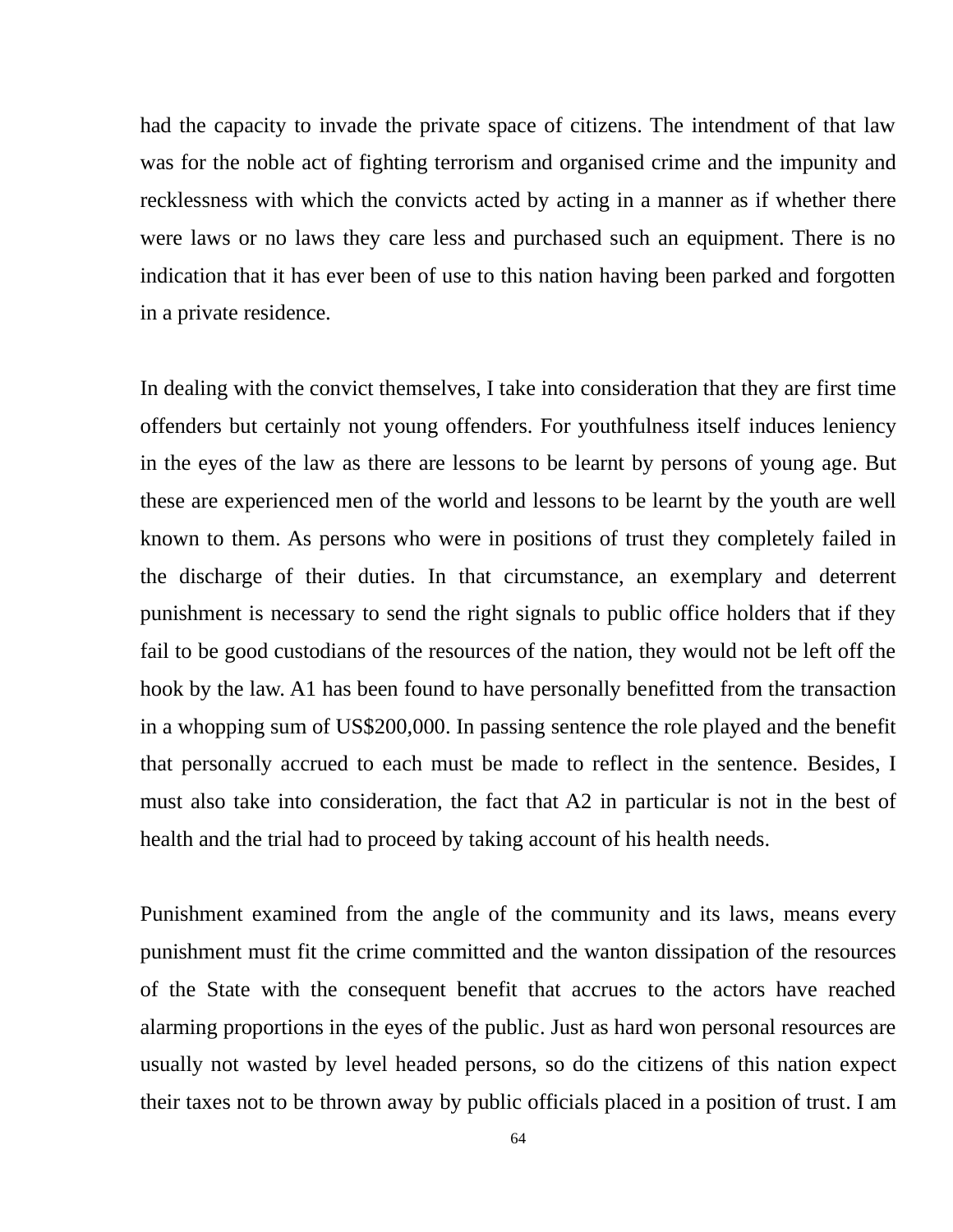had the capacity to invade the private space of citizens. The intendment of that law was for the noble act of fighting terrorism and organised crime and the impunity and recklessness with which the convicts acted by acting in a manner as if whether there were laws or no laws they care less and purchased such an equipment. There is no indication that it has ever been of use to this nation having been parked and forgotten in a private residence.

In dealing with the convict themselves, I take into consideration that they are first time offenders but certainly not young offenders. For youthfulness itself induces leniency in the eyes of the law as there are lessons to be learnt by persons of young age. But these are experienced men of the world and lessons to be learnt by the youth are well known to them. As persons who were in positions of trust they completely failed in the discharge of their duties. In that circumstance, an exemplary and deterrent punishment is necessary to send the right signals to public office holders that if they fail to be good custodians of the resources of the nation, they would not be left off the hook by the law. A1 has been found to have personally benefitted from the transaction in a whopping sum of US$200,000. In passing sentence the role played and the benefit that personally accrued to each must be made to reflect in the sentence. Besides, I must also take into consideration, the fact that A2 in particular is not in the best of health and the trial had to proceed by taking account of his health needs.

Punishment examined from the angle of the community and its laws, means every punishment must fit the crime committed and the wanton dissipation of the resources of the State with the consequent benefit that accrues to the actors have reached alarming proportions in the eyes of the public. Just as hard won personal resources are usually not wasted by level headed persons, so do the citizens of this nation expect their taxes not to be thrown away by public officials placed in a position of trust. I am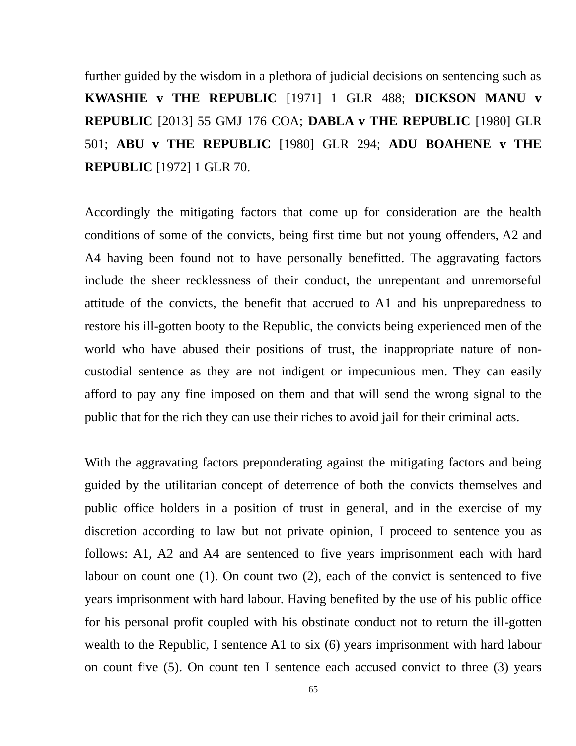further guided by the wisdom in a plethora of judicial decisions on sentencing such as **KWASHIE v THE REPUBLIC** [1971] 1 GLR 488; **DICKSON MANU v REPUBLIC** [2013] 55 GMJ 176 COA; **DABLA v THE REPUBLIC** [1980] GLR 501; **ABU v THE REPUBLIC** [1980] GLR 294; **ADU BOAHENE v THE REPUBLIC** [1972] 1 GLR 70.

Accordingly the mitigating factors that come up for consideration are the health conditions of some of the convicts, being first time but not young offenders, A2 and A4 having been found not to have personally benefitted. The aggravating factors include the sheer recklessness of their conduct, the unrepentant and unremorseful attitude of the convicts, the benefit that accrued to A1 and his unpreparedness to restore his ill-gotten booty to the Republic, the convicts being experienced men of the world who have abused their positions of trust, the inappropriate nature of non-custodial sentence as they are not indigent or impecunious men. They can easily afford to pay any fine imposed on them and that will send the wrong signal to the public that for the rich they can use their riches to avoid jail for their criminal acts.

With the aggravating factors preponderating against the mitigating factors and being guided by the utilitarian concept of deterrence of both the convicts themselves and public office holders in a position of trust in general, and in the exercise of my discretion according to law but not private opinion, I proceed to sentence you as follows: A1, A2 and A4 are sentenced to five years imprisonment each with hard labour on count one (1). On count two (2), each of the convict is sentenced to five years imprisonment with hard labour. Having benefited by the use of his public office for his personal profit coupled with his obstinate conduct not to return the ill-gotten wealth to the Republic, I sentence A1 to six (6) years imprisonment with hard labour on count five (5). On count ten I sentence each accused convict to three (3) years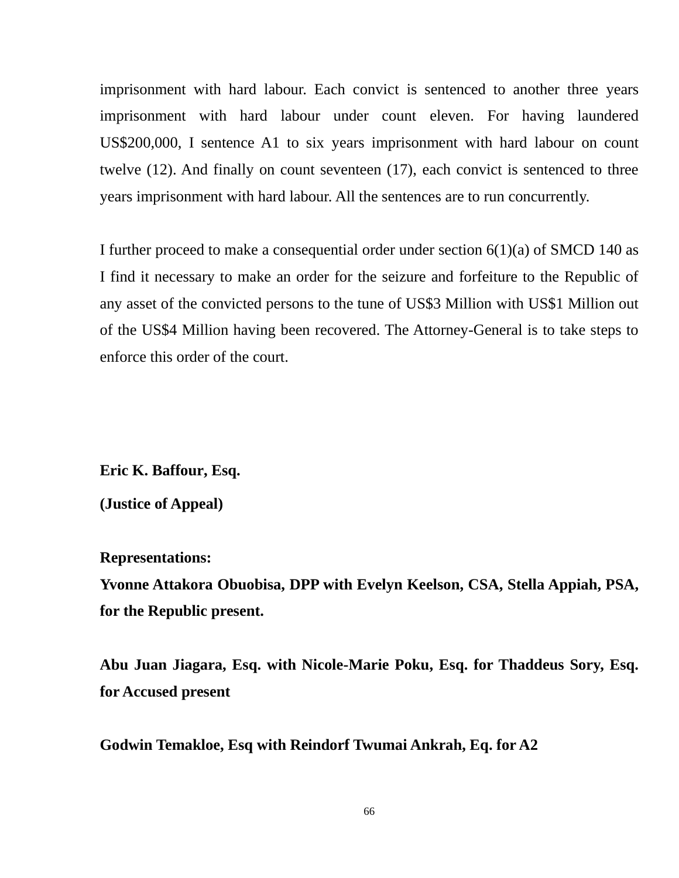imprisonment with hard labour. Each convict is sentenced to another three years imprisonment with hard labour under count eleven. For having laundered US$200,000, I sentence A1 to six years imprisonment with hard labour on count twelve (12). And finally on count seventeen (17), each convict is sentenced to three years imprisonment with hard labour. All the sentences are to run concurrently.

I further proceed to make a consequential order under section 6(1)(a) of SMCD 140 as I find it necessary to make an order for the seizure and forfeiture to the Republic of any asset of the convicted persons to the tune of US$3 Million with US$1 Million out of the US$4 Million having been recovered. The Attorney-General is to take steps to enforce this order of the court.

**Eric K. Baffour, Esq.**

**(Justice of Appeal)**

**Representations:**

**Yvonne Attakora Obuobisa, DPP with Evelyn Keelson, CSA, Stella Appiah, PSA, for the Republic present.**

**Abu Juan Jiagara, Esq. with Nicole-Marie Poku, Esq. for Thaddeus Sory, Esq. for Accused present**

**Godwin Temakloe, Esq with Reindorf Twumai Ankrah, Eq. for A2**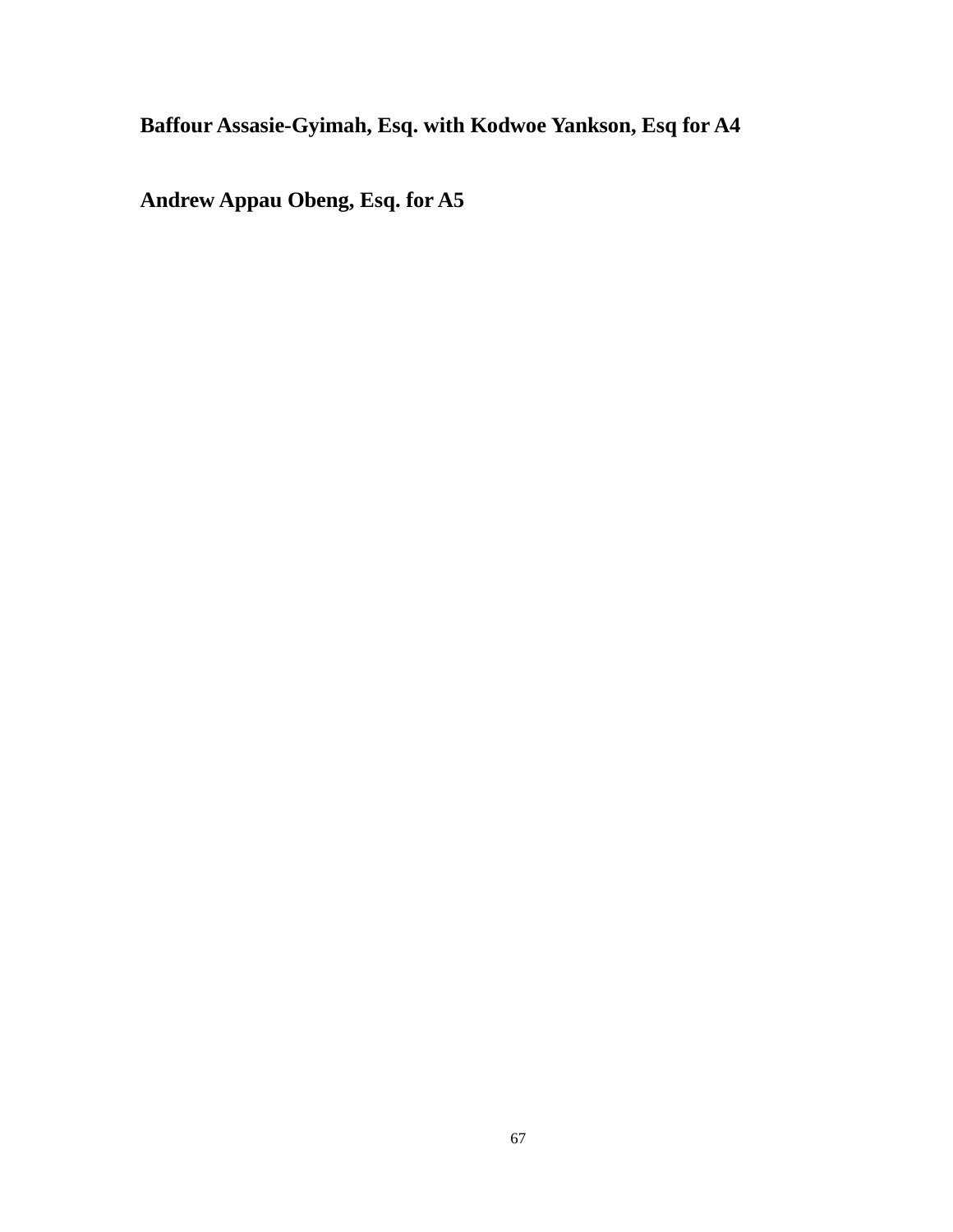**Baffour Assasie-Gyimah, Esq. with Kodwoe Yankson, Esq for A4**

**Andrew Appau Obeng, Esq. for A5**